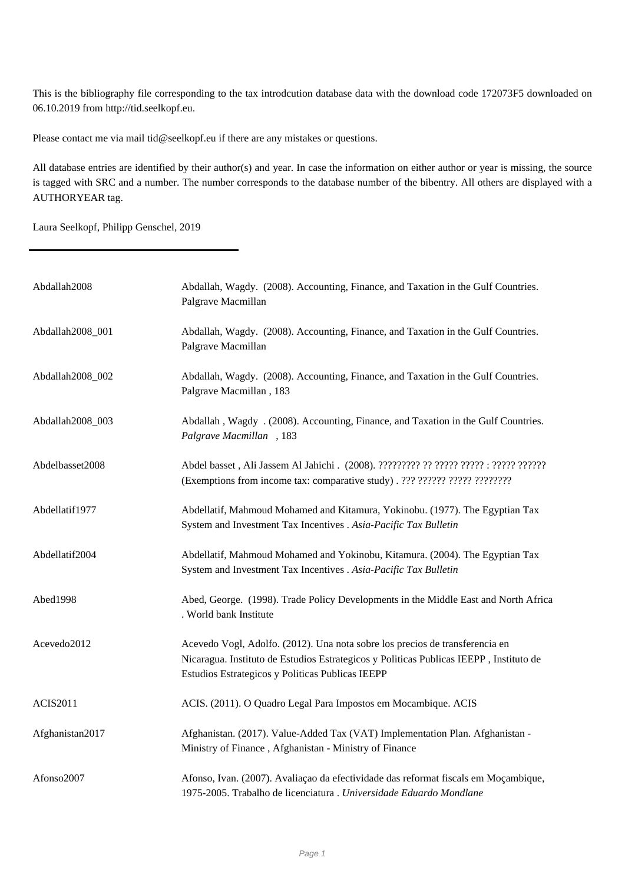This is the bibliography file corresponding to the tax introdcution database data with the download code 172073F5 downloaded on 06.10.2019 from http://tid.seelkopf.eu.

Please contact me via mail tid@seelkopf.eu if there are any mistakes or questions.

All database entries are identified by their author(s) and year. In case the information on either author or year is missing, the source is tagged with SRC and a number. The number corresponds to the database number of the bibentry. All others are displayed with a AUTHORYEAR tag.

Laura Seelkopf, Philipp Genschel, 2019

---

| | |
|---|---|
| Abdallah2008 | Abdallah, Wagdy. (2008). Accounting, Finance, and Taxation in the Gulf Countries. Palgrave Macmillan |
| Abdallah2008_001 | Abdallah, Wagdy. (2008). Accounting, Finance, and Taxation in the Gulf Countries. Palgrave Macmillan |
| Abdallah2008_002 | Abdallah, Wagdy. (2008). Accounting, Finance, and Taxation in the Gulf Countries. Palgrave Macmillan , 183 |
| Abdallah2008_003 | Abdallah , Wagdy . (2008). Accounting, Finance, and Taxation in the Gulf Countries. *Palgrave Macmillan* , 183 |
| Abdelbasset2008 | Abdel basset , Ali Jassem Al Jahichi . (2008). ????????? ?? ????? ????? : ????? ?????? (Exemptions from income tax: comparative study) . ??? ?????? ????? ???????? |
| Abdellatif1977 | Abdellatif, Mahmoud Mohamed and Kitamura, Yokinobu. (1977). The Egyptian Tax System and Investment Tax Incentives . *Asia-Pacific Tax Bulletin* |
| Abdellatif2004 | Abdellatif, Mahmoud Mohamed and Yokinobu, Kitamura. (2004). The Egyptian Tax System and Investment Tax Incentives . *Asia-Pacific Tax Bulletin* |
| Abed1998 | Abed, George. (1998). Trade Policy Developments in the Middle East and North Africa . World bank Institute |
| Acevedo2012 | Acevedo Vogl, Adolfo. (2012). Una nota sobre los precios de transferencia en Nicaragua. Instituto de Estudios Estrategicos y Politicas Publicas IEEPP , Instituto de Estudios Estrategicos y Politicas Publicas IEEPP |
| ACIS2011 | ACIS. (2011). O Quadro Legal Para Impostos em Mocambique. ACIS |
| Afghanistan2017 | Afghanistan. (2017). Value-Added Tax (VAT) Implementation Plan. Afghanistan - Ministry of Finance , Afghanistan - Ministry of Finance |
| Afonso2007 | Afonso, Ivan. (2007). Avaliaçao da efectividade das reformat fiscals em Moçambique, 1975-2005. Trabalho de licenciatura . *Universidade Eduardo Mondlane* |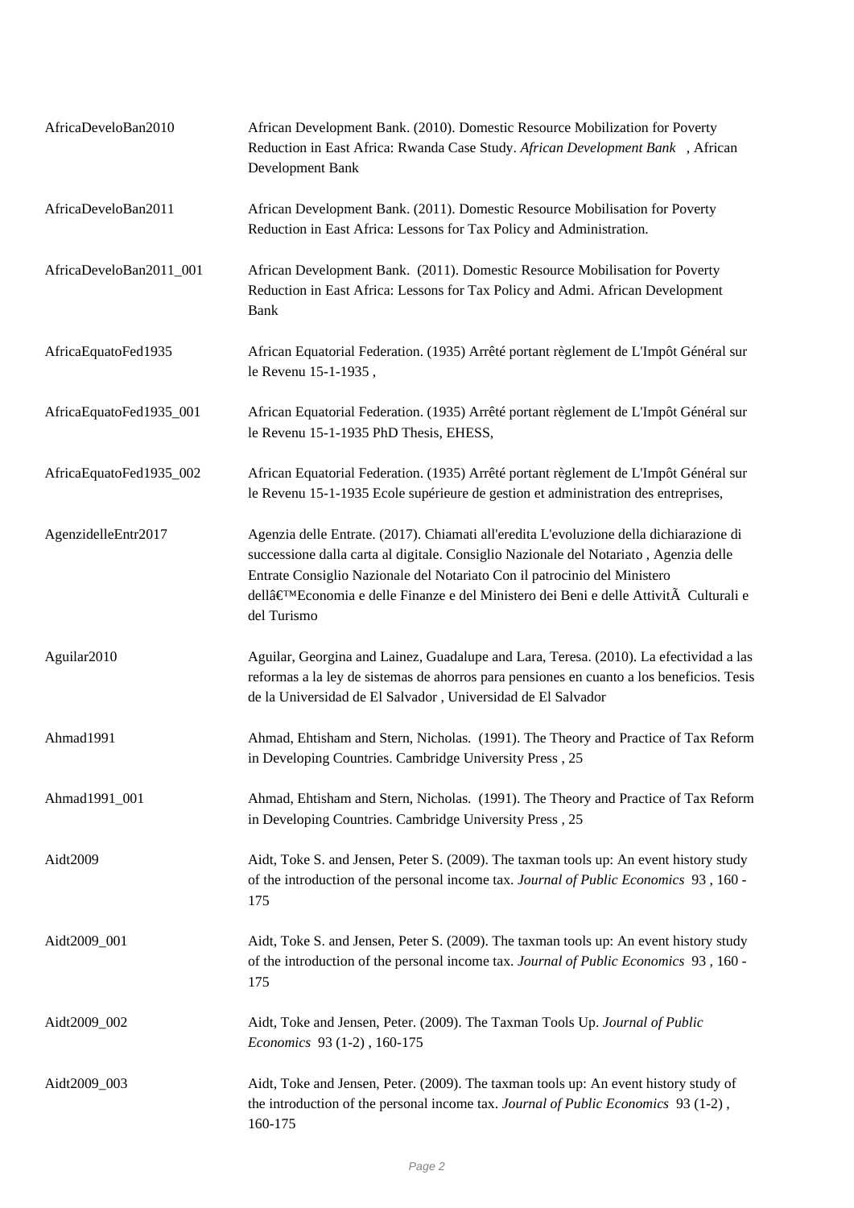| | |
|---|---|
| AfricaDeveloBan2010 | African Development Bank. (2010). Domestic Resource Mobilization for Poverty Reduction in East Africa: Rwanda Case Study. *African Development Bank* , African Development Bank |
| AfricaDeveloBan2011 | African Development Bank. (2011). Domestic Resource Mobilisation for Poverty Reduction in East Africa: Lessons for Tax Policy and Administration. |
| AfricaDeveloBan2011_001 | African Development Bank. (2011). Domestic Resource Mobilisation for Poverty Reduction in East Africa: Lessons for Tax Policy and Admi. African Development Bank |
| AfricaEquatoFed1935 | African Equatorial Federation. (1935) Arrêté portant règlement de L'Impôt Général sur le Revenu 15-1-1935 , |
| AfricaEquatoFed1935_001 | African Equatorial Federation. (1935) Arrêté portant règlement de L'Impôt Général sur le Revenu 15-1-1935 PhD Thesis, EHESS, |
| AfricaEquatoFed1935_002 | African Equatorial Federation. (1935) Arrêté portant règlement de L'Impôt Général sur le Revenu 15-1-1935 Ecole supérieure de gestion et administration des entreprises, |
| AgenzidelleEntr2017 | Agenzia delle Entrate. (2017). Chiamati all'eredita L'evoluzione della dichiarazione di successione dalla carta al digitale. Consiglio Nazionale del Notariato , Agenzia delle Entrate Consiglio Nazionale del Notariato Con il patrocinio del Ministero dellâ€™Economia e delle Finanze e del Ministero dei Beni e delle AttivitÃ  Culturali e del Turismo |
| Aguilar2010 | Aguilar, Georgina and Lainez, Guadalupe and Lara, Teresa. (2010). La efectividad a las reformas a la ley de sistemas de ahorros para pensiones en cuanto a los beneficios. Tesis de la Universidad de El Salvador , Universidad de El Salvador |
| Ahmad1991 | Ahmad, Ehtisham and Stern, Nicholas. (1991). The Theory and Practice of Tax Reform in Developing Countries. Cambridge University Press , 25 |
| Ahmad1991_001 | Ahmad, Ehtisham and Stern, Nicholas. (1991). The Theory and Practice of Tax Reform in Developing Countries. Cambridge University Press , 25 |
| Aidt2009 | Aidt, Toke S. and Jensen, Peter S. (2009). The taxman tools up: An event history study of the introduction of the personal income tax. *Journal of Public Economics* 93 , 160 - 175 |
| Aidt2009_001 | Aidt, Toke S. and Jensen, Peter S. (2009). The taxman tools up: An event history study of the introduction of the personal income tax. *Journal of Public Economics* 93 , 160 - 175 |
| Aidt2009_002 | Aidt, Toke and Jensen, Peter. (2009). The Taxman Tools Up. *Journal of Public Economics* 93 (1-2) , 160-175 |
| Aidt2009_003 | Aidt, Toke and Jensen, Peter. (2009). The taxman tools up: An event history study of the introduction of the personal income tax. *Journal of Public Economics* 93 (1-2) , 160-175 |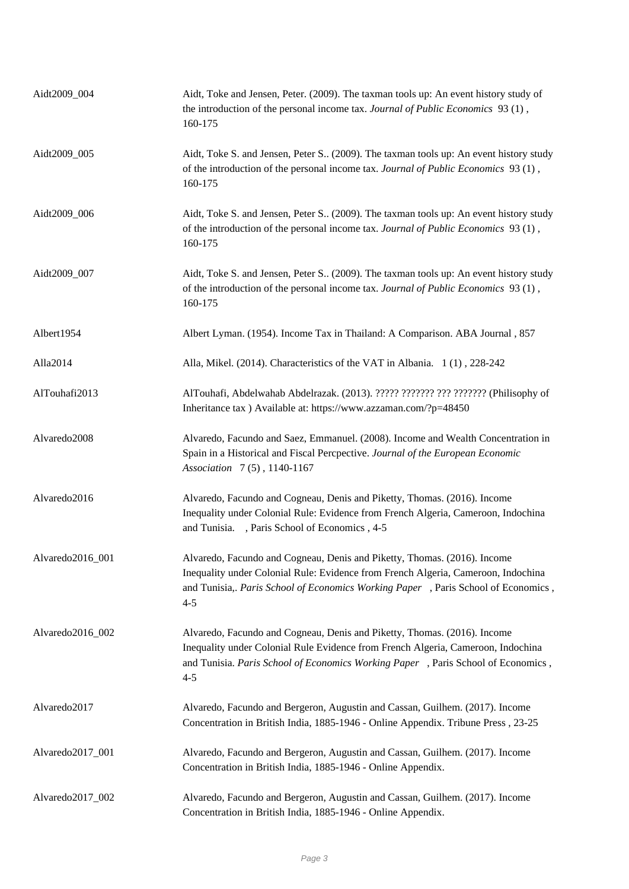| | |
|---|---|
| Aidt2009_004 | Aidt, Toke and Jensen, Peter. (2009). The taxman tools up: An event history study of the introduction of the personal income tax. *Journal of Public Economics* 93 (1) , 160-175 |
| Aidt2009_005 | Aidt, Toke S. and Jensen, Peter S.. (2009). The taxman tools up: An event history study of the introduction of the personal income tax. *Journal of Public Economics* 93 (1) , 160-175 |
| Aidt2009_006 | Aidt, Toke S. and Jensen, Peter S.. (2009). The taxman tools up: An event history study of the introduction of the personal income tax. *Journal of Public Economics* 93 (1) , 160-175 |
| Aidt2009_007 | Aidt, Toke S. and Jensen, Peter S.. (2009). The taxman tools up: An event history study of the introduction of the personal income tax. *Journal of Public Economics* 93 (1) , 160-175 |
| Albert1954 | Albert Lyman. (1954). Income Tax in Thailand: A Comparison. ABA Journal , 857 |
| Alla2014 | Alla, Mikel. (2014). Characteristics of the VAT in Albania. 1 (1) , 228-242 |
| AlTouhafi2013 | AlTouhafi, Abdelwahab Abdelrazak. (2013). ????? ??????? ??? ??????? (Philisophy of Inheritance tax ) Available at: https://www.azzaman.com/?p=48450 |
| Alvaredo2008 | Alvaredo, Facundo and Saez, Emmanuel. (2008). Income and Wealth Concentration in Spain in a Historical and Fiscal Percpective. *Journal of the European Economic Association* 7 (5) , 1140-1167 |
| Alvaredo2016 | Alvaredo, Facundo and Cogneau, Denis and Piketty, Thomas. (2016). Income Inequality under Colonial Rule: Evidence from French Algeria, Cameroon, Indochina and Tunisia. , Paris School of Economics , 4-5 |
| Alvaredo2016_001 | Alvaredo, Facundo and Cogneau, Denis and Piketty, Thomas. (2016). Income Inequality under Colonial Rule: Evidence from French Algeria, Cameroon, Indochina and Tunisia,. *Paris School of Economics Working Paper* , Paris School of Economics , 4-5 |
| Alvaredo2016_002 | Alvaredo, Facundo and Cogneau, Denis and Piketty, Thomas. (2016). Income Inequality under Colonial Rule Evidence from French Algeria, Cameroon, Indochina and Tunisia. *Paris School of Economics Working Paper* , Paris School of Economics , 4-5 |
| Alvaredo2017 | Alvaredo, Facundo and Bergeron, Augustin and Cassan, Guilhem. (2017). Income Concentration in British India, 1885-1946 - Online Appendix. Tribune Press , 23-25 |
| Alvaredo2017_001 | Alvaredo, Facundo and Bergeron, Augustin and Cassan, Guilhem. (2017). Income Concentration in British India, 1885-1946 - Online Appendix. |
| Alvaredo2017_002 | Alvaredo, Facundo and Bergeron, Augustin and Cassan, Guilhem. (2017). Income Concentration in British India, 1885-1946 - Online Appendix. |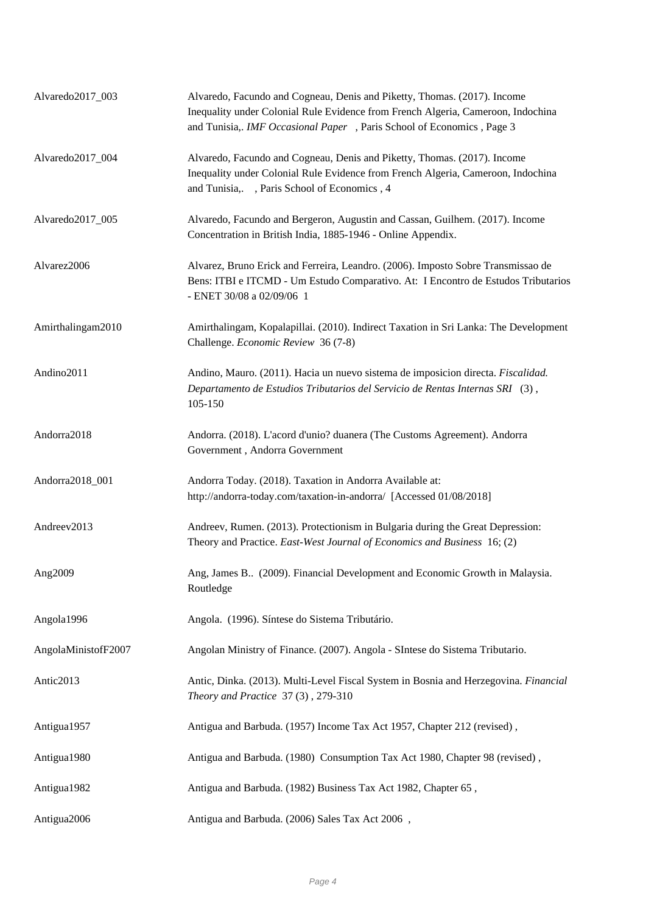| | |
|---|---|
| Alvaredo2017_003 | Alvaredo, Facundo and Cogneau, Denis and Piketty, Thomas. (2017). Income Inequality under Colonial Rule Evidence from French Algeria, Cameroon, Indochina and Tunisia,. *IMF Occasional Paper* , Paris School of Economics , Page 3 |
| Alvaredo2017_004 | Alvaredo, Facundo and Cogneau, Denis and Piketty, Thomas. (2017). Income Inequality under Colonial Rule Evidence from French Algeria, Cameroon, Indochina and Tunisia,. , Paris School of Economics , 4 |
| Alvaredo2017_005 | Alvaredo, Facundo and Bergeron, Augustin and Cassan, Guilhem. (2017). Income Concentration in British India, 1885-1946 - Online Appendix. |
| Alvarez2006 | Alvarez, Bruno Erick and Ferreira, Leandro. (2006). Imposto Sobre Transmissao de Bens: ITBI e ITCMD - Um Estudo Comparativo. At: I Encontro de Estudos Tributarios - ENET 30/08 a 02/09/06 1 |
| Amirthalingam2010 | Amirthalingam, Kopalapillai. (2010). Indirect Taxation in Sri Lanka: The Development Challenge. *Economic Review* 36 (7-8) |
| Andino2011 | Andino, Mauro. (2011). Hacia un nuevo sistema de imposicion directa. *Fiscalidad. Departamento de Estudios Tributarios del Servicio de Rentas Internas SRI* (3) , 105-150 |
| Andorra2018 | Andorra. (2018). L'acord d'unio? duanera (The Customs Agreement). Andorra Government , Andorra Government |
| Andorra2018_001 | Andorra Today. (2018). Taxation in Andorra Available at: http://andorra-today.com/taxation-in-andorra/ [Accessed 01/08/2018] |
| Andreev2013 | Andreev, Rumen. (2013). Protectionism in Bulgaria during the Great Depression: Theory and Practice. *East-West Journal of Economics and Business* 16; (2) |
| Ang2009 | Ang, James B.. (2009). Financial Development and Economic Growth in Malaysia. Routledge |
| Angola1996 | Angola. (1996). Síntese do Sistema Tributário. |
| AngolaMinistofF2007 | Angolan Ministry of Finance. (2007). Angola - SIntese do Sistema Tributario. |
| Antic2013 | Antic, Dinka. (2013). Multi-Level Fiscal System in Bosnia and Herzegovina. *Financial Theory and Practice* 37 (3) , 279-310 |
| Antigua1957 | Antigua and Barbuda. (1957) Income Tax Act 1957, Chapter 212 (revised) , |
| Antigua1980 | Antigua and Barbuda. (1980) Consumption Tax Act 1980, Chapter 98 (revised) , |
| Antigua1982 | Antigua and Barbuda. (1982) Business Tax Act 1982, Chapter 65 , |
| Antigua2006 | Antigua and Barbuda. (2006) Sales Tax Act 2006 , |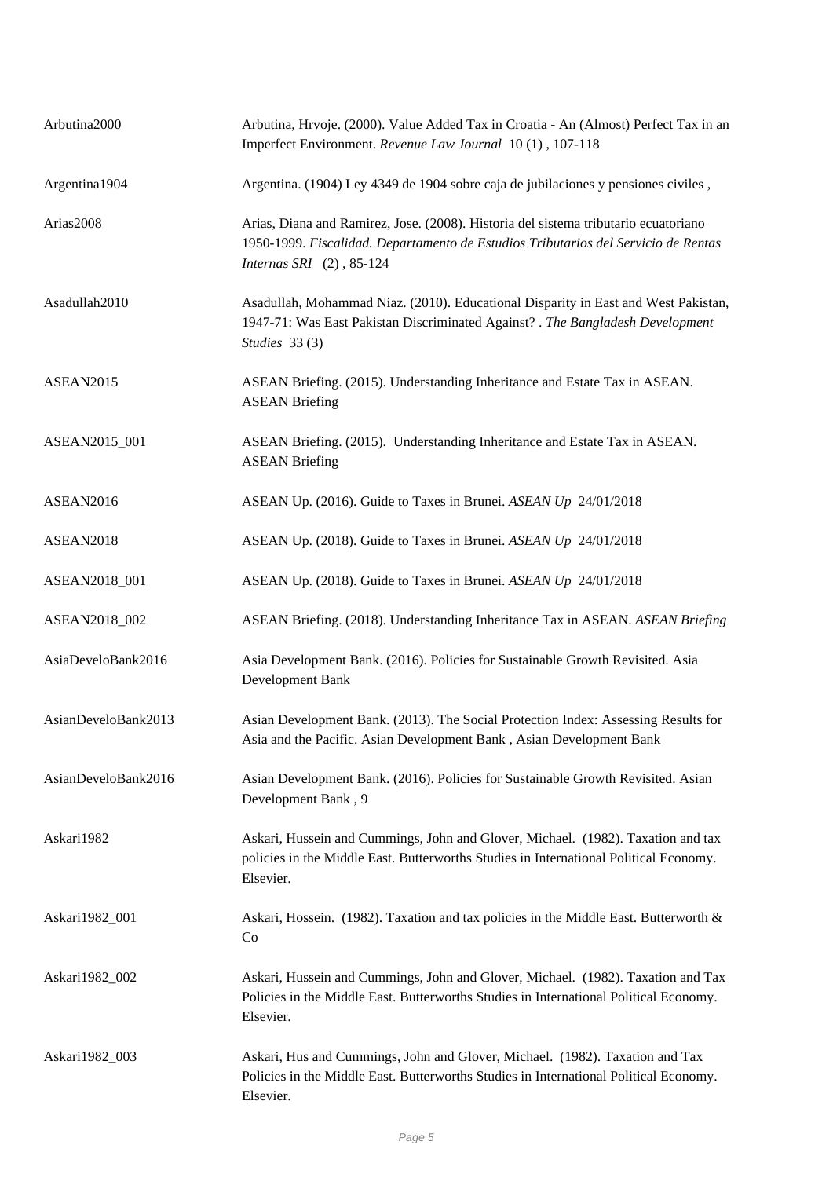| | |
|---|---|
| Arbutina2000 | Arbutina, Hrvoje. (2000). Value Added Tax in Croatia - An (Almost) Perfect Tax in an Imperfect Environment. *Revenue Law Journal* 10 (1) , 107-118 |
| Argentina1904 | Argentina. (1904) Ley 4349 de 1904 sobre caja de jubilaciones y pensiones civiles , |
| Arias2008 | Arias, Diana and Ramirez, Jose. (2008). Historia del sistema tributario ecuatoriano 1950-1999. *Fiscalidad. Departamento de Estudios Tributarios del Servicio de Rentas Internas SRI* (2) , 85-124 |
| Asadullah2010 | Asadullah, Mohammad Niaz. (2010). Educational Disparity in East and West Pakistan, 1947-71: Was East Pakistan Discriminated Against? . *The Bangladesh Development Studies* 33 (3) |
| ASEAN2015 | ASEAN Briefing. (2015). Understanding Inheritance and Estate Tax in ASEAN. ASEAN Briefing |
| ASEAN2015_001 | ASEAN Briefing. (2015). Understanding Inheritance and Estate Tax in ASEAN. ASEAN Briefing |
| ASEAN2016 | ASEAN Up. (2016). Guide to Taxes in Brunei. *ASEAN Up* 24/01/2018 |
| ASEAN2018 | ASEAN Up. (2018). Guide to Taxes in Brunei. *ASEAN Up* 24/01/2018 |
| ASEAN2018_001 | ASEAN Up. (2018). Guide to Taxes in Brunei. *ASEAN Up* 24/01/2018 |
| ASEAN2018_002 | ASEAN Briefing. (2018). Understanding Inheritance Tax in ASEAN. *ASEAN Briefing* |
| AsiaDeveloBank2016 | Asia Development Bank. (2016). Policies for Sustainable Growth Revisited. Asia Development Bank |
| AsianDeveloBank2013 | Asian Development Bank. (2013). The Social Protection Index: Assessing Results for Asia and the Pacific. Asian Development Bank , Asian Development Bank |
| AsianDeveloBank2016 | Asian Development Bank. (2016). Policies for Sustainable Growth Revisited. Asian Development Bank , 9 |
| Askari1982 | Askari, Hussein and Cummings, John and Glover, Michael. (1982). Taxation and tax policies in the Middle East. Butterworths Studies in International Political Economy. Elsevier. |
| Askari1982_001 | Askari, Hossein. (1982). Taxation and tax policies in the Middle East. Butterworth & Co |
| Askari1982_002 | Askari, Hussein and Cummings, John and Glover, Michael. (1982). Taxation and Tax Policies in the Middle East. Butterworths Studies in International Political Economy. Elsevier. |
| Askari1982_003 | Askari, Hus and Cummings, John and Glover, Michael. (1982). Taxation and Tax Policies in the Middle East. Butterworths Studies in International Political Economy. Elsevier. |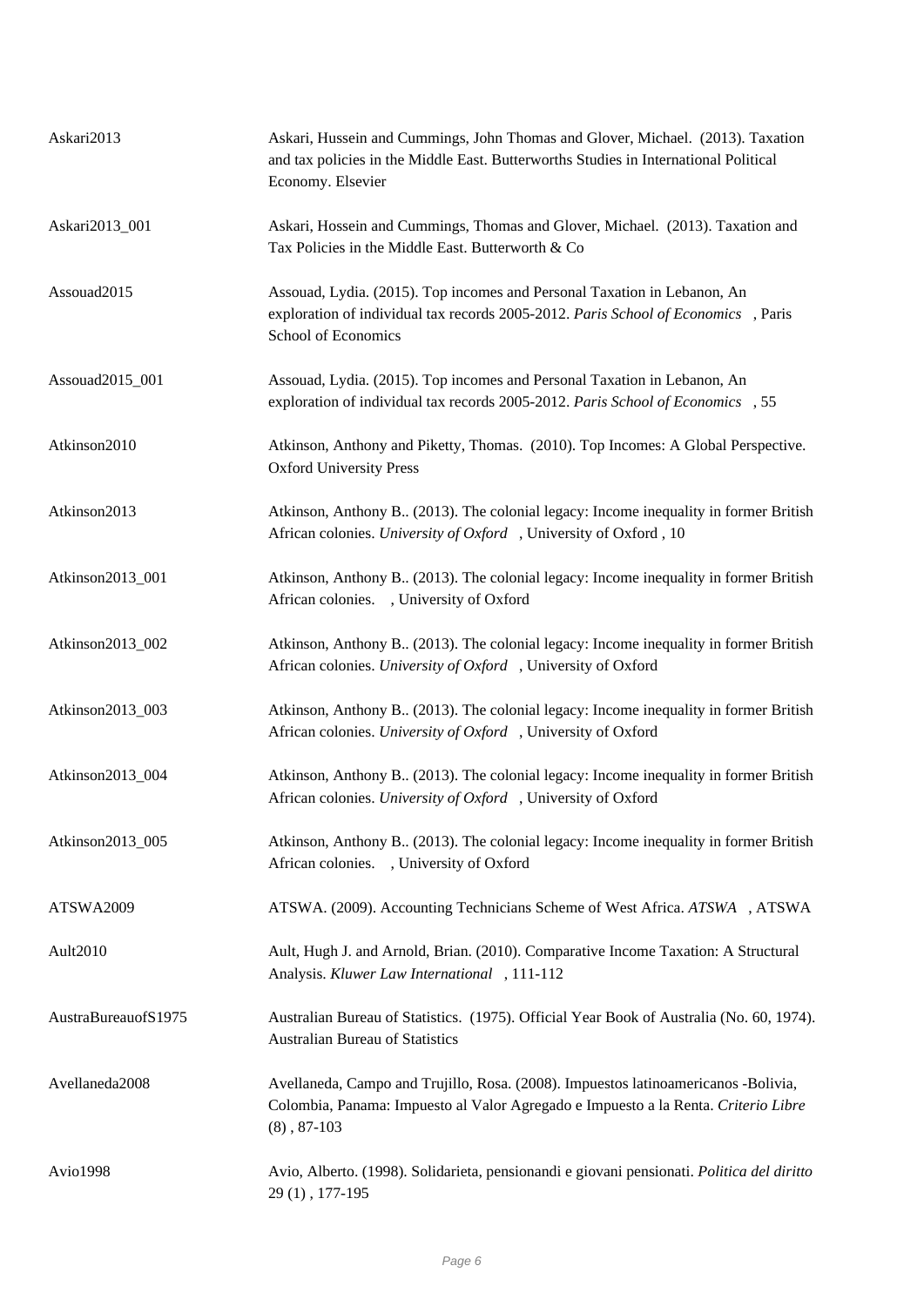| | |
|---|---|
| Askari2013 | Askari, Hussein and Cummings, John Thomas and Glover, Michael. (2013). Taxation and tax policies in the Middle East. Butterworths Studies in International Political Economy. Elsevier |
| Askari2013_001 | Askari, Hossein and Cummings, Thomas and Glover, Michael. (2013). Taxation and Tax Policies in the Middle East. Butterworth & Co |
| Assouad2015 | Assouad, Lydia. (2015). Top incomes and Personal Taxation in Lebanon, An exploration of individual tax records 2005-2012. *Paris School of Economics* , Paris School of Economics |
| Assouad2015_001 | Assouad, Lydia. (2015). Top incomes and Personal Taxation in Lebanon, An exploration of individual tax records 2005-2012. *Paris School of Economics* , 55 |
| Atkinson2010 | Atkinson, Anthony and Piketty, Thomas. (2010). Top Incomes: A Global Perspective. Oxford University Press |
| Atkinson2013 | Atkinson, Anthony B.. (2013). The colonial legacy: Income inequality in former British African colonies. *University of Oxford* , University of Oxford , 10 |
| Atkinson2013_001 | Atkinson, Anthony B.. (2013). The colonial legacy: Income inequality in former British African colonies. , University of Oxford |
| Atkinson2013_002 | Atkinson, Anthony B.. (2013). The colonial legacy: Income inequality in former British African colonies. *University of Oxford* , University of Oxford |
| Atkinson2013_003 | Atkinson, Anthony B.. (2013). The colonial legacy: Income inequality in former British African colonies. *University of Oxford* , University of Oxford |
| Atkinson2013_004 | Atkinson, Anthony B.. (2013). The colonial legacy: Income inequality in former British African colonies. *University of Oxford* , University of Oxford |
| Atkinson2013_005 | Atkinson, Anthony B.. (2013). The colonial legacy: Income inequality in former British African colonies. , University of Oxford |
| ATSWA2009 | ATSWA. (2009). Accounting Technicians Scheme of West Africa. *ATSWA* , ATSWA |
| Ault2010 | Ault, Hugh J. and Arnold, Brian. (2010). Comparative Income Taxation: A Structural Analysis. *Kluwer Law International* , 111-112 |
| AustraBureauofS1975 | Australian Bureau of Statistics. (1975). Official Year Book of Australia (No. 60, 1974). Australian Bureau of Statistics |
| Avellaneda2008 | Avellaneda, Campo and Trujillo, Rosa. (2008). Impuestos latinoamericanos -Bolivia, Colombia, Panama: Impuesto al Valor Agregado e Impuesto a la Renta. *Criterio Libre* (8) , 87-103 |
| Avio1998 | Avio, Alberto. (1998). Solidarieta, pensionandi e giovani pensionati. *Politica del diritto* 29 (1) , 177-195 |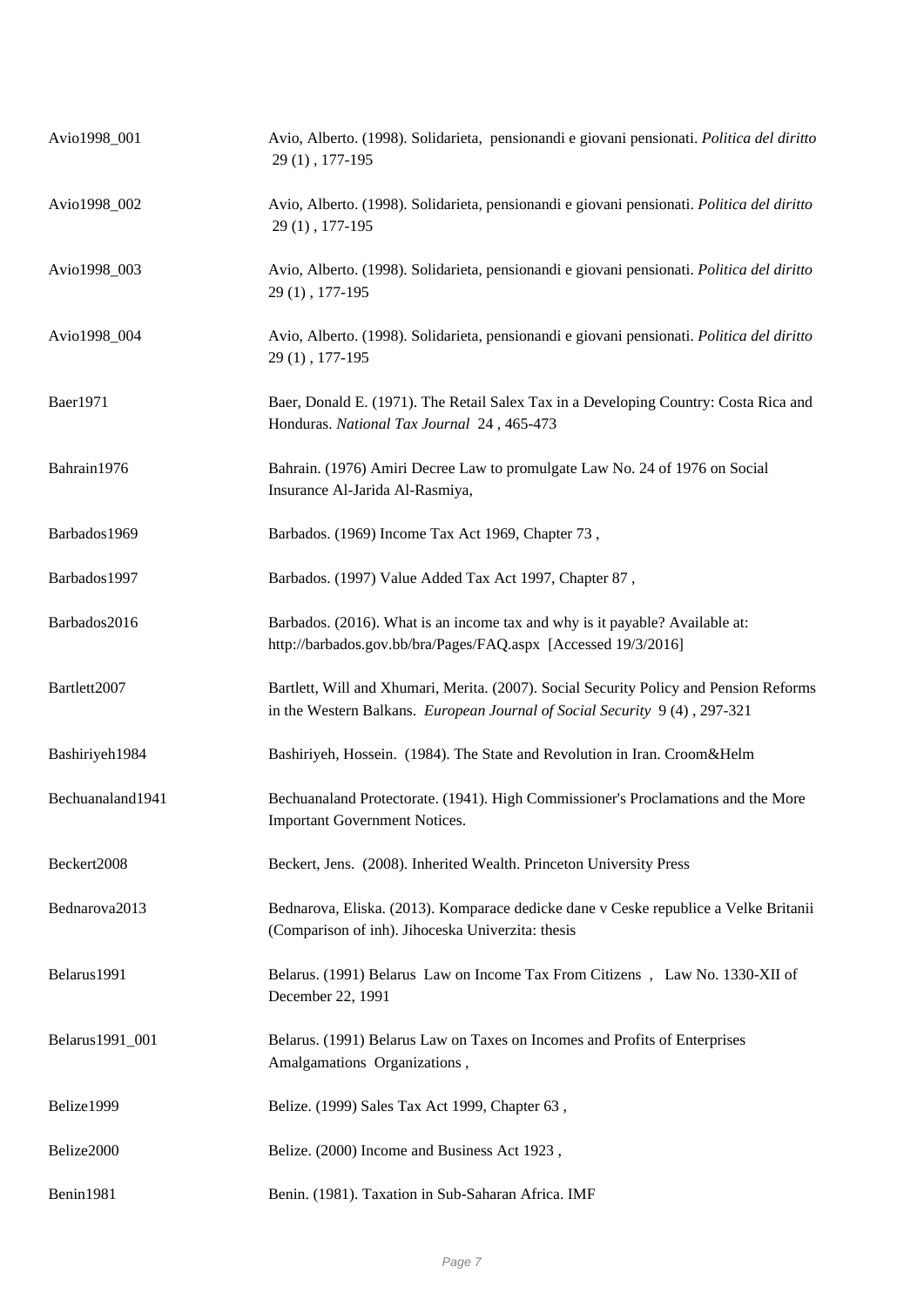| | |
|---|---|
| Avio1998_001 | Avio, Alberto. (1998). Solidarieta,  pensionandi e giovani pensionati. *Politica del diritto* 29 (1) , 177-195 |
| Avio1998_002 | Avio, Alberto. (1998). Solidarieta, pensionandi e giovani pensionati. *Politica del diritto* 29 (1) , 177-195 |
| Avio1998_003 | Avio, Alberto. (1998). Solidarieta, pensionandi e giovani pensionati. *Politica del diritto* 29 (1) , 177-195 |
| Avio1998_004 | Avio, Alberto. (1998). Solidarieta, pensionandi e giovani pensionati. *Politica del diritto* 29 (1) , 177-195 |
| Baer1971 | Baer, Donald E. (1971). The Retail Salex Tax in a Developing Country: Costa Rica and Honduras. *National Tax Journal* 24 , 465-473 |
| Bahrain1976 | Bahrain. (1976) Amiri Decree Law to promulgate Law No. 24 of 1976 on Social Insurance Al-Jarida Al-Rasmiya, |
| Barbados1969 | Barbados. (1969) Income Tax Act 1969, Chapter 73 , |
| Barbados1997 | Barbados. (1997) Value Added Tax Act 1997, Chapter 87 , |
| Barbados2016 | Barbados. (2016). What is an income tax and why is it payable? Available at: http://barbados.gov.bb/bra/Pages/FAQ.aspx [Accessed 19/3/2016] |
| Bartlett2007 | Bartlett, Will and Xhumari, Merita. (2007). Social Security Policy and Pension Reforms in the Western Balkans. *European Journal of Social Security* 9 (4) , 297-321 |
| Bashiriyeh1984 | Bashiriyeh, Hossein. (1984). The State and Revolution in Iran. Croom&Helm |
| Bechuanaland1941 | Bechuanaland Protectorate. (1941). High Commissioner's Proclamations and the More Important Government Notices. |
| Beckert2008 | Beckert, Jens. (2008). Inherited Wealth. Princeton University Press |
| Bednarova2013 | Bednarova, Eliska. (2013). Komparace dedicke dane v Ceske republice a Velke Britanii (Comparison of inh). Jihoceska Univerzita: thesis |
| Belarus1991 | Belarus. (1991) Belarus  Law on Income Tax From Citizens ,   Law No. 1330-XII of December 22, 1991 |
| Belarus1991_001 | Belarus. (1991) Belarus Law on Taxes on Incomes and Profits of Enterprises Amalgamations  Organizations , |
| Belize1999 | Belize. (1999) Sales Tax Act 1999, Chapter 63 , |
| Belize2000 | Belize. (2000) Income and Business Act 1923 , |
| Benin1981 | Benin. (1981). Taxation in Sub-Saharan Africa. IMF |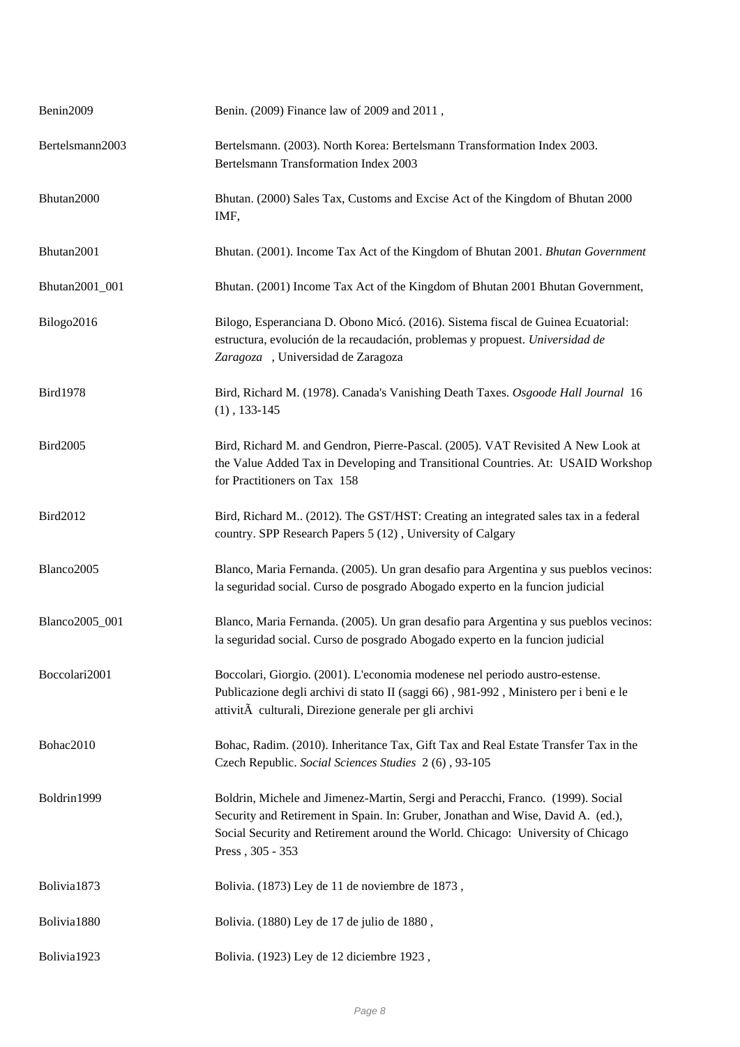| | |
|---|---|
| Benin2009 | Benin. (2009) Finance law of 2009 and 2011 , |
| Bertelsmann2003 | Bertelsmann. (2003). North Korea: Bertelsmann Transformation Index 2003. Bertelsmann Transformation Index 2003 |
| Bhutan2000 | Bhutan. (2000) Sales Tax, Customs and Excise Act of the Kingdom of Bhutan 2000 IMF, |
| Bhutan2001 | Bhutan. (2001). Income Tax Act of the Kingdom of Bhutan 2001. *Bhutan Government* |
| Bhutan2001_001 | Bhutan. (2001) Income Tax Act of the Kingdom of Bhutan 2001 Bhutan Government, |
| Bilogo2016 | Bilogo, Esperanciana D. Obono Micó. (2016). Sistema fiscal de Guinea Ecuatorial: estructura, evolución de la recaudación, problemas y propuest. *Universidad de Zaragoza* , Universidad de Zaragoza |
| Bird1978 | Bird, Richard M. (1978). Canada's Vanishing Death Taxes. *Osgoode Hall Journal* 16 (1) , 133-145 |
| Bird2005 | Bird, Richard M. and Gendron, Pierre-Pascal. (2005). VAT Revisited A New Look at the Value Added Tax in Developing and Transitional Countries. At: USAID Workshop for Practitioners on Tax 158 |
| Bird2012 | Bird, Richard M.. (2012). The GST/HST: Creating an integrated sales tax in a federal country. SPP Research Papers 5 (12) , University of Calgary |
| Blanco2005 | Blanco, Maria Fernanda. (2005). Un gran desafio para Argentina y sus pueblos vecinos: la seguridad social. Curso de posgrado Abogado experto en la funcion judicial |
| Blanco2005_001 | Blanco, Maria Fernanda. (2005). Un gran desafio para Argentina y sus pueblos vecinos: la seguridad social. Curso de posgrado Abogado experto en la funcion judicial |
| Boccolari2001 | Boccolari, Giorgio. (2001). L'economia modenese nel periodo austro-estense. Publicazione degli archivi di stato II (saggi 66) , 981-992 , Ministero per i beni e le attivitÃ  culturali, Direzione generale per gli archivi |
| Bohac2010 | Bohac, Radim. (2010). Inheritance Tax, Gift Tax and Real Estate Transfer Tax in the Czech Republic. *Social Sciences Studies* 2 (6) , 93-105 |
| Boldrin1999 | Boldrin, Michele and Jimenez-Martin, Sergi and Peracchi, Franco. (1999). Social Security and Retirement in Spain. In: Gruber, Jonathan and Wise, David A. (ed.), Social Security and Retirement around the World. Chicago: University of Chicago Press , 305 - 353 |
| Bolivia1873 | Bolivia. (1873) Ley de 11 de noviembre de 1873 , |
| Bolivia1880 | Bolivia. (1880) Ley de 17 de julio de 1880 , |
| Bolivia1923 | Bolivia. (1923) Ley de 12 diciembre 1923 , |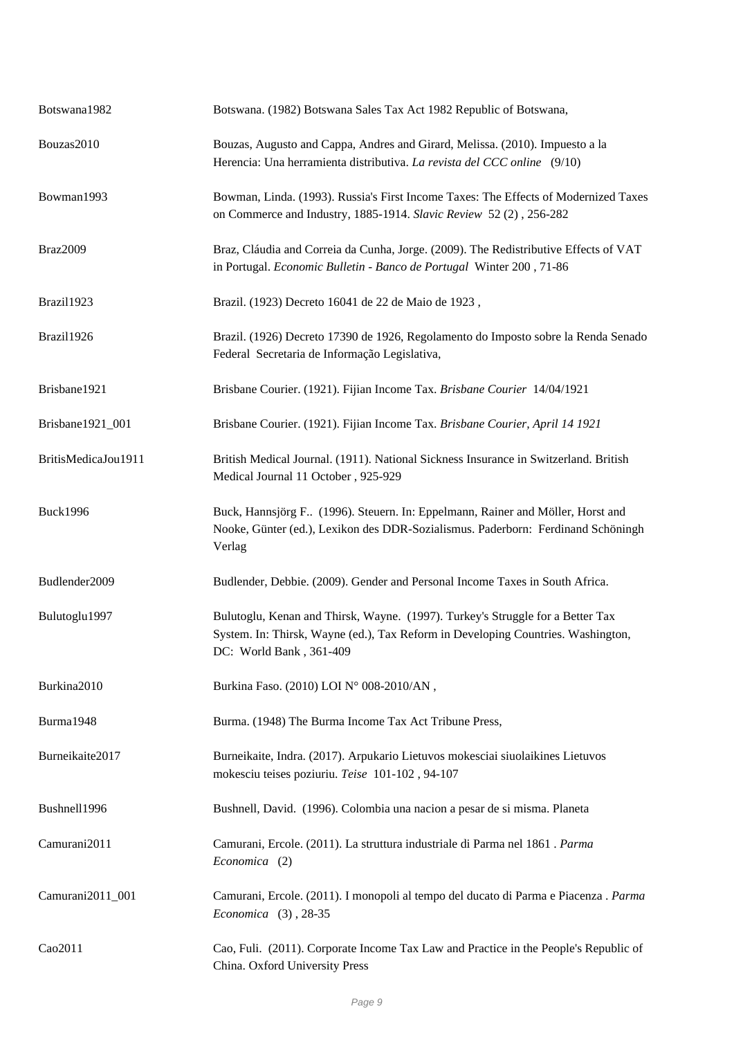| | |
|---|---|
| Botswana1982 | Botswana. (1982) Botswana Sales Tax Act 1982 Republic of Botswana, |
| Bouzas2010 | Bouzas, Augusto and Cappa, Andres and Girard, Melissa. (2010). Impuesto a la Herencia: Una herramienta distributiva. *La revista del CCC online* (9/10) |
| Bowman1993 | Bowman, Linda. (1993). Russia's First Income Taxes: The Effects of Modernized Taxes on Commerce and Industry, 1885-1914. *Slavic Review* 52 (2) , 256-282 |
| Braz2009 | Braz, Cláudia and Correia da Cunha, Jorge. (2009). The Redistributive Effects of VAT in Portugal. *Economic Bulletin - Banco de Portugal* Winter 200 , 71-86 |
| Brazil1923 | Brazil. (1923) Decreto 16041 de 22 de Maio de 1923 , |
| Brazil1926 | Brazil. (1926) Decreto 17390 de 1926, Regolamento do Imposto sobre la Renda Senado Federal Secretaria de Informação Legislativa, |
| Brisbane1921 | Brisbane Courier. (1921). Fijian Income Tax. *Brisbane Courier* 14/04/1921 |
| Brisbane1921_001 | Brisbane Courier. (1921). Fijian Income Tax. *Brisbane Courier, April 14 1921* |
| BritisMedicaJou1911 | British Medical Journal. (1911). National Sickness Insurance in Switzerland. British Medical Journal 11 October , 925-929 |
| Buck1996 | Buck, Hannsjörg F.. (1996). Steuern. In: Eppelmann, Rainer and Möller, Horst and Nooke, Günter (ed.), Lexikon des DDR-Sozialismus. Paderborn: Ferdinand Schöningh Verlag |
| Budlender2009 | Budlender, Debbie. (2009). Gender and Personal Income Taxes in South Africa. |
| Bulutoglu1997 | Bulutoglu, Kenan and Thirsk, Wayne. (1997). Turkey's Struggle for a Better Tax System. In: Thirsk, Wayne (ed.), Tax Reform in Developing Countries. Washington, DC: World Bank , 361-409 |
| Burkina2010 | Burkina Faso. (2010) LOI N° 008-2010/AN , |
| Burma1948 | Burma. (1948) The Burma Income Tax Act Tribune Press, |
| Burneikaite2017 | Burneikaite, Indra. (2017). Arpukario Lietuvos mokesciai siuolaikines Lietuvos mokesciu teises poziuriu. *Teise* 101-102 , 94-107 |
| Bushnell1996 | Bushnell, David. (1996). Colombia una nacion a pesar de si misma. Planeta |
| Camurani2011 | Camurani, Ercole. (2011). La struttura industriale di Parma nel 1861 . *Parma Economica* (2) |
| Camurani2011_001 | Camurani, Ercole. (2011). I monopoli al tempo del ducato di Parma e Piacenza . *Parma Economica* (3) , 28-35 |
| Cao2011 | Cao, Fuli. (2011). Corporate Income Tax Law and Practice in the People's Republic of China. Oxford University Press |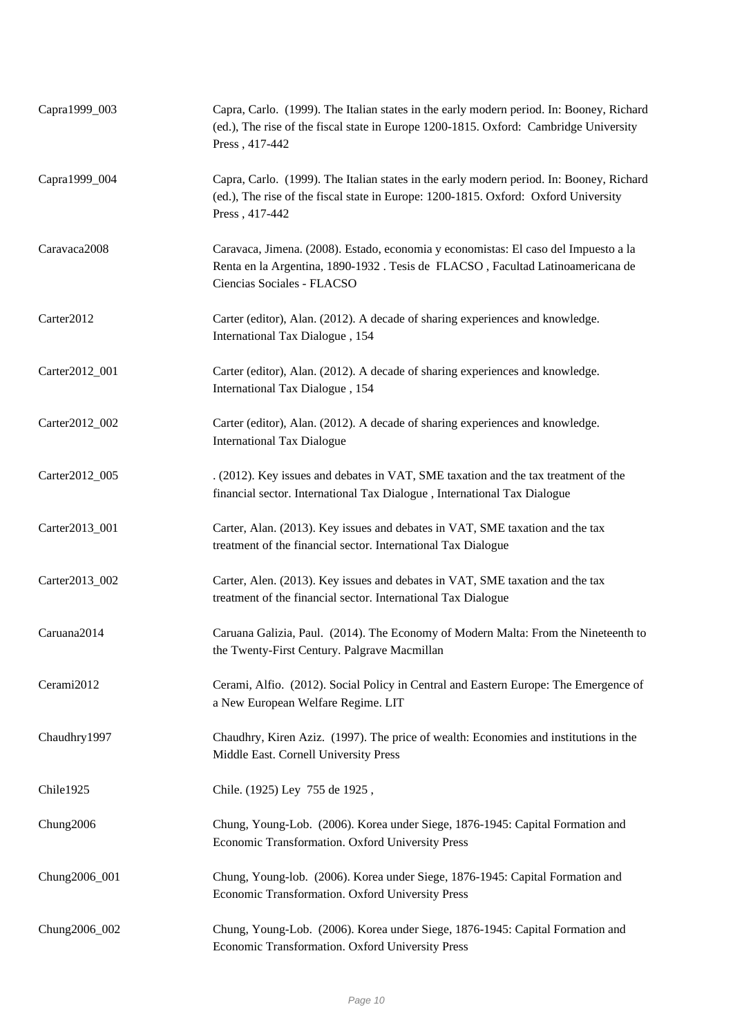| | |
|---|---|
| Capra1999_003 | Capra, Carlo. (1999). The Italian states in the early modern period. In: Booney, Richard (ed.), The rise of the fiscal state in Europe 1200-1815. Oxford: Cambridge University Press , 417-442 |
| Capra1999_004 | Capra, Carlo. (1999). The Italian states in the early modern period. In: Booney, Richard (ed.), The rise of the fiscal state in Europe: 1200-1815. Oxford: Oxford University Press , 417-442 |
| Caravaca2008 | Caravaca, Jimena. (2008). Estado, economia y economistas: El caso del Impuesto a la Renta en la Argentina, 1890-1932 . Tesis de FLACSO , Facultad Latinoamericana de Ciencias Sociales - FLACSO |
| Carter2012 | Carter (editor), Alan. (2012). A decade of sharing experiences and knowledge. International Tax Dialogue , 154 |
| Carter2012_001 | Carter (editor), Alan. (2012). A decade of sharing experiences and knowledge. International Tax Dialogue , 154 |
| Carter2012_002 | Carter (editor), Alan. (2012). A decade of sharing experiences and knowledge. International Tax Dialogue |
| Carter2012_005 | . (2012). Key issues and debates in VAT, SME taxation and the tax treatment of the financial sector. International Tax Dialogue , International Tax Dialogue |
| Carter2013_001 | Carter, Alan. (2013). Key issues and debates in VAT, SME taxation and the tax treatment of the financial sector. International Tax Dialogue |
| Carter2013_002 | Carter, Alen. (2013). Key issues and debates in VAT, SME taxation and the tax treatment of the financial sector. International Tax Dialogue |
| Caruana2014 | Caruana Galizia, Paul. (2014). The Economy of Modern Malta: From the Nineteenth to the Twenty-First Century. Palgrave Macmillan |
| Cerami2012 | Cerami, Alfio. (2012). Social Policy in Central and Eastern Europe: The Emergence of a New European Welfare Regime. LIT |
| Chaudhry1997 | Chaudhry, Kiren Aziz. (1997). The price of wealth: Economies and institutions in the Middle East. Cornell University Press |
| Chile1925 | Chile. (1925) Ley 755 de 1925 , |
| Chung2006 | Chung, Young-Lob. (2006). Korea under Siege, 1876-1945: Capital Formation and Economic Transformation. Oxford University Press |
| Chung2006_001 | Chung, Young-lob. (2006). Korea under Siege, 1876-1945: Capital Formation and Economic Transformation. Oxford University Press |
| Chung2006_002 | Chung, Young-Lob. (2006). Korea under Siege, 1876-1945: Capital Formation and Economic Transformation. Oxford University Press |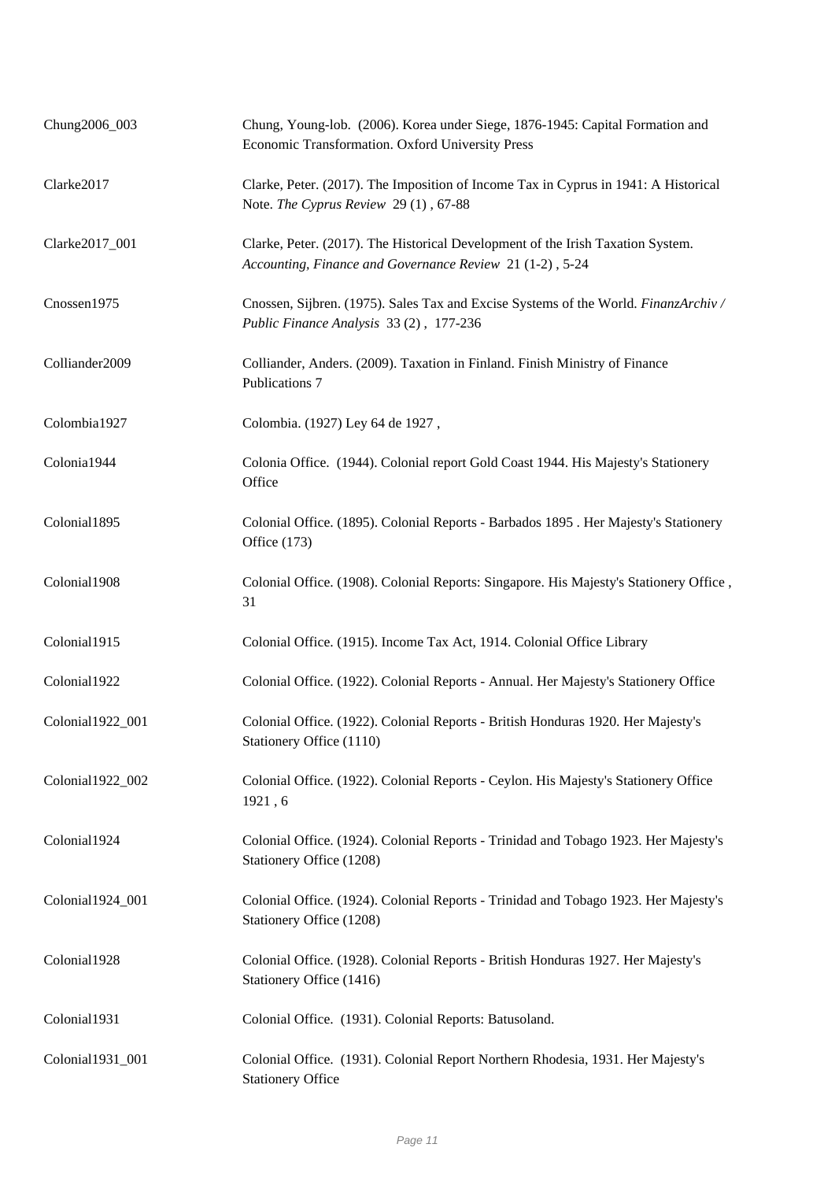| | |
|---|---|
| Chung2006_003 | Chung, Young-lob. (2006). Korea under Siege, 1876-1945: Capital Formation and Economic Transformation. Oxford University Press |
| Clarke2017 | Clarke, Peter. (2017). The Imposition of Income Tax in Cyprus in 1941: A Historical Note. *The Cyprus Review* 29 (1) , 67-88 |
| Clarke2017_001 | Clarke, Peter. (2017). The Historical Development of the Irish Taxation System. *Accounting, Finance and Governance Review* 21 (1-2) , 5-24 |
| Cnossen1975 | Cnossen, Sijbren. (1975). Sales Tax and Excise Systems of the World. *FinanzArchiv / Public Finance Analysis* 33 (2) , 177-236 |
| Colliander2009 | Colliander, Anders. (2009). Taxation in Finland. Finish Ministry of Finance Publications 7 |
| Colombia1927 | Colombia. (1927) Ley 64 de 1927 , |
| Colonia1944 | Colonia Office. (1944). Colonial report Gold Coast 1944. His Majesty's Stationery Office |
| Colonial1895 | Colonial Office. (1895). Colonial Reports - Barbados 1895 . Her Majesty's Stationery Office (173) |
| Colonial1908 | Colonial Office. (1908). Colonial Reports: Singapore. His Majesty's Stationery Office , 31 |
| Colonial1915 | Colonial Office. (1915). Income Tax Act, 1914. Colonial Office Library |
| Colonial1922 | Colonial Office. (1922). Colonial Reports - Annual. Her Majesty's Stationery Office |
| Colonial1922_001 | Colonial Office. (1922). Colonial Reports - British Honduras 1920. Her Majesty's Stationery Office (1110) |
| Colonial1922_002 | Colonial Office. (1922). Colonial Reports - Ceylon. His Majesty's Stationery Office 1921 , 6 |
| Colonial1924 | Colonial Office. (1924). Colonial Reports - Trinidad and Tobago 1923. Her Majesty's Stationery Office (1208) |
| Colonial1924_001 | Colonial Office. (1924). Colonial Reports - Trinidad and Tobago 1923. Her Majesty's Stationery Office (1208) |
| Colonial1928 | Colonial Office. (1928). Colonial Reports - British Honduras 1927. Her Majesty's Stationery Office (1416) |
| Colonial1931 | Colonial Office. (1931). Colonial Reports: Batusoland. |
| Colonial1931_001 | Colonial Office. (1931). Colonial Report Northern Rhodesia, 1931. Her Majesty's Stationery Office |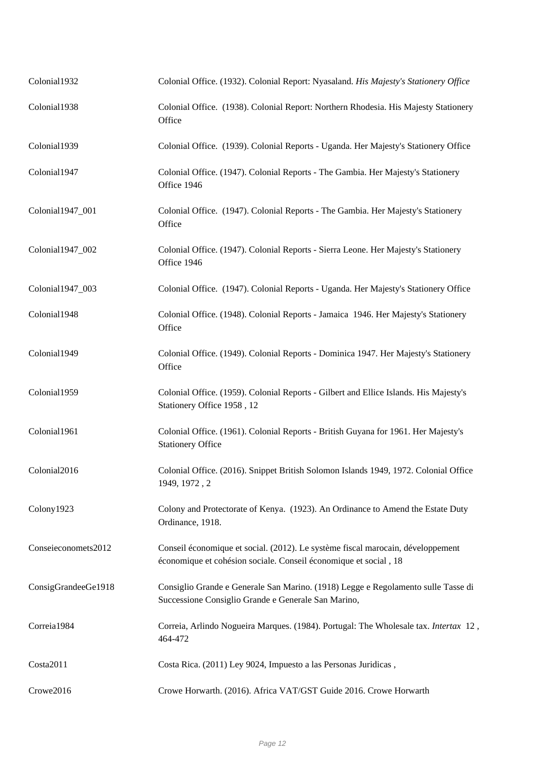| | |
|---|---|
| Colonial1932 | Colonial Office. (1932). Colonial Report: Nyasaland. *His Majesty's Stationery Office* |
| Colonial1938 | Colonial Office.  (1938). Colonial Report: Northern Rhodesia. His Majesty Stationery Office |
| Colonial1939 | Colonial Office.  (1939). Colonial Reports - Uganda. Her Majesty's Stationery Office |
| Colonial1947 | Colonial Office. (1947). Colonial Reports - The Gambia. Her Majesty's Stationery Office 1946 |
| Colonial1947_001 | Colonial Office.  (1947). Colonial Reports - The Gambia. Her Majesty's Stationery Office |
| Colonial1947_002 | Colonial Office. (1947). Colonial Reports - Sierra Leone. Her Majesty's Stationery Office 1946 |
| Colonial1947_003 | Colonial Office.  (1947). Colonial Reports - Uganda. Her Majesty's Stationery Office |
| Colonial1948 | Colonial Office. (1948). Colonial Reports - Jamaica  1946. Her Majesty's Stationery Office |
| Colonial1949 | Colonial Office. (1949). Colonial Reports - Dominica 1947. Her Majesty's Stationery Office |
| Colonial1959 | Colonial Office. (1959). Colonial Reports - Gilbert and Ellice Islands. His Majesty's Stationery Office 1958 , 12 |
| Colonial1961 | Colonial Office. (1961). Colonial Reports - British Guyana for 1961. Her Majesty's Stationery Office |
| Colonial2016 | Colonial Office. (2016). Snippet British Solomon Islands 1949, 1972. Colonial Office 1949, 1972 , 2 |
| Colony1923 | Colony and Protectorate of Kenya.  (1923). An Ordinance to Amend the Estate Duty Ordinance, 1918. |
| Conseieconomets2012 | Conseil économique et social. (2012). Le système fiscal marocain, développement économique et cohésion sociale. Conseil économique et social , 18 |
| ConsigGrandeeGe1918 | Consiglio Grande e Generale San Marino. (1918) Legge e Regolamento sulle Tasse di Successione Consiglio Grande e Generale San Marino, |
| Correia1984 | Correia, Arlindo Nogueira Marques. (1984). Portugal: The Wholesale tax. *Intertax* 12 , 464-472 |
| Costa2011 | Costa Rica. (2011) Ley 9024, Impuesto a las Personas Juridicas , |
| Crowe2016 | Crowe Horwarth. (2016). Africa VAT/GST Guide 2016. Crowe Horwarth |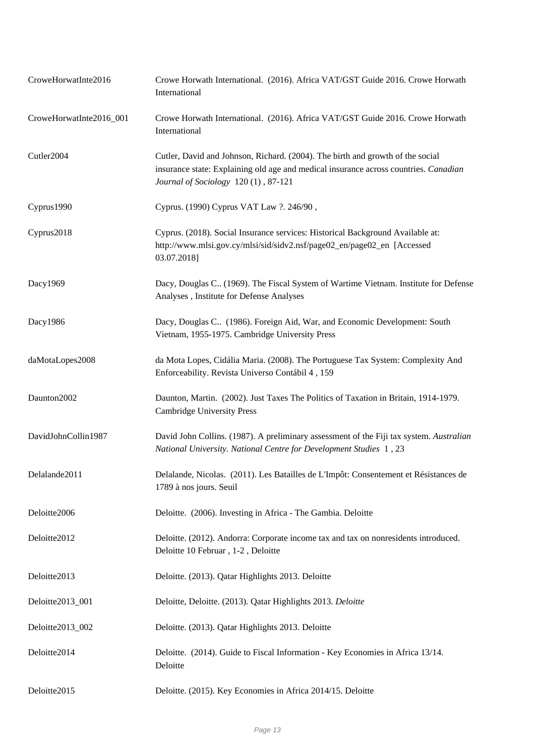| | |
|---|---|
| CroweHorwatInte2016 | Crowe Horwath International. (2016). Africa VAT/GST Guide 2016. Crowe Horwath International |
| CroweHorwatInte2016_001 | Crowe Horwath International. (2016). Africa VAT/GST Guide 2016. Crowe Horwath International |
| Cutler2004 | Cutler, David and Johnson, Richard. (2004). The birth and growth of the social insurance state: Explaining old age and medical insurance across countries. *Canadian Journal of Sociology* 120 (1) , 87-121 |
| Cyprus1990 | Cyprus. (1990) Cyprus VAT Law ?. 246/90 , |
| Cyprus2018 | Cyprus. (2018). Social Insurance services: Historical Background Available at: http://www.mlsi.gov.cy/mlsi/sid/sidv2.nsf/page02_en/page02_en [Accessed 03.07.2018] |
| Dacy1969 | Dacy, Douglas C.. (1969). The Fiscal System of Wartime Vietnam. Institute for Defense Analyses , Institute for Defense Analyses |
| Dacy1986 | Dacy, Douglas C.. (1986). Foreign Aid, War, and Economic Development: South Vietnam, 1955-1975. Cambridge University Press |
| daMotaLopes2008 | da Mota Lopes, Cidália Maria. (2008). The Portuguese Tax System: Complexity And Enforceability. Revista Universo Contábil 4 , 159 |
| Daunton2002 | Daunton, Martin. (2002). Just Taxes The Politics of Taxation in Britain, 1914-1979. Cambridge University Press |
| DavidJohnCollin1987 | David John Collins. (1987). A preliminary assessment of the Fiji tax system. *Australian National University. National Centre for Development Studies* 1 , 23 |
| Delalande2011 | Delalande, Nicolas. (2011). Les Batailles de L'Impôt: Consentement et Résistances de 1789 à nos jours. Seuil |
| Deloitte2006 | Deloitte. (2006). Investing in Africa - The Gambia. Deloitte |
| Deloitte2012 | Deloitte. (2012). Andorra: Corporate income tax and tax on nonresidents introduced. Deloitte 10 Februar , 1-2 , Deloitte |
| Deloitte2013 | Deloitte. (2013). Qatar Highlights 2013. Deloitte |
| Deloitte2013_001 | Deloitte, Deloitte. (2013). Qatar Highlights 2013. *Deloitte* |
| Deloitte2013_002 | Deloitte. (2013). Qatar Highlights 2013. Deloitte |
| Deloitte2014 | Deloitte. (2014). Guide to Fiscal Information - Key Economies in Africa 13/14. Deloitte |
| Deloitte2015 | Deloitte. (2015). Key Economies in Africa 2014/15. Deloitte |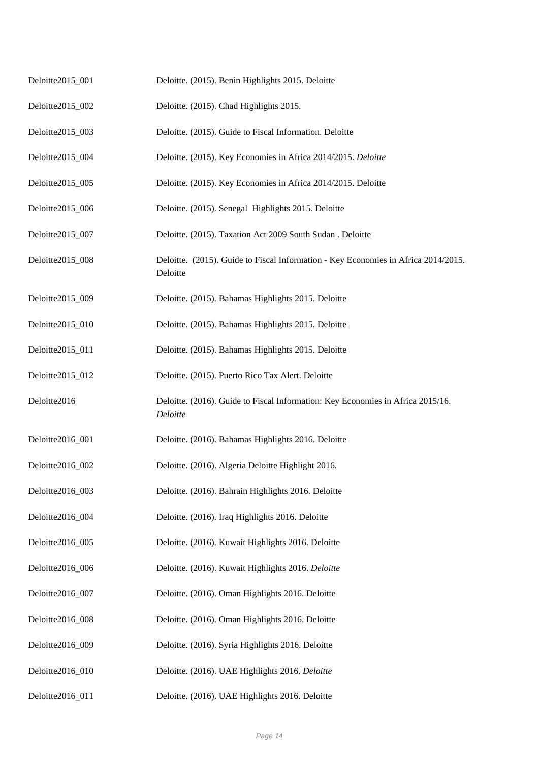| | |
|---|---|
| Deloitte2015_001 | Deloitte. (2015). Benin Highlights 2015. Deloitte |
| Deloitte2015_002 | Deloitte. (2015). Chad Highlights 2015. |
| Deloitte2015_003 | Deloitte. (2015). Guide to Fiscal Information. Deloitte |
| Deloitte2015_004 | Deloitte. (2015). Key Economies in Africa 2014/2015. *Deloitte* |
| Deloitte2015_005 | Deloitte. (2015). Key Economies in Africa 2014/2015. Deloitte |
| Deloitte2015_006 | Deloitte. (2015). Senegal Highlights 2015. Deloitte |
| Deloitte2015_007 | Deloitte. (2015). Taxation Act 2009 South Sudan . Deloitte |
| Deloitte2015_008 | Deloitte. (2015). Guide to Fiscal Information - Key Economies in Africa 2014/2015. Deloitte |
| Deloitte2015_009 | Deloitte. (2015). Bahamas Highlights 2015. Deloitte |
| Deloitte2015_010 | Deloitte. (2015). Bahamas Highlights 2015. Deloitte |
| Deloitte2015_011 | Deloitte. (2015). Bahamas Highlights 2015. Deloitte |
| Deloitte2015_012 | Deloitte. (2015). Puerto Rico Tax Alert. Deloitte |
| Deloitte2016 | Deloitte. (2016). Guide to Fiscal Information: Key Economies in Africa 2015/16. *Deloitte* |
| Deloitte2016_001 | Deloitte. (2016). Bahamas Highlights 2016. Deloitte |
| Deloitte2016_002 | Deloitte. (2016). Algeria Deloitte Highlight 2016. |
| Deloitte2016_003 | Deloitte. (2016). Bahrain Highlights 2016. Deloitte |
| Deloitte2016_004 | Deloitte. (2016). Iraq Highlights 2016. Deloitte |
| Deloitte2016_005 | Deloitte. (2016). Kuwait Highlights 2016. Deloitte |
| Deloitte2016_006 | Deloitte. (2016). Kuwait Highlights 2016. *Deloitte* |
| Deloitte2016_007 | Deloitte. (2016). Oman Highlights 2016. Deloitte |
| Deloitte2016_008 | Deloitte. (2016). Oman Highlights 2016. Deloitte |
| Deloitte2016_009 | Deloitte. (2016). Syria Highlights 2016. Deloitte |
| Deloitte2016_010 | Deloitte. (2016). UAE Highlights 2016. *Deloitte* |
| Deloitte2016_011 | Deloitte. (2016). UAE Highlights 2016. Deloitte |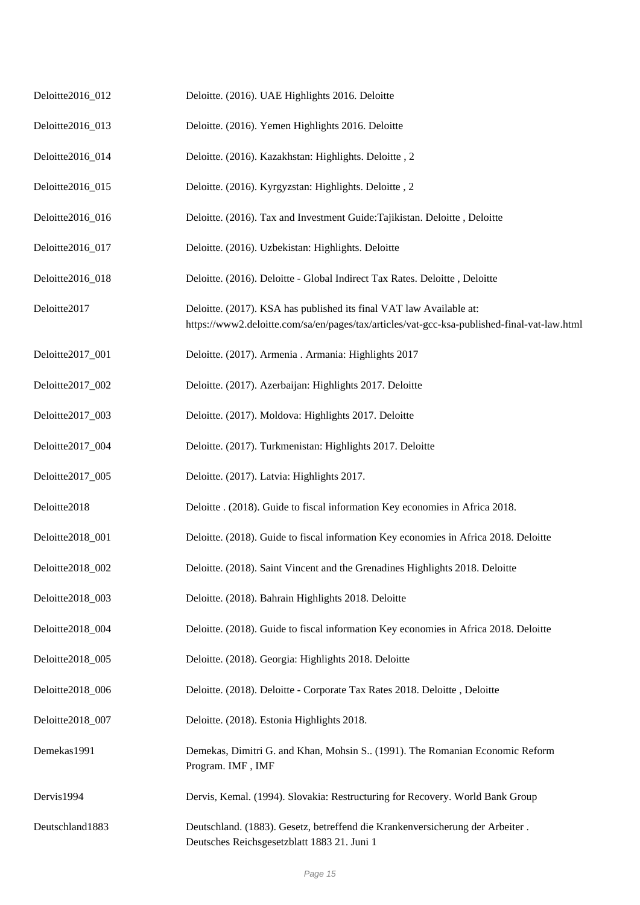| | |
|---|---|
| Deloitte2016_012 | Deloitte. (2016). UAE Highlights 2016. Deloitte |
| Deloitte2016_013 | Deloitte. (2016). Yemen Highlights 2016. Deloitte |
| Deloitte2016_014 | Deloitte. (2016). Kazakhstan: Highlights. Deloitte , 2 |
| Deloitte2016_015 | Deloitte. (2016). Kyrgyzstan: Highlights. Deloitte , 2 |
| Deloitte2016_016 | Deloitte. (2016). Tax and Investment Guide:Tajikistan. Deloitte , Deloitte |
| Deloitte2016_017 | Deloitte. (2016). Uzbekistan: Highlights. Deloitte |
| Deloitte2016_018 | Deloitte. (2016). Deloitte - Global Indirect Tax Rates. Deloitte , Deloitte |
| Deloitte2017 | Deloitte. (2017). KSA has published its final VAT law Available at: https://www2.deloitte.com/sa/en/pages/tax/articles/vat-gcc-ksa-published-final-vat-law.html |
| Deloitte2017_001 | Deloitte. (2017). Armenia . Armania: Highlights 2017 |
| Deloitte2017_002 | Deloitte. (2017). Azerbaijan: Highlights 2017. Deloitte |
| Deloitte2017_003 | Deloitte. (2017). Moldova: Highlights 2017. Deloitte |
| Deloitte2017_004 | Deloitte. (2017). Turkmenistan: Highlights 2017. Deloitte |
| Deloitte2017_005 | Deloitte. (2017). Latvia: Highlights 2017. |
| Deloitte2018 | Deloitte . (2018). Guide to fiscal information Key economies in Africa 2018. |
| Deloitte2018_001 | Deloitte. (2018). Guide to fiscal information Key economies in Africa 2018. Deloitte |
| Deloitte2018_002 | Deloitte. (2018). Saint Vincent and the Grenadines Highlights 2018. Deloitte |
| Deloitte2018_003 | Deloitte. (2018). Bahrain Highlights 2018. Deloitte |
| Deloitte2018_004 | Deloitte. (2018). Guide to fiscal information Key economies in Africa 2018. Deloitte |
| Deloitte2018_005 | Deloitte. (2018). Georgia: Highlights 2018. Deloitte |
| Deloitte2018_006 | Deloitte. (2018). Deloitte - Corporate Tax Rates 2018. Deloitte , Deloitte |
| Deloitte2018_007 | Deloitte. (2018). Estonia Highlights 2018. |
| Demekas1991 | Demekas, Dimitri G. and Khan, Mohsin S.. (1991). The Romanian Economic Reform Program. IMF , IMF |
| Dervis1994 | Dervis, Kemal. (1994). Slovakia: Restructuring for Recovery. World Bank Group |
| Deutschland1883 | Deutschland. (1883). Gesetz, betreffend die Krankenversicherung der Arbeiter . Deutsches Reichsgesetzblatt 1883 21. Juni 1 |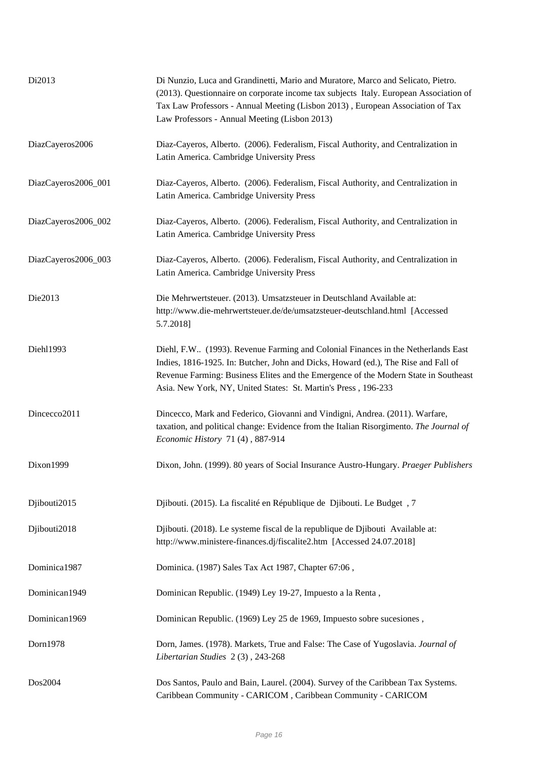| | |
|---|---|
| Di2013 | Di Nunzio, Luca and Grandinetti, Mario and Muratore, Marco and Selicato, Pietro. (2013). Questionnaire on corporate income tax subjects Italy. European Association of Tax Law Professors - Annual Meeting (Lisbon 2013) , European Association of Tax Law Professors - Annual Meeting (Lisbon 2013) |
| DiazCayeros2006 | Diaz-Cayeros, Alberto. (2006). Federalism, Fiscal Authority, and Centralization in Latin America. Cambridge University Press |
| DiazCayeros2006_001 | Diaz-Cayeros, Alberto. (2006). Federalism, Fiscal Authority, and Centralization in Latin America. Cambridge University Press |
| DiazCayeros2006_002 | Diaz-Cayeros, Alberto. (2006). Federalism, Fiscal Authority, and Centralization in Latin America. Cambridge University Press |
| DiazCayeros2006_003 | Diaz-Cayeros, Alberto. (2006). Federalism, Fiscal Authority, and Centralization in Latin America. Cambridge University Press |
| Die2013 | Die Mehrwertsteuer. (2013). Umsatzsteuer in Deutschland Available at: http://www.die-mehrwertsteuer.de/de/umsatzsteuer-deutschland.html [Accessed 5.7.2018] |
| Diehl1993 | Diehl, F.W.. (1993). Revenue Farming and Colonial Finances in the Netherlands East Indies, 1816-1925. In: Butcher, John and Dicks, Howard (ed.), The Rise and Fall of Revenue Farming: Business Elites and the Emergence of the Modern State in Southeast Asia. New York, NY, United States: St. Martin's Press , 196-233 |
| Dincecco2011 | Dincecco, Mark and Federico, Giovanni and Vindigni, Andrea. (2011). Warfare, taxation, and political change: Evidence from the Italian Risorgimento. *The Journal of Economic History* 71 (4) , 887-914 |
| Dixon1999 | Dixon, John. (1999). 80 years of Social Insurance Austro-Hungary. *Praeger Publishers* |
| Djibouti2015 | Djibouti. (2015). La fiscalité en République de Djibouti. Le Budget , 7 |
| Djibouti2018 | Djibouti. (2018). Le systeme fiscal de la republique de Djibouti Available at: http://www.ministere-finances.dj/fiscalite2.htm [Accessed 24.07.2018] |
| Dominica1987 | Dominica. (1987) Sales Tax Act 1987, Chapter 67:06 , |
| Dominican1949 | Dominican Republic. (1949) Ley 19-27, Impuesto a la Renta , |
| Dominican1969 | Dominican Republic. (1969) Ley 25 de 1969, Impuesto sobre sucesiones , |
| Dorn1978 | Dorn, James. (1978). Markets, True and False: The Case of Yugoslavia. *Journal of Libertarian Studies* 2 (3) , 243-268 |
| Dos2004 | Dos Santos, Paulo and Bain, Laurel. (2004). Survey of the Caribbean Tax Systems. Caribbean Community - CARICOM , Caribbean Community - CARICOM |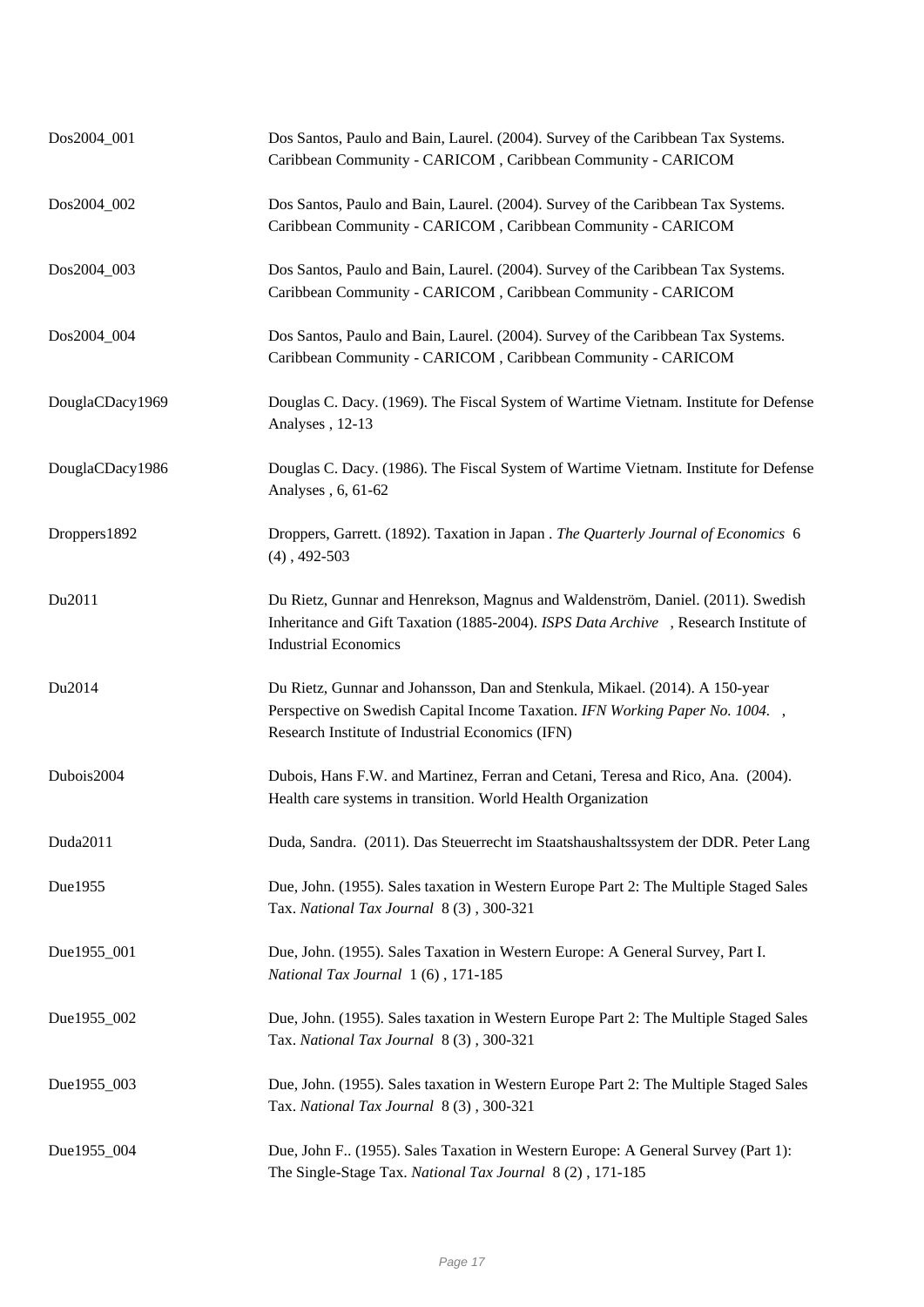| | |
|---|---|
| Dos2004_001 | Dos Santos, Paulo and Bain, Laurel. (2004). Survey of the Caribbean Tax Systems. Caribbean Community - CARICOM , Caribbean Community - CARICOM |
| Dos2004_002 | Dos Santos, Paulo and Bain, Laurel. (2004). Survey of the Caribbean Tax Systems. Caribbean Community - CARICOM , Caribbean Community - CARICOM |
| Dos2004_003 | Dos Santos, Paulo and Bain, Laurel. (2004). Survey of the Caribbean Tax Systems. Caribbean Community - CARICOM , Caribbean Community - CARICOM |
| Dos2004_004 | Dos Santos, Paulo and Bain, Laurel. (2004). Survey of the Caribbean Tax Systems. Caribbean Community - CARICOM , Caribbean Community - CARICOM |
| DouglaCDacy1969 | Douglas C. Dacy. (1969). The Fiscal System of Wartime Vietnam. Institute for Defense Analyses , 12-13 |
| DouglaCDacy1986 | Douglas C. Dacy. (1986). The Fiscal System of Wartime Vietnam. Institute for Defense Analyses , 6, 61-62 |
| Droppers1892 | Droppers, Garrett. (1892). Taxation in Japan . *The Quarterly Journal of Economics* 6 (4) , 492-503 |
| Du2011 | Du Rietz, Gunnar and Henrekson, Magnus and Waldenström, Daniel. (2011). Swedish Inheritance and Gift Taxation (1885-2004). *ISPS Data Archive* , Research Institute of Industrial Economics |
| Du2014 | Du Rietz, Gunnar and Johansson, Dan and Stenkula, Mikael. (2014). A 150-year Perspective on Swedish Capital Income Taxation. *IFN Working Paper No. 1004.* , Research Institute of Industrial Economics (IFN) |
| Dubois2004 | Dubois, Hans F.W. and Martinez, Ferran and Cetani, Teresa and Rico, Ana. (2004). Health care systems in transition. World Health Organization |
| Duda2011 | Duda, Sandra. (2011). Das Steuerrecht im Staatshaushaltssystem der DDR. Peter Lang |
| Due1955 | Due, John. (1955). Sales taxation in Western Europe Part 2: The Multiple Staged Sales Tax. *National Tax Journal* 8 (3) , 300-321 |
| Due1955_001 | Due, John. (1955). Sales Taxation in Western Europe: A General Survey, Part I. *National Tax Journal* 1 (6) , 171-185 |
| Due1955_002 | Due, John. (1955). Sales taxation in Western Europe Part 2: The Multiple Staged Sales Tax. *National Tax Journal* 8 (3) , 300-321 |
| Due1955_003 | Due, John. (1955). Sales taxation in Western Europe Part 2: The Multiple Staged Sales Tax. *National Tax Journal* 8 (3) , 300-321 |
| Due1955_004 | Due, John F.. (1955). Sales Taxation in Western Europe: A General Survey (Part 1): The Single-Stage Tax. *National Tax Journal* 8 (2) , 171-185 |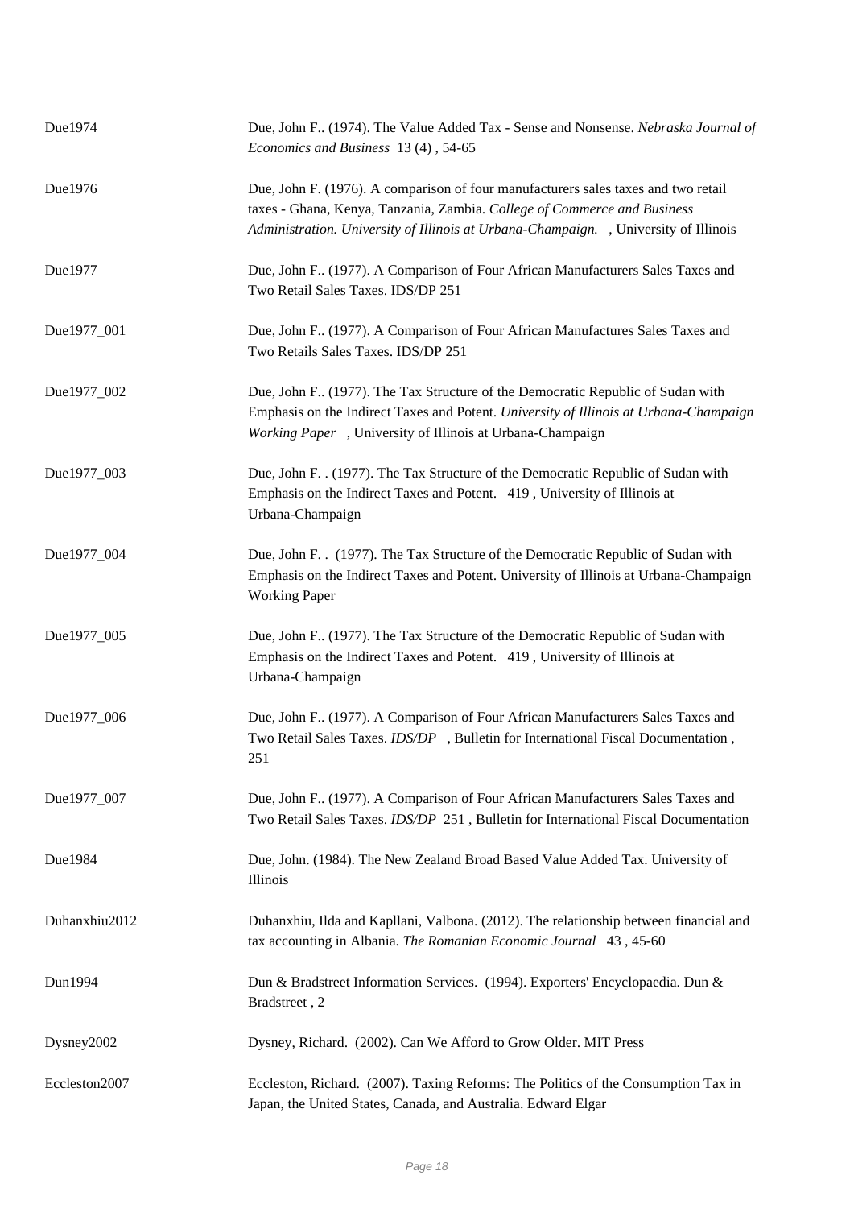Due1974 — Due, John F.. (1974). The Value Added Tax - Sense and Nonsense. *Nebraska Journal of Economics and Business* 13 (4) , 54-65

Due1976 — Due, John F. (1976). A comparison of four manufacturers sales taxes and two retail taxes - Ghana, Kenya, Tanzania, Zambia. *College of Commerce and Business Administration. University of Illinois at Urbana-Champaign.* , University of Illinois

Due1977 — Due, John F.. (1977). A Comparison of Four African Manufacturers Sales Taxes and Two Retail Sales Taxes. IDS/DP 251

Due1977_001 — Due, John F.. (1977). A Comparison of Four African Manufactures Sales Taxes and Two Retails Sales Taxes. IDS/DP 251

Due1977_002 — Due, John F.. (1977). The Tax Structure of the Democratic Republic of Sudan with Emphasis on the Indirect Taxes and Potent. *University of Illinois at Urbana-Champaign Working Paper* , University of Illinois at Urbana-Champaign

Due1977_003 — Due, John F. . (1977). The Tax Structure of the Democratic Republic of Sudan with Emphasis on the Indirect Taxes and Potent. 419 , University of Illinois at Urbana-Champaign

Due1977_004 — Due, John F. . (1977). The Tax Structure of the Democratic Republic of Sudan with Emphasis on the Indirect Taxes and Potent. University of Illinois at Urbana-Champaign Working Paper

Due1977_005 — Due, John F.. (1977). The Tax Structure of the Democratic Republic of Sudan with Emphasis on the Indirect Taxes and Potent. 419 , University of Illinois at Urbana-Champaign

Due1977_006 — Due, John F.. (1977). A Comparison of Four African Manufacturers Sales Taxes and Two Retail Sales Taxes. *IDS/DP* , Bulletin for International Fiscal Documentation , 251

Due1977_007 — Due, John F.. (1977). A Comparison of Four African Manufacturers Sales Taxes and Two Retail Sales Taxes. *IDS/DP* 251 , Bulletin for International Fiscal Documentation

Due1984 — Due, John. (1984). The New Zealand Broad Based Value Added Tax. University of Illinois

Duhanxhiu2012 — Duhanxhiu, Ilda and Kapllani, Valbona. (2012). The relationship between financial and tax accounting in Albania. *The Romanian Economic Journal* 43 , 45-60

Dun1994 — Dun & Bradstreet Information Services. (1994). Exporters' Encyclopaedia. Dun & Bradstreet , 2

Dysney2002 — Dysney, Richard. (2002). Can We Afford to Grow Older. MIT Press

Eccleston2007 — Eccleston, Richard. (2007). Taxing Reforms: The Politics of the Consumption Tax in Japan, the United States, Canada, and Australia. Edward Elgar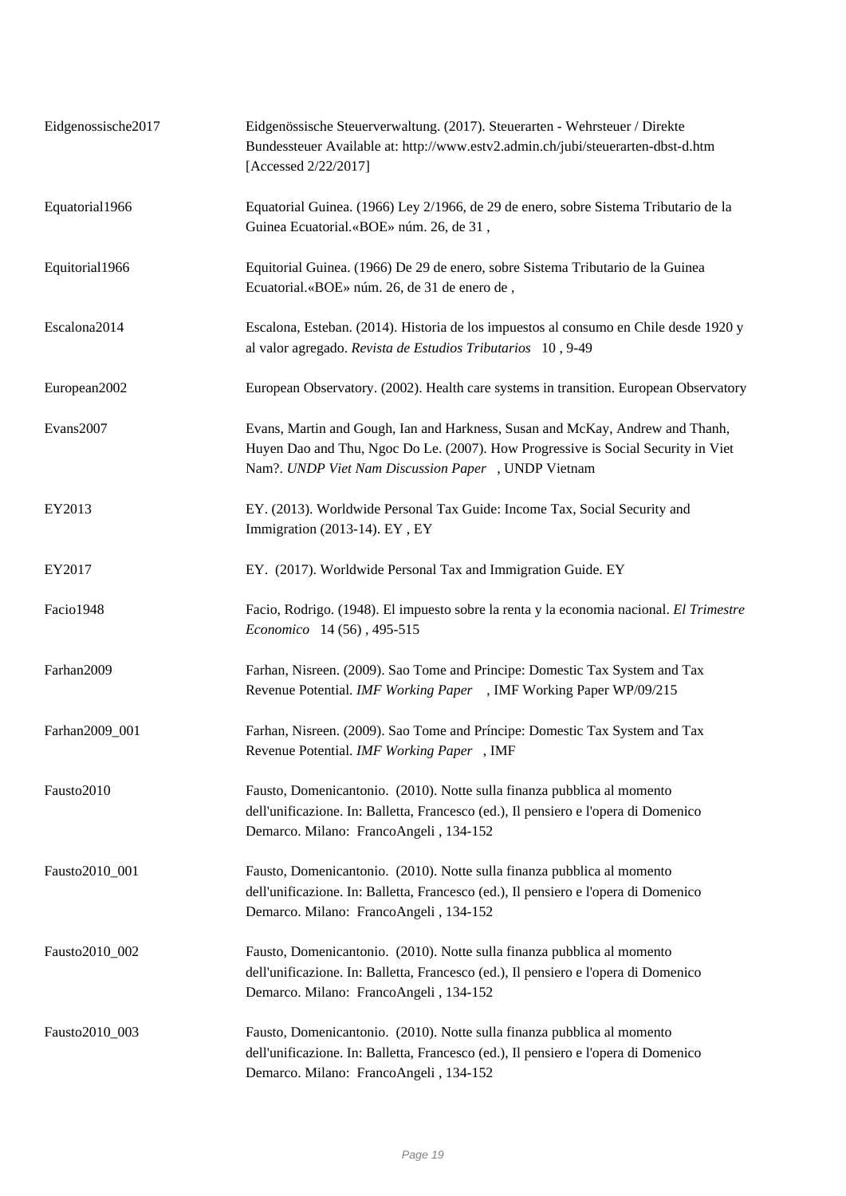| | |
|---|---|
| Eidgenossische2017 | Eidgenössische Steuerverwaltung. (2017). Steuerarten - Wehrsteuer / Direkte Bundessteuer Available at: http://www.estv2.admin.ch/jubi/steuerarten-dbst-d.htm [Accessed 2/22/2017] |
| Equatorial1966 | Equatorial Guinea. (1966) Ley 2/1966, de 29 de enero, sobre Sistema Tributario de la Guinea Ecuatorial.«BOE» núm. 26, de 31 , |
| Equitorial1966 | Equitorial Guinea. (1966) De 29 de enero, sobre Sistema Tributario de la Guinea Ecuatorial.«BOE» núm. 26, de 31 de enero de , |
| Escalona2014 | Escalona, Esteban. (2014). Historia de los impuestos al consumo en Chile desde 1920 y al valor agregado. *Revista de Estudios Tributarios* 10 , 9-49 |
| European2002 | European Observatory. (2002). Health care systems in transition. European Observatory |
| Evans2007 | Evans, Martin and Gough, Ian and Harkness, Susan and McKay, Andrew and Thanh, Huyen Dao and Thu, Ngoc Do Le. (2007). How Progressive is Social Security in Viet Nam?. *UNDP Viet Nam Discussion Paper* , UNDP Vietnam |
| EY2013 | EY. (2013). Worldwide Personal Tax Guide: Income Tax, Social Security and Immigration (2013-14). EY , EY |
| EY2017 | EY. (2017). Worldwide Personal Tax and Immigration Guide. EY |
| Facio1948 | Facio, Rodrigo. (1948). El impuesto sobre la renta y la economia nacional. *El Trimestre Economico* 14 (56) , 495-515 |
| Farhan2009 | Farhan, Nisreen. (2009). Sao Tome and Principe: Domestic Tax System and Tax Revenue Potential. *IMF Working Paper* , IMF Working Paper WP/09/215 |
| Farhan2009_001 | Farhan, Nisreen. (2009). Sao Tome and Príncipe: Domestic Tax System and Tax Revenue Potential. *IMF Working Paper* , IMF |
| Fausto2010 | Fausto, Domenicantonio. (2010). Notte sulla finanza pubblica al momento dell'unificazione. In: Balletta, Francesco (ed.), Il pensiero e l'opera di Domenico Demarco. Milano: FrancoAngeli , 134-152 |
| Fausto2010_001 | Fausto, Domenicantonio. (2010). Notte sulla finanza pubblica al momento dell'unificazione. In: Balletta, Francesco (ed.), Il pensiero e l'opera di Domenico Demarco. Milano: FrancoAngeli , 134-152 |
| Fausto2010_002 | Fausto, Domenicantonio. (2010). Notte sulla finanza pubblica al momento dell'unificazione. In: Balletta, Francesco (ed.), Il pensiero e l'opera di Domenico Demarco. Milano: FrancoAngeli , 134-152 |
| Fausto2010_003 | Fausto, Domenicantonio. (2010). Notte sulla finanza pubblica al momento dell'unificazione. In: Balletta, Francesco (ed.), Il pensiero e l'opera di Domenico Demarco. Milano: FrancoAngeli , 134-152 |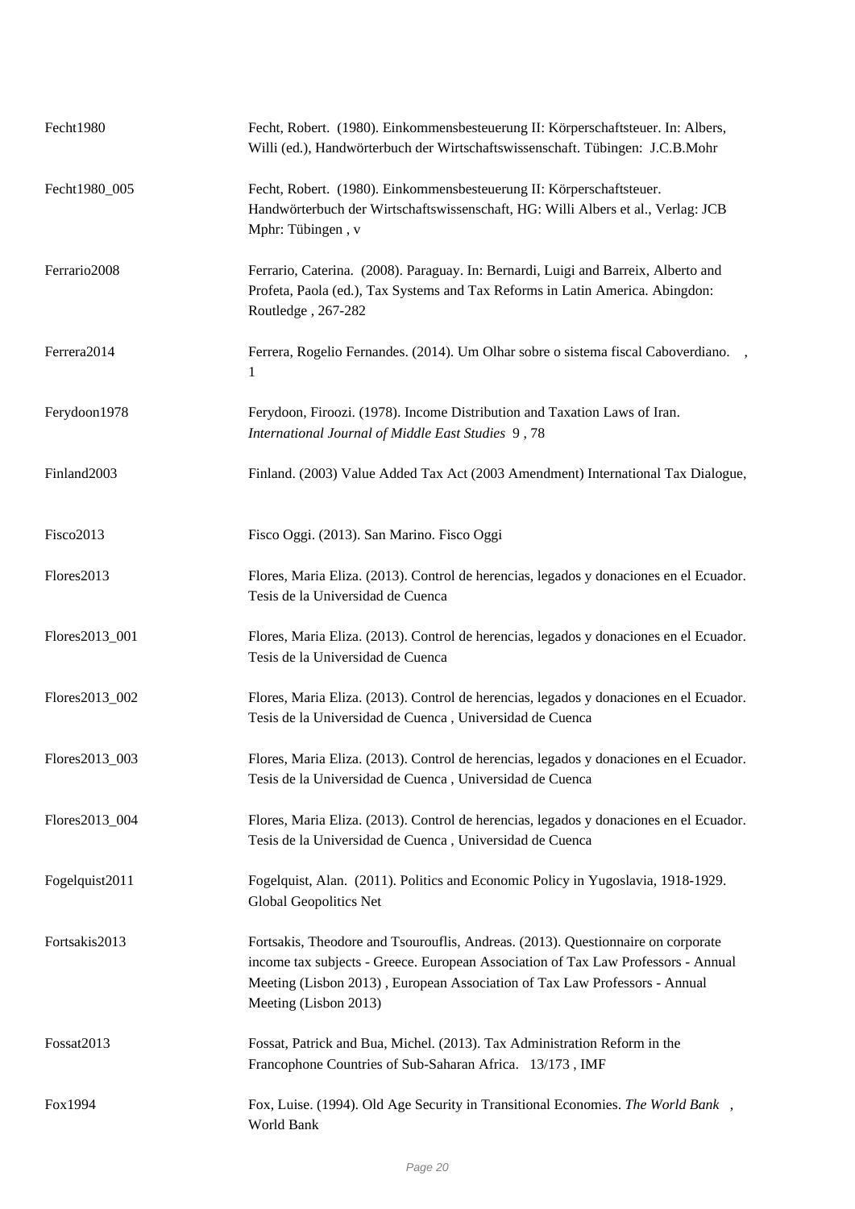| | |
|---|---|
| Fecht1980 | Fecht, Robert. (1980). Einkommensbesteuerung II: Körperschaftsteuer. In: Albers, Willi (ed.), Handwörterbuch der Wirtschaftswissenschaft. Tübingen: J.C.B.Mohr |
| Fecht1980_005 | Fecht, Robert. (1980). Einkommensbesteuerung II: Körperschaftsteuer. Handwörterbuch der Wirtschaftswissenschaft, HG: Willi Albers et al., Verlag: JCB Mphr: Tübingen , v |
| Ferrario2008 | Ferrario, Caterina. (2008). Paraguay. In: Bernardi, Luigi and Barreix, Alberto and Profeta, Paola (ed.), Tax Systems and Tax Reforms in Latin America. Abingdon: Routledge , 267-282 |
| Ferrera2014 | Ferrera, Rogelio Fernandes. (2014). Um Olhar sobre o sistema fiscal Caboverdiano. , 1 |
| Ferydoon1978 | Ferydoon, Firoozi. (1978). Income Distribution and Taxation Laws of Iran. *International Journal of Middle East Studies* 9 , 78 |
| Finland2003 | Finland. (2003) Value Added Tax Act (2003 Amendment) International Tax Dialogue, |
| Fisco2013 | Fisco Oggi. (2013). San Marino. Fisco Oggi |
| Flores2013 | Flores, Maria Eliza. (2013). Control de herencias, legados y donaciones en el Ecuador. Tesis de la Universidad de Cuenca |
| Flores2013_001 | Flores, Maria Eliza. (2013). Control de herencias, legados y donaciones en el Ecuador. Tesis de la Universidad de Cuenca |
| Flores2013_002 | Flores, Maria Eliza. (2013). Control de herencias, legados y donaciones en el Ecuador. Tesis de la Universidad de Cuenca , Universidad de Cuenca |
| Flores2013_003 | Flores, Maria Eliza. (2013). Control de herencias, legados y donaciones en el Ecuador. Tesis de la Universidad de Cuenca , Universidad de Cuenca |
| Flores2013_004 | Flores, Maria Eliza. (2013). Control de herencias, legados y donaciones en el Ecuador. Tesis de la Universidad de Cuenca , Universidad de Cuenca |
| Fogelquist2011 | Fogelquist, Alan. (2011). Politics and Economic Policy in Yugoslavia, 1918-1929. Global Geopolitics Net |
| Fortsakis2013 | Fortsakis, Theodore and Tsourouflis, Andreas. (2013). Questionnaire on corporate income tax subjects - Greece. European Association of Tax Law Professors - Annual Meeting (Lisbon 2013) , European Association of Tax Law Professors - Annual Meeting (Lisbon 2013) |
| Fossat2013 | Fossat, Patrick and Bua, Michel. (2013). Tax Administration Reform in the Francophone Countries of Sub-Saharan Africa. 13/173 , IMF |
| Fox1994 | Fox, Luise. (1994). Old Age Security in Transitional Economies. *The World Bank* , World Bank |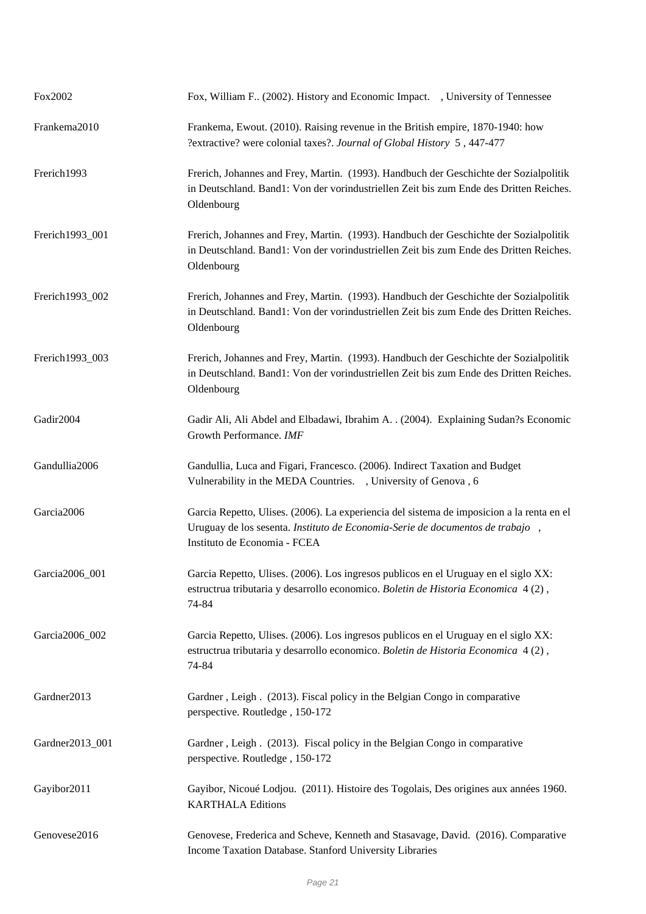| | |
|---|---|
| Fox2002 | Fox, William F.. (2002). History and Economic Impact. , University of Tennessee |
| Frankema2010 | Frankema, Ewout. (2010). Raising revenue in the British empire, 1870-1940: how ?extractive? were colonial taxes?. *Journal of Global History* 5 , 447-477 |
| Frerich1993 | Frerich, Johannes and Frey, Martin. (1993). Handbuch der Geschichte der Sozialpolitik in Deutschland. Band1: Von der vorindustriellen Zeit bis zum Ende des Dritten Reiches. Oldenbourg |
| Frerich1993_001 | Frerich, Johannes and Frey, Martin. (1993). Handbuch der Geschichte der Sozialpolitik in Deutschland. Band1: Von der vorindustriellen Zeit bis zum Ende des Dritten Reiches. Oldenbourg |
| Frerich1993_002 | Frerich, Johannes and Frey, Martin. (1993). Handbuch der Geschichte der Sozialpolitik in Deutschland. Band1: Von der vorindustriellen Zeit bis zum Ende des Dritten Reiches. Oldenbourg |
| Frerich1993_003 | Frerich, Johannes and Frey, Martin. (1993). Handbuch der Geschichte der Sozialpolitik in Deutschland. Band1: Von der vorindustriellen Zeit bis zum Ende des Dritten Reiches. Oldenbourg |
| Gadir2004 | Gadir Ali, Ali Abdel and Elbadawi, Ibrahim A. . (2004). Explaining Sudan?s Economic Growth Performance. *IMF* |
| Gandullia2006 | Gandullia, Luca and Figari, Francesco. (2006). Indirect Taxation and Budget Vulnerability in the MEDA Countries. , University of Genova , 6 |
| Garcia2006 | Garcia Repetto, Ulises. (2006). La experiencia del sistema de imposicion a la renta en el Uruguay de los sesenta. *Instituto de Economia-Serie de documentos de trabajo* , Instituto de Economia - FCEA |
| Garcia2006_001 | Garcia Repetto, Ulises. (2006). Los ingresos publicos en el Uruguay en el siglo XX: estructrua tributaria y desarrollo economico. *Boletin de Historia Economica* 4 (2) , 74-84 |
| Garcia2006_002 | Garcia Repetto, Ulises. (2006). Los ingresos publicos en el Uruguay en el siglo XX: estructrua tributaria y desarrollo economico. *Boletin de Historia Economica* 4 (2) , 74-84 |
| Gardner2013 | Gardner , Leigh . (2013). Fiscal policy in the Belgian Congo in comparative perspective. Routledge , 150-172 |
| Gardner2013_001 | Gardner , Leigh . (2013). Fiscal policy in the Belgian Congo in comparative perspective. Routledge , 150-172 |
| Gayibor2011 | Gayibor, Nicoué Lodjou. (2011). Histoire des Togolais, Des origines aux années 1960. KARTHALA Editions |
| Genovese2016 | Genovese, Frederica and Scheve, Kenneth and Stasavage, David. (2016). Comparative Income Taxation Database. Stanford University Libraries |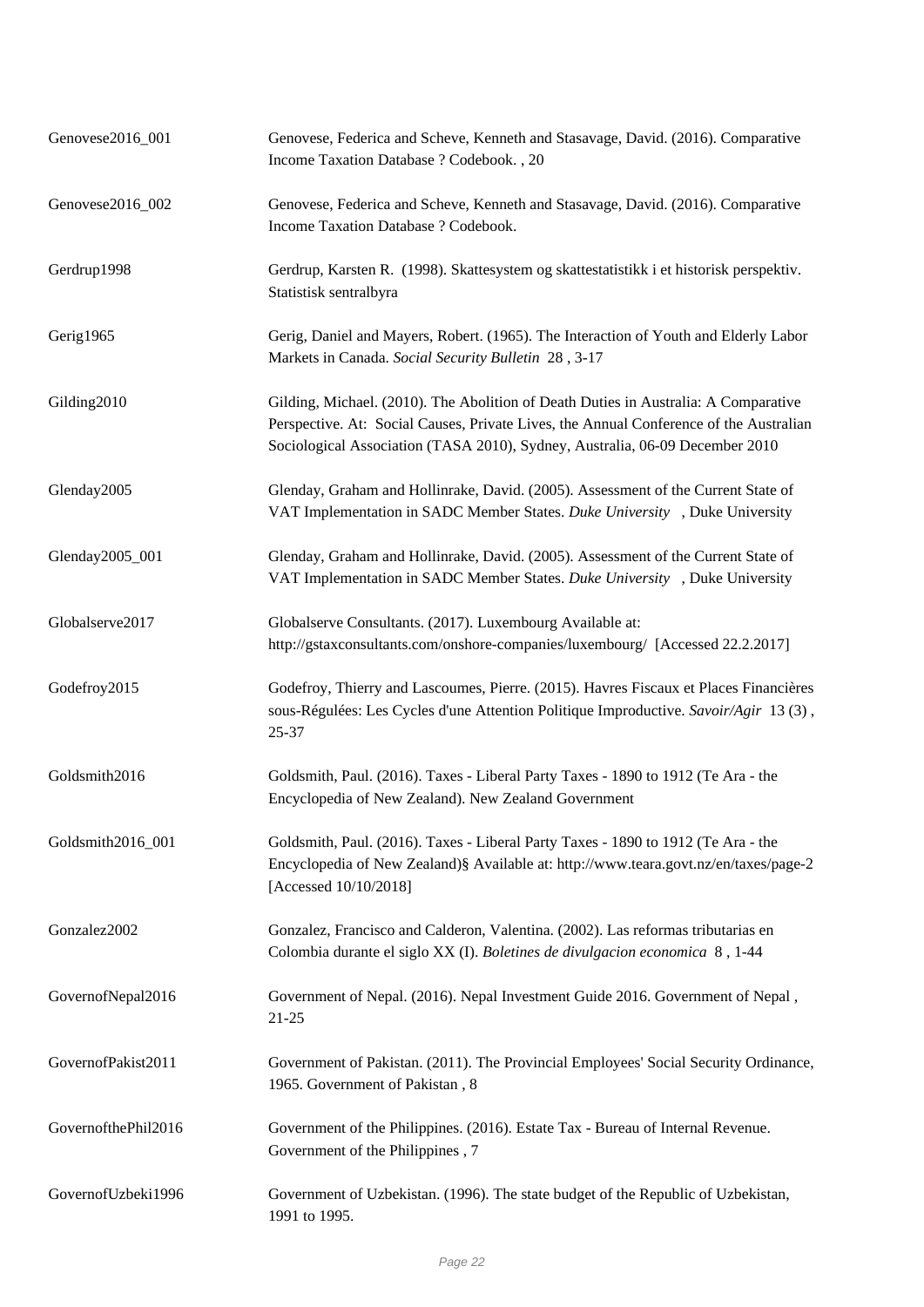| | |
|---|---|
| Genovese2016_001 | Genovese, Federica and Scheve, Kenneth and Stasavage, David. (2016). Comparative Income Taxation Database ? Codebook. , 20 |
| Genovese2016_002 | Genovese, Federica and Scheve, Kenneth and Stasavage, David. (2016). Comparative Income Taxation Database ? Codebook. |
| Gerdrup1998 | Gerdrup, Karsten R. (1998). Skattesystem og skattestatistikk i et historisk perspektiv. Statistisk sentralbyra |
| Gerig1965 | Gerig, Daniel and Mayers, Robert. (1965). The Interaction of Youth and Elderly Labor Markets in Canada. *Social Security Bulletin* 28 , 3-17 |
| Gilding2010 | Gilding, Michael. (2010). The Abolition of Death Duties in Australia: A Comparative Perspective. At: Social Causes, Private Lives, the Annual Conference of the Australian Sociological Association (TASA 2010), Sydney, Australia, 06-09 December 2010 |
| Glenday2005 | Glenday, Graham and Hollinrake, David. (2005). Assessment of the Current State of VAT Implementation in SADC Member States. *Duke University* , Duke University |
| Glenday2005_001 | Glenday, Graham and Hollinrake, David. (2005). Assessment of the Current State of VAT Implementation in SADC Member States. *Duke University* , Duke University |
| Globalserve2017 | Globalserve Consultants. (2017). Luxembourg Available at: http://gstaxconsultants.com/onshore-companies/luxembourg/ [Accessed 22.2.2017] |
| Godefroy2015 | Godefroy, Thierry and Lascoumes, Pierre. (2015). Havres Fiscaux et Places Financières sous-Régulées: Les Cycles d'une Attention Politique Improductive. *Savoir/Agir* 13 (3) , 25-37 |
| Goldsmith2016 | Goldsmith, Paul. (2016). Taxes - Liberal Party Taxes - 1890 to 1912 (Te Ara - the Encyclopedia of New Zealand). New Zealand Government |
| Goldsmith2016_001 | Goldsmith, Paul. (2016). Taxes - Liberal Party Taxes - 1890 to 1912 (Te Ara - the Encyclopedia of New Zealand)§ Available at: http://www.teara.govt.nz/en/taxes/page-2 [Accessed 10/10/2018] |
| Gonzalez2002 | Gonzalez, Francisco and Calderon, Valentina. (2002). Las reformas tributarias en Colombia durante el siglo XX (I). *Boletines de divulgacion economica* 8 , 1-44 |
| GovernofNepal2016 | Government of Nepal. (2016). Nepal Investment Guide 2016. Government of Nepal , 21-25 |
| GovernofPakist2011 | Government of Pakistan. (2011). The Provincial Employees' Social Security Ordinance, 1965. Government of Pakistan , 8 |
| GovernofthePhil2016 | Government of the Philippines. (2016). Estate Tax - Bureau of Internal Revenue. Government of the Philippines , 7 |
| GovernofUzbeki1996 | Government of Uzbekistan. (1996). The state budget of the Republic of Uzbekistan, 1991 to 1995. |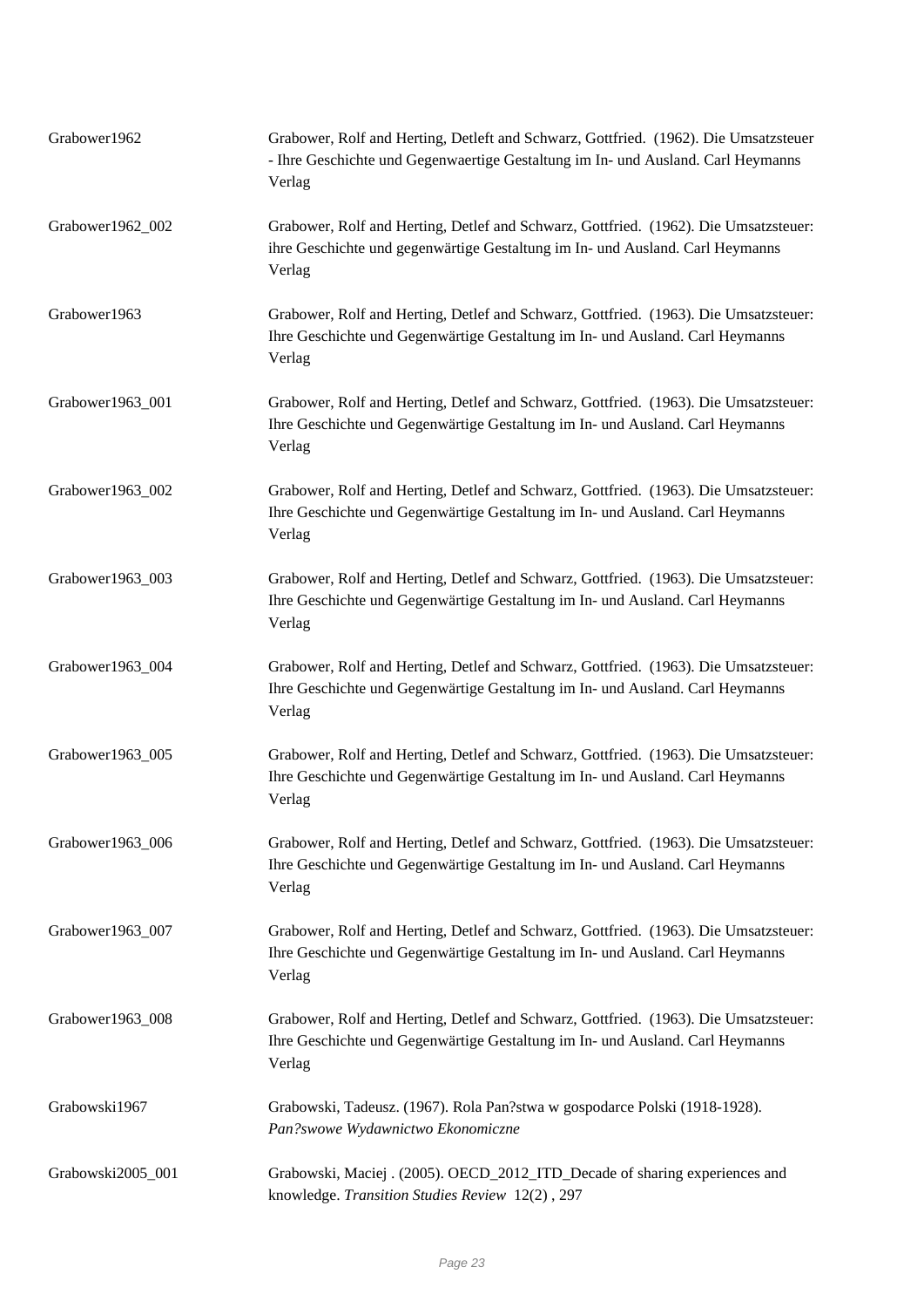| | |
|---|---|
| Grabower1962 | Grabower, Rolf and Herting, Detleft and Schwarz, Gottfried. (1962). Die Umsatzsteuer - Ihre Geschichte und Gegenwaertige Gestaltung im In- und Ausland. Carl Heymanns Verlag |
| Grabower1962_002 | Grabower, Rolf and Herting, Detlef and Schwarz, Gottfried. (1962). Die Umsatzsteuer: ihre Geschichte und gegenwärtige Gestaltung im In- und Ausland. Carl Heymanns Verlag |
| Grabower1963 | Grabower, Rolf and Herting, Detlef and Schwarz, Gottfried. (1963). Die Umsatzsteuer: Ihre Geschichte und Gegenwärtige Gestaltung im In- und Ausland. Carl Heymanns Verlag |
| Grabower1963_001 | Grabower, Rolf and Herting, Detlef and Schwarz, Gottfried. (1963). Die Umsatzsteuer: Ihre Geschichte und Gegenwärtige Gestaltung im In- und Ausland. Carl Heymanns Verlag |
| Grabower1963_002 | Grabower, Rolf and Herting, Detlef and Schwarz, Gottfried. (1963). Die Umsatzsteuer: Ihre Geschichte und Gegenwärtige Gestaltung im In- und Ausland. Carl Heymanns Verlag |
| Grabower1963_003 | Grabower, Rolf and Herting, Detlef and Schwarz, Gottfried. (1963). Die Umsatzsteuer: Ihre Geschichte und Gegenwärtige Gestaltung im In- und Ausland. Carl Heymanns Verlag |
| Grabower1963_004 | Grabower, Rolf and Herting, Detlef and Schwarz, Gottfried. (1963). Die Umsatzsteuer: Ihre Geschichte und Gegenwärtige Gestaltung im In- und Ausland. Carl Heymanns Verlag |
| Grabower1963_005 | Grabower, Rolf and Herting, Detlef and Schwarz, Gottfried. (1963). Die Umsatzsteuer: Ihre Geschichte und Gegenwärtige Gestaltung im In- und Ausland. Carl Heymanns Verlag |
| Grabower1963_006 | Grabower, Rolf and Herting, Detlef and Schwarz, Gottfried. (1963). Die Umsatzsteuer: Ihre Geschichte und Gegenwärtige Gestaltung im In- und Ausland. Carl Heymanns Verlag |
| Grabower1963_007 | Grabower, Rolf and Herting, Detlef and Schwarz, Gottfried. (1963). Die Umsatzsteuer: Ihre Geschichte und Gegenwärtige Gestaltung im In- und Ausland. Carl Heymanns Verlag |
| Grabower1963_008 | Grabower, Rolf and Herting, Detlef and Schwarz, Gottfried. (1963). Die Umsatzsteuer: Ihre Geschichte und Gegenwärtige Gestaltung im In- und Ausland. Carl Heymanns Verlag |
| Grabowski1967 | Grabowski, Tadeusz. (1967). Rola Pan?stwa w gospodarce Polski (1918-1928). *Pan?swowe Wydawnictwo Ekonomiczne* |
| Grabowski2005_001 | Grabowski, Maciej . (2005). OECD_2012_ITD_Decade of sharing experiences and knowledge. *Transition Studies Review* 12(2) , 297 |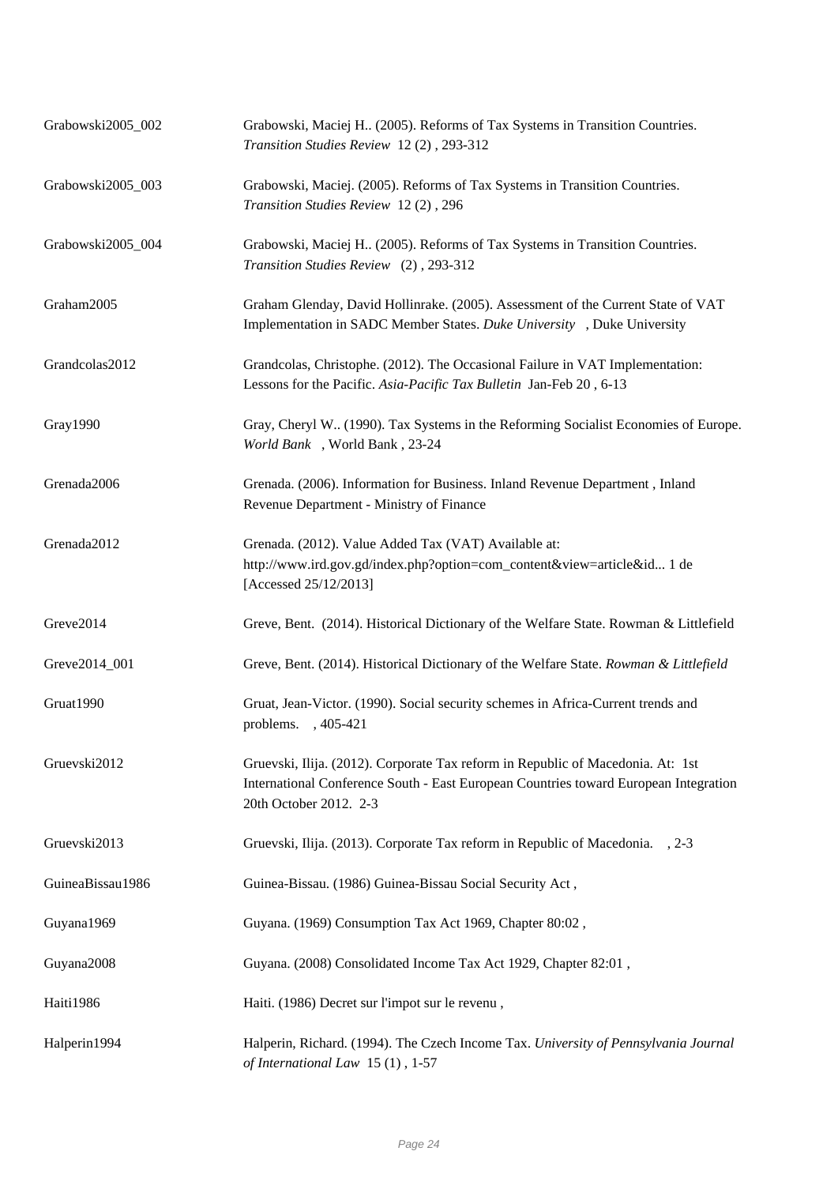| | |
|---|---|
| Grabowski2005_002 | Grabowski, Maciej H.. (2005). Reforms of Tax Systems in Transition Countries. *Transition Studies Review* 12 (2) , 293-312 |
| Grabowski2005_003 | Grabowski, Maciej. (2005). Reforms of Tax Systems in Transition Countries. *Transition Studies Review* 12 (2) , 296 |
| Grabowski2005_004 | Grabowski, Maciej H.. (2005). Reforms of Tax Systems in Transition Countries. *Transition Studies Review* (2) , 293-312 |
| Graham2005 | Graham Glenday, David Hollinrake. (2005). Assessment of the Current State of VAT Implementation in SADC Member States. *Duke University* , Duke University |
| Grandcolas2012 | Grandcolas, Christophe. (2012). The Occasional Failure in VAT Implementation: Lessons for the Pacific. *Asia-Pacific Tax Bulletin* Jan-Feb 20 , 6-13 |
| Gray1990 | Gray, Cheryl W.. (1990). Tax Systems in the Reforming Socialist Economies of Europe. *World Bank* , World Bank , 23-24 |
| Grenada2006 | Grenada. (2006). Information for Business. Inland Revenue Department , Inland Revenue Department - Ministry of Finance |
| Grenada2012 | Grenada. (2012). Value Added Tax (VAT) Available at: http://www.ird.gov.gd/index.php?option=com_content&view=article&id... 1 de [Accessed 25/12/2013] |
| Greve2014 | Greve, Bent. (2014). Historical Dictionary of the Welfare State. Rowman & Littlefield |
| Greve2014_001 | Greve, Bent. (2014). Historical Dictionary of the Welfare State. *Rowman & Littlefield* |
| Gruat1990 | Gruat, Jean-Victor. (1990). Social security schemes in Africa-Current trends and problems. , 405-421 |
| Gruevski2012 | Gruevski, Ilija. (2012). Corporate Tax reform in Republic of Macedonia. At: 1st International Conference South - East European Countries toward European Integration 20th October 2012. 2-3 |
| Gruevski2013 | Gruevski, Ilija. (2013). Corporate Tax reform in Republic of Macedonia. , 2-3 |
| GuineaBissau1986 | Guinea-Bissau. (1986) Guinea-Bissau Social Security Act , |
| Guyana1969 | Guyana. (1969) Consumption Tax Act 1969, Chapter 80:02 , |
| Guyana2008 | Guyana. (2008) Consolidated Income Tax Act 1929, Chapter 82:01 , |
| Haiti1986 | Haiti. (1986) Decret sur l'impot sur le revenu , |
| Halperin1994 | Halperin, Richard. (1994). The Czech Income Tax. *University of Pennsylvania Journal of International Law* 15 (1) , 1-57 |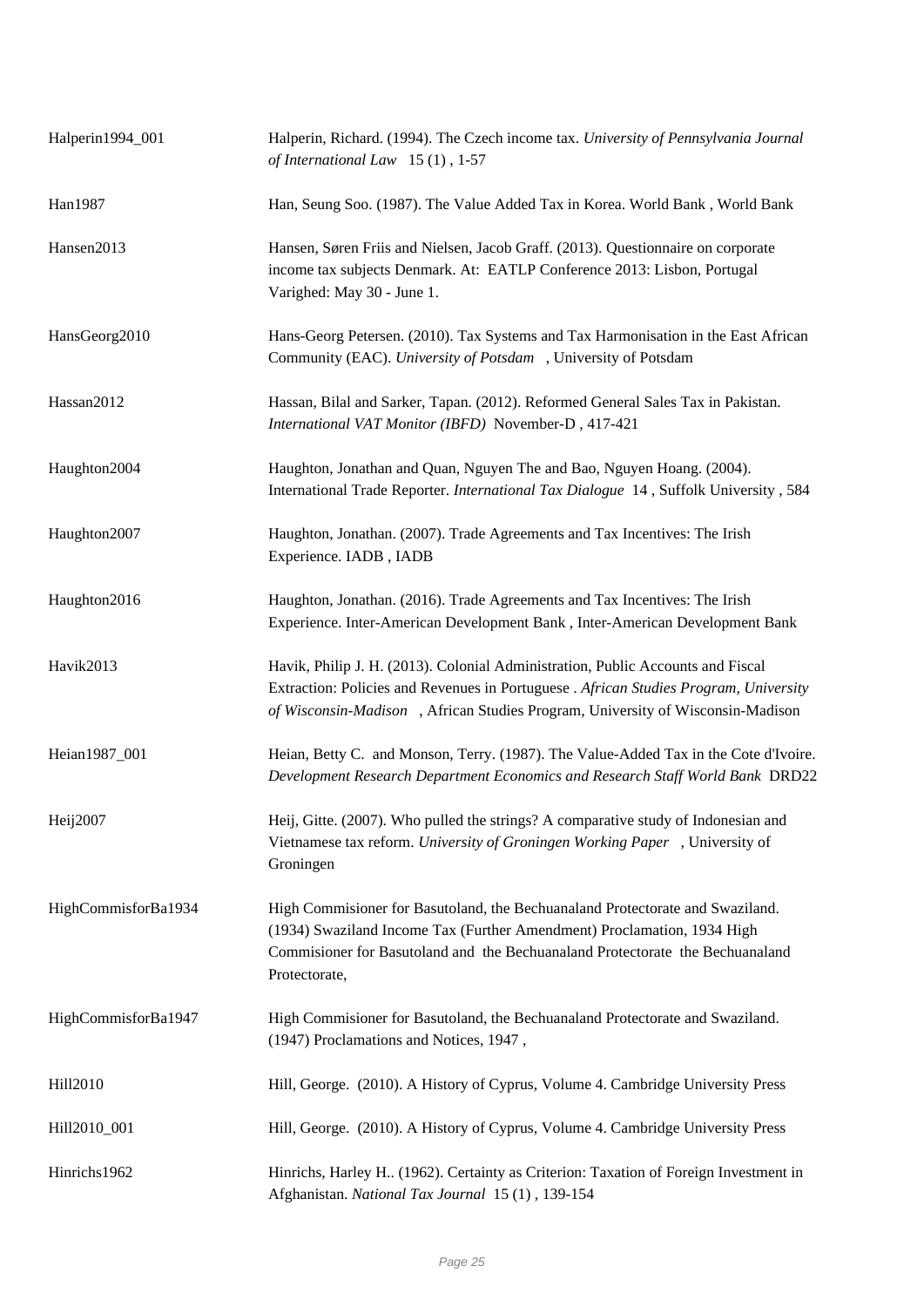| | |
|---|---|
| Halperin1994_001 | Halperin, Richard. (1994). The Czech income tax. *University of Pennsylvania Journal of International Law* 15 (1) , 1-57 |
| Han1987 | Han, Seung Soo. (1987). The Value Added Tax in Korea. World Bank , World Bank |
| Hansen2013 | Hansen, Søren Friis and Nielsen, Jacob Graff. (2013). Questionnaire on corporate income tax subjects Denmark. At: EATLP Conference 2013: Lisbon, Portugal Varighed: May 30 - June 1. |
| HansGeorg2010 | Hans-Georg Petersen. (2010). Tax Systems and Tax Harmonisation in the East African Community (EAC). *University of Potsdam* , University of Potsdam |
| Hassan2012 | Hassan, Bilal and Sarker, Tapan. (2012). Reformed General Sales Tax in Pakistan. *International VAT Monitor (IBFD)* November-D , 417-421 |
| Haughton2004 | Haughton, Jonathan and Quan, Nguyen The and Bao, Nguyen Hoang. (2004). International Trade Reporter. *International Tax Dialogue* 14 , Suffolk University , 584 |
| Haughton2007 | Haughton, Jonathan. (2007). Trade Agreements and Tax Incentives: The Irish Experience. IADB , IADB |
| Haughton2016 | Haughton, Jonathan. (2016). Trade Agreements and Tax Incentives: The Irish Experience. Inter-American Development Bank , Inter-American Development Bank |
| Havik2013 | Havik, Philip J. H. (2013). Colonial Administration, Public Accounts and Fiscal Extraction: Policies and Revenues in Portuguese . *African Studies Program, University of Wisconsin-Madison* , African Studies Program, University of Wisconsin-Madison |
| Heian1987_001 | Heian, Betty C. and Monson, Terry. (1987). The Value-Added Tax in the Cote d'Ivoire. *Development Research Department Economics and Research Staff World Bank* DRD22 |
| Heij2007 | Heij, Gitte. (2007). Who pulled the strings? A comparative study of Indonesian and Vietnamese tax reform. *University of Groningen Working Paper* , University of Groningen |
| HighCommisforBa1934 | High Commisioner for Basutoland, the Bechuanaland Protectorate and Swaziland. (1934) Swaziland Income Tax (Further Amendment) Proclamation, 1934 High Commisioner for Basutoland and the Bechuanaland Protectorate the Bechuanaland Protectorate, |
| HighCommisforBa1947 | High Commisioner for Basutoland, the Bechuanaland Protectorate and Swaziland. (1947) Proclamations and Notices, 1947 , |
| Hill2010 | Hill, George. (2010). A History of Cyprus, Volume 4. Cambridge University Press |
| Hill2010_001 | Hill, George. (2010). A History of Cyprus, Volume 4. Cambridge University Press |
| Hinrichs1962 | Hinrichs, Harley H.. (1962). Certainty as Criterion: Taxation of Foreign Investment in Afghanistan. *National Tax Journal* 15 (1) , 139-154 |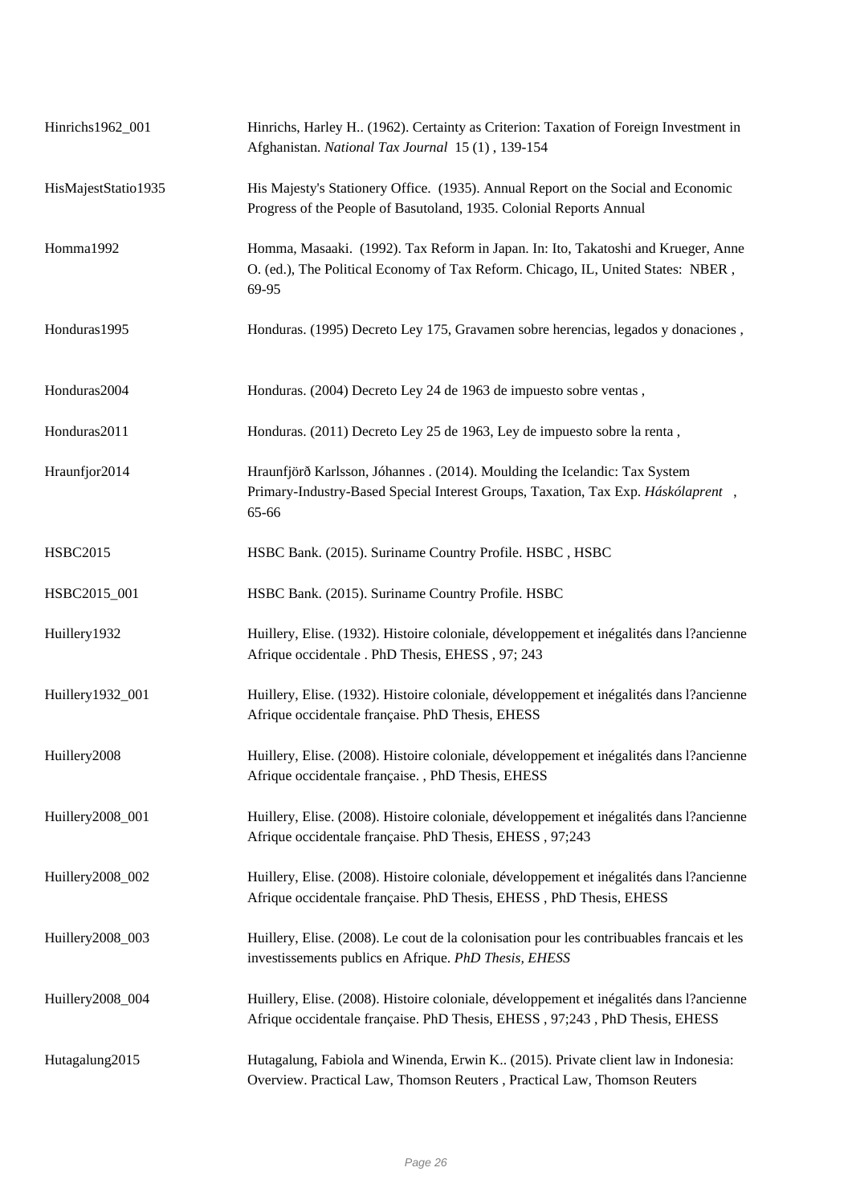| | |
|---|---|
| Hinrichs1962_001 | Hinrichs, Harley H.. (1962). Certainty as Criterion: Taxation of Foreign Investment in Afghanistan. *National Tax Journal* 15 (1) , 139-154 |
| HisMajestStatio1935 | His Majesty's Stationery Office. (1935). Annual Report on the Social and Economic Progress of the People of Basutoland, 1935. Colonial Reports Annual |
| Homma1992 | Homma, Masaaki. (1992). Tax Reform in Japan. In: Ito, Takatoshi and Krueger, Anne O. (ed.), The Political Economy of Tax Reform. Chicago, IL, United States: NBER , 69-95 |
| Honduras1995 | Honduras. (1995) Decreto Ley 175, Gravamen sobre herencias, legados y donaciones , |
| Honduras2004 | Honduras. (2004) Decreto Ley 24 de 1963 de impuesto sobre ventas , |
| Honduras2011 | Honduras. (2011) Decreto Ley 25 de 1963, Ley de impuesto sobre la renta , |
| Hraunfjor2014 | Hraunfjörð Karlsson, Jóhannes . (2014). Moulding the Icelandic: Tax System Primary-Industry-Based Special Interest Groups, Taxation, Tax Exp. *Háskólaprent* , 65-66 |
| HSBC2015 | HSBC Bank. (2015). Suriname Country Profile. HSBC , HSBC |
| HSBC2015_001 | HSBC Bank. (2015). Suriname Country Profile. HSBC |
| Huillery1932 | Huillery, Elise. (1932). Histoire coloniale, développement et inégalités dans l?ancienne Afrique occidentale . PhD Thesis, EHESS , 97; 243 |
| Huillery1932_001 | Huillery, Elise. (1932). Histoire coloniale, développement et inégalités dans l?ancienne Afrique occidentale française. PhD Thesis, EHESS |
| Huillery2008 | Huillery, Elise. (2008). Histoire coloniale, développement et inégalités dans l?ancienne Afrique occidentale française. , PhD Thesis, EHESS |
| Huillery2008_001 | Huillery, Elise. (2008). Histoire coloniale, développement et inégalités dans l?ancienne Afrique occidentale française. PhD Thesis, EHESS , 97;243 |
| Huillery2008_002 | Huillery, Elise. (2008). Histoire coloniale, développement et inégalités dans l?ancienne Afrique occidentale française. PhD Thesis, EHESS , PhD Thesis, EHESS |
| Huillery2008_003 | Huillery, Elise. (2008). Le cout de la colonisation pour les contribuables francais et les investissements publics en Afrique. *PhD Thesis, EHESS* |
| Huillery2008_004 | Huillery, Elise. (2008). Histoire coloniale, développement et inégalités dans l?ancienne Afrique occidentale française. PhD Thesis, EHESS , 97;243 , PhD Thesis, EHESS |
| Hutagalung2015 | Hutagalung, Fabiola and Winenda, Erwin K.. (2015). Private client law in Indonesia: Overview. Practical Law, Thomson Reuters , Practical Law, Thomson Reuters |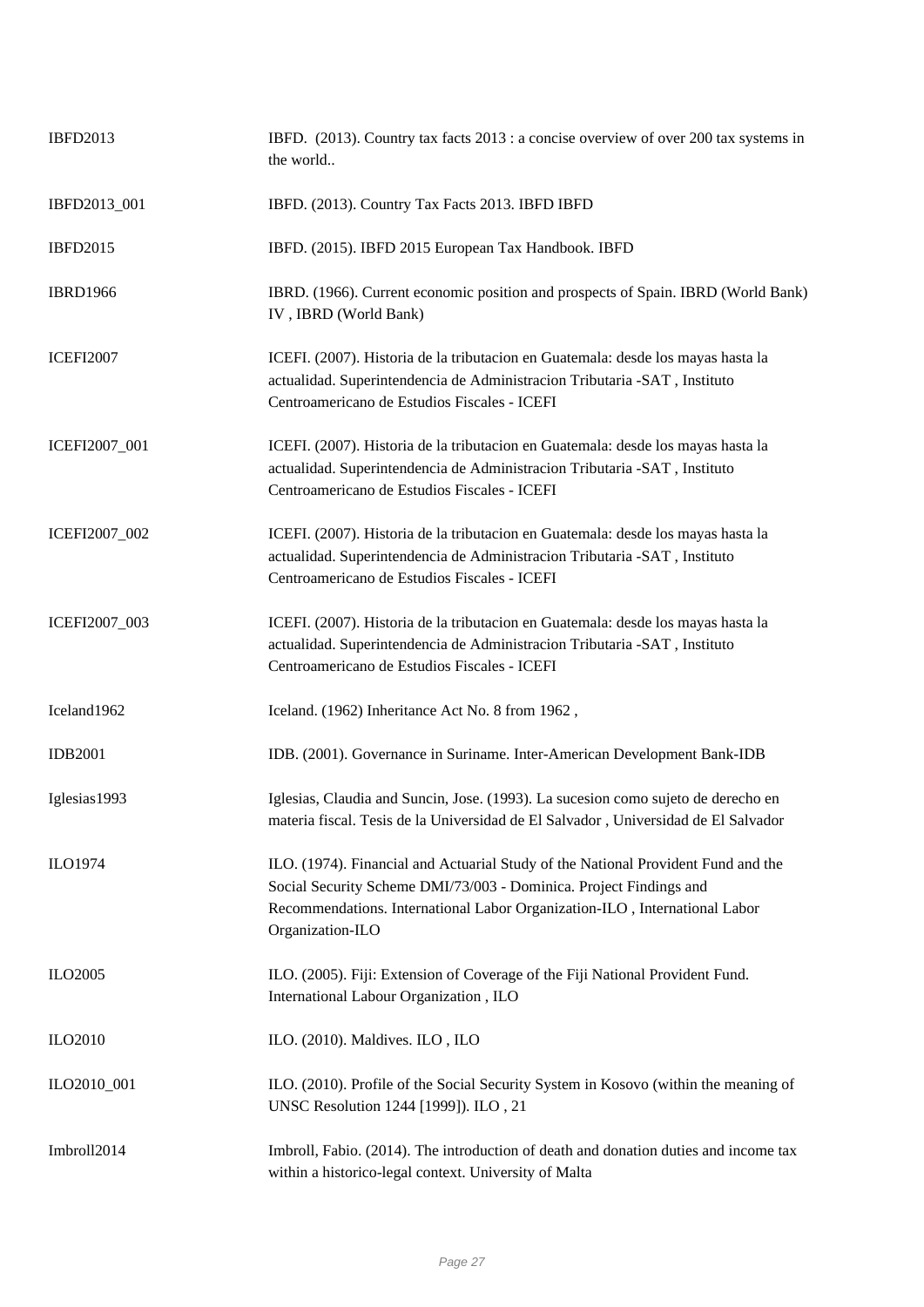| | |
|---|---|
| IBFD2013 | IBFD. (2013). Country tax facts 2013 : a concise overview of over 200 tax systems in the world.. |
| IBFD2013_001 | IBFD. (2013). Country Tax Facts 2013. IBFD IBFD |
| IBFD2015 | IBFD. (2015). IBFD 2015 European Tax Handbook. IBFD |
| IBRD1966 | IBRD. (1966). Current economic position and prospects of Spain. IBRD (World Bank) IV , IBRD (World Bank) |
| ICEFI2007 | ICEFI. (2007). Historia de la tributacion en Guatemala: desde los mayas hasta la actualidad. Superintendencia de Administracion Tributaria -SAT , Instituto Centroamericano de Estudios Fiscales - ICEFI |
| ICEFI2007_001 | ICEFI. (2007). Historia de la tributacion en Guatemala: desde los mayas hasta la actualidad. Superintendencia de Administracion Tributaria -SAT , Instituto Centroamericano de Estudios Fiscales - ICEFI |
| ICEFI2007_002 | ICEFI. (2007). Historia de la tributacion en Guatemala: desde los mayas hasta la actualidad. Superintendencia de Administracion Tributaria -SAT , Instituto Centroamericano de Estudios Fiscales - ICEFI |
| ICEFI2007_003 | ICEFI. (2007). Historia de la tributacion en Guatemala: desde los mayas hasta la actualidad. Superintendencia de Administracion Tributaria -SAT , Instituto Centroamericano de Estudios Fiscales - ICEFI |
| Iceland1962 | Iceland. (1962) Inheritance Act No. 8 from 1962 , |
| IDB2001 | IDB. (2001). Governance in Suriname. Inter-American Development Bank-IDB |
| Iglesias1993 | Iglesias, Claudia and Suncin, Jose. (1993). La sucesion como sujeto de derecho en materia fiscal. Tesis de la Universidad de El Salvador , Universidad de El Salvador |
| ILO1974 | ILO. (1974). Financial and Actuarial Study of the National Provident Fund and the Social Security Scheme DMI/73/003 - Dominica. Project Findings and Recommendations. International Labor Organization-ILO , International Labor Organization-ILO |
| ILO2005 | ILO. (2005). Fiji: Extension of Coverage of the Fiji National Provident Fund. International Labour Organization , ILO |
| ILO2010 | ILO. (2010). Maldives. ILO , ILO |
| ILO2010_001 | ILO. (2010). Profile of the Social Security System in Kosovo (within the meaning of UNSC Resolution 1244 [1999]). ILO , 21 |
| Imbroll2014 | Imbroll, Fabio. (2014). The introduction of death and donation duties and income tax within a historico-legal context. University of Malta |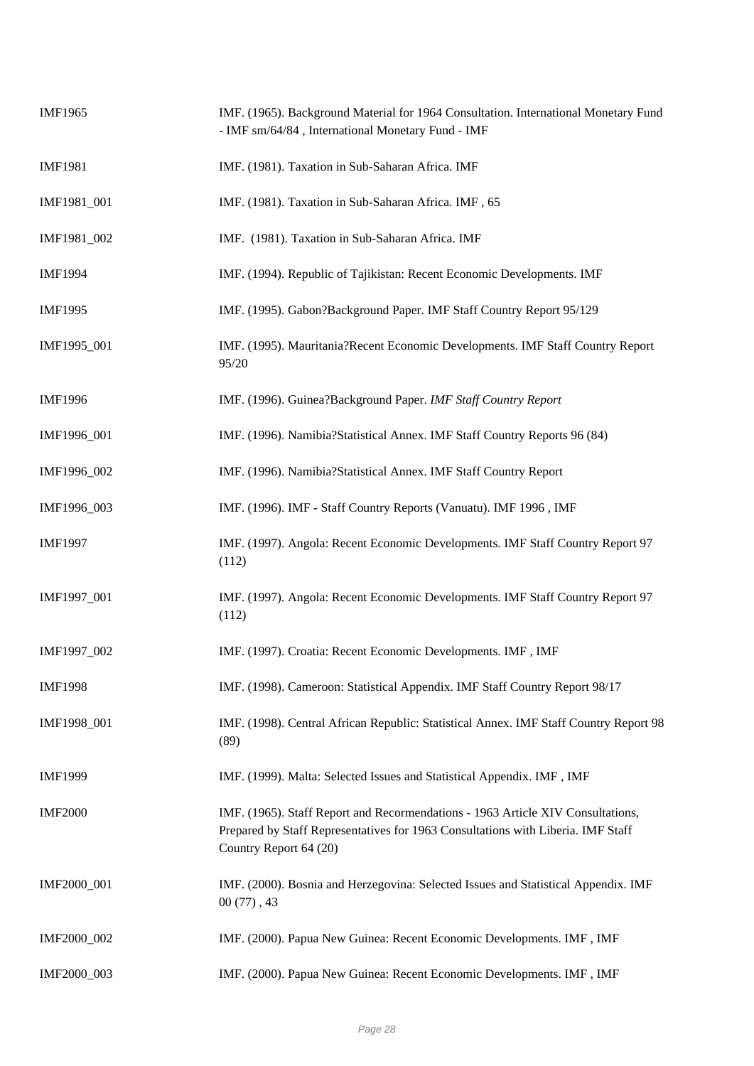| | |
|---|---|
| IMF1965 | IMF. (1965). Background Material for 1964 Consultation. International Monetary Fund - IMF sm/64/84 , International Monetary Fund - IMF |
| IMF1981 | IMF. (1981). Taxation in Sub-Saharan Africa. IMF |
| IMF1981_001 | IMF. (1981). Taxation in Sub-Saharan Africa. IMF , 65 |
| IMF1981_002 | IMF. (1981). Taxation in Sub-Saharan Africa. IMF |
| IMF1994 | IMF. (1994). Republic of Tajikistan: Recent Economic Developments. IMF |
| IMF1995 | IMF. (1995). Gabon?Background Paper. IMF Staff Country Report 95/129 |
| IMF1995_001 | IMF. (1995). Mauritania?Recent Economic Developments. IMF Staff Country Report 95/20 |
| IMF1996 | IMF. (1996). Guinea?Background Paper. *IMF Staff Country Report* |
| IMF1996_001 | IMF. (1996). Namibia?Statistical Annex. IMF Staff Country Reports 96 (84) |
| IMF1996_002 | IMF. (1996). Namibia?Statistical Annex. IMF Staff Country Report |
| IMF1996_003 | IMF. (1996). IMF - Staff Country Reports (Vanuatu). IMF 1996 , IMF |
| IMF1997 | IMF. (1997). Angola: Recent Economic Developments. IMF Staff Country Report 97 (112) |
| IMF1997_001 | IMF. (1997). Angola: Recent Economic Developments. IMF Staff Country Report 97 (112) |
| IMF1997_002 | IMF. (1997). Croatia: Recent Economic Developments. IMF , IMF |
| IMF1998 | IMF. (1998). Cameroon: Statistical Appendix. IMF Staff Country Report 98/17 |
| IMF1998_001 | IMF. (1998). Central African Republic: Statistical Annex. IMF Staff Country Report 98 (89) |
| IMF1999 | IMF. (1999). Malta: Selected Issues and Statistical Appendix. IMF , IMF |
| IMF2000 | IMF. (1965). Staff Report and Recormendations - 1963 Article XIV Consultations, Prepared by Staff Representatives for 1963 Consultations with Liberia. IMF Staff Country Report 64 (20) |
| IMF2000_001 | IMF. (2000). Bosnia and Herzegovina: Selected Issues and Statistical Appendix. IMF 00 (77) , 43 |
| IMF2000_002 | IMF. (2000). Papua New Guinea: Recent Economic Developments. IMF , IMF |
| IMF2000_003 | IMF. (2000). Papua New Guinea: Recent Economic Developments. IMF , IMF |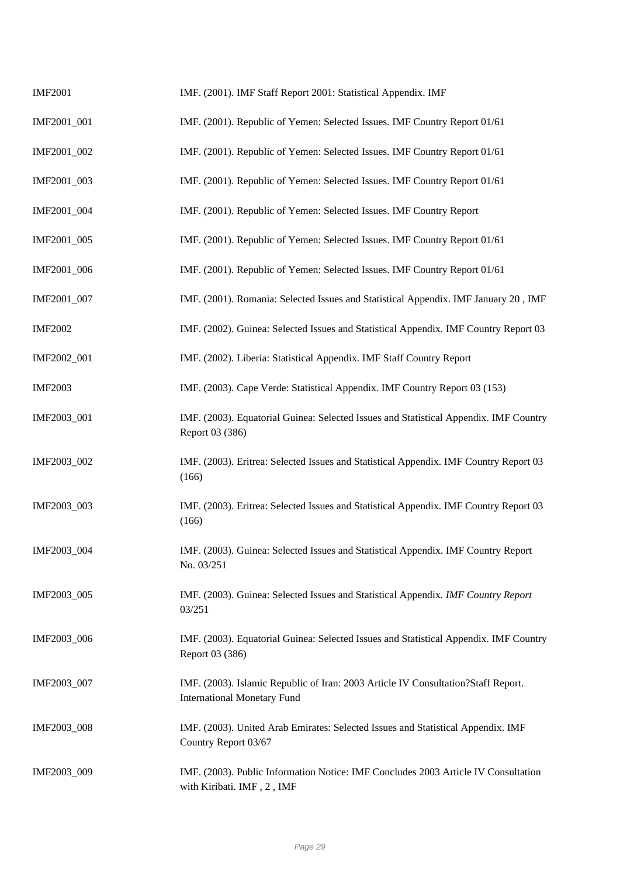| | |
|---|---|
| IMF2001 | IMF. (2001). IMF Staff Report 2001: Statistical Appendix. IMF |
| IMF2001_001 | IMF. (2001). Republic of Yemen: Selected Issues. IMF Country Report 01/61 |
| IMF2001_002 | IMF. (2001). Republic of Yemen: Selected Issues. IMF Country Report 01/61 |
| IMF2001_003 | IMF. (2001). Republic of Yemen: Selected Issues. IMF Country Report 01/61 |
| IMF2001_004 | IMF. (2001). Republic of Yemen: Selected Issues. IMF Country Report |
| IMF2001_005 | IMF. (2001). Republic of Yemen: Selected Issues. IMF Country Report 01/61 |
| IMF2001_006 | IMF. (2001). Republic of Yemen: Selected Issues. IMF Country Report 01/61 |
| IMF2001_007 | IMF. (2001). Romania: Selected Issues and Statistical Appendix. IMF January 20 , IMF |
| IMF2002 | IMF. (2002). Guinea: Selected Issues and Statistical Appendix. IMF Country Report 03 |
| IMF2002_001 | IMF. (2002). Liberia: Statistical Appendix. IMF Staff Country Report |
| IMF2003 | IMF. (2003). Cape Verde: Statistical Appendix. IMF Country Report 03 (153) |
| IMF2003_001 | IMF. (2003). Equatorial Guinea: Selected Issues and Statistical Appendix. IMF Country Report 03 (386) |
| IMF2003_002 | IMF. (2003). Eritrea: Selected Issues and Statistical Appendix. IMF Country Report 03 (166) |
| IMF2003_003 | IMF. (2003). Eritrea: Selected Issues and Statistical Appendix. IMF Country Report 03 (166) |
| IMF2003_004 | IMF. (2003). Guinea: Selected Issues and Statistical Appendix. IMF Country Report No. 03/251 |
| IMF2003_005 | IMF. (2003). Guinea: Selected Issues and Statistical Appendix. *IMF Country Report* 03/251 |
| IMF2003_006 | IMF. (2003). Equatorial Guinea: Selected Issues and Statistical Appendix. IMF Country Report 03 (386) |
| IMF2003_007 | IMF. (2003). Islamic Republic of Iran: 2003 Article IV Consultation?Staff Report. International Monetary Fund |
| IMF2003_008 | IMF. (2003). United Arab Emirates: Selected Issues and Statistical Appendix. IMF Country Report 03/67 |
| IMF2003_009 | IMF. (2003). Public Information Notice: IMF Concludes 2003 Article IV Consultation with Kiribati. IMF , 2 , IMF |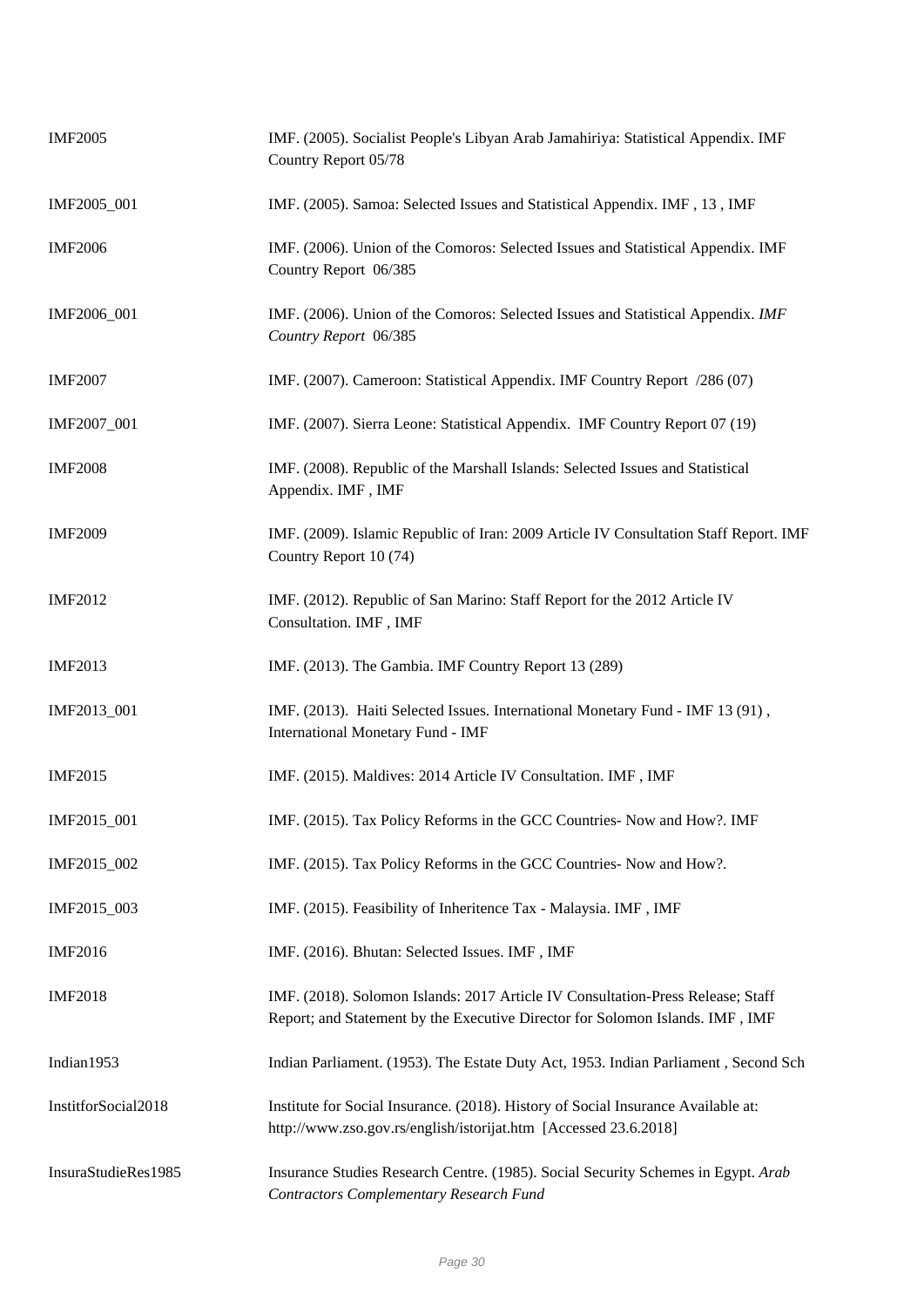| | |
|---|---|
| IMF2005 | IMF. (2005). Socialist People's Libyan Arab Jamahiriya: Statistical Appendix. IMF Country Report 05/78 |
| IMF2005_001 | IMF. (2005). Samoa: Selected Issues and Statistical Appendix. IMF , 13 , IMF |
| IMF2006 | IMF. (2006). Union of the Comoros: Selected Issues and Statistical Appendix. IMF Country Report 06/385 |
| IMF2006_001 | IMF. (2006). Union of the Comoros: Selected Issues and Statistical Appendix. *IMF Country Report* 06/385 |
| IMF2007 | IMF. (2007). Cameroon: Statistical Appendix. IMF Country Report /286 (07) |
| IMF2007_001 | IMF. (2007). Sierra Leone: Statistical Appendix. IMF Country Report 07 (19) |
| IMF2008 | IMF. (2008). Republic of the Marshall Islands: Selected Issues and Statistical Appendix. IMF , IMF |
| IMF2009 | IMF. (2009). Islamic Republic of Iran: 2009 Article IV Consultation Staff Report. IMF Country Report 10 (74) |
| IMF2012 | IMF. (2012). Republic of San Marino: Staff Report for the 2012 Article IV Consultation. IMF , IMF |
| IMF2013 | IMF. (2013). The Gambia. IMF Country Report 13 (289) |
| IMF2013_001 | IMF. (2013). Haiti Selected Issues. International Monetary Fund - IMF 13 (91) , International Monetary Fund - IMF |
| IMF2015 | IMF. (2015). Maldives: 2014 Article IV Consultation. IMF , IMF |
| IMF2015_001 | IMF. (2015). Tax Policy Reforms in the GCC Countries- Now and How?. IMF |
| IMF2015_002 | IMF. (2015). Tax Policy Reforms in the GCC Countries- Now and How?. |
| IMF2015_003 | IMF. (2015). Feasibility of Inheritence Tax - Malaysia. IMF , IMF |
| IMF2016 | IMF. (2016). Bhutan: Selected Issues. IMF , IMF |
| IMF2018 | IMF. (2018). Solomon Islands: 2017 Article IV Consultation-Press Release; Staff Report; and Statement by the Executive Director for Solomon Islands. IMF , IMF |
| Indian1953 | Indian Parliament. (1953). The Estate Duty Act, 1953. Indian Parliament , Second Sch |
| InstitforSocial2018 | Institute for Social Insurance. (2018). History of Social Insurance Available at: http://www.zso.gov.rs/english/istorijat.htm [Accessed 23.6.2018] |
| InsuraStudieRes1985 | Insurance Studies Research Centre. (1985). Social Security Schemes in Egypt. *Arab Contractors Complementary Research Fund* |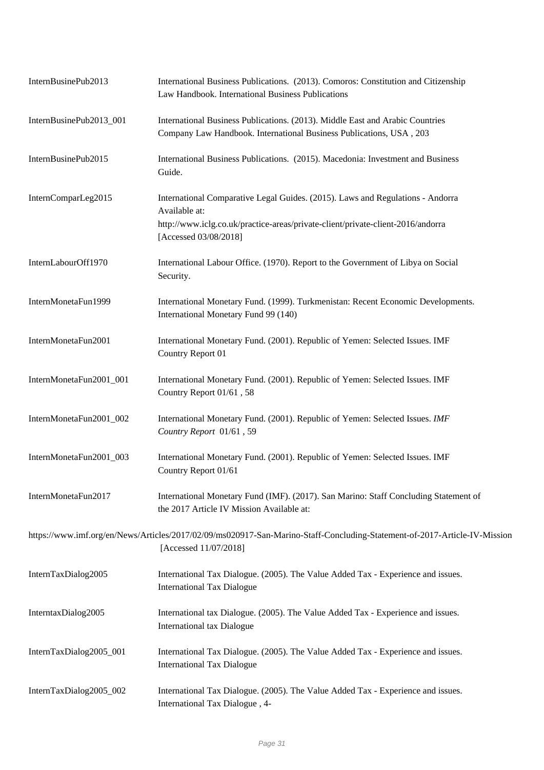| | |
|---|---|
| InternBusinePub2013 | International Business Publications. (2013). Comoros: Constitution and Citizenship Law Handbook. International Business Publications |
| InternBusinePub2013_001 | International Business Publications. (2013). Middle East and Arabic Countries Company Law Handbook. International Business Publications, USA , 203 |
| InternBusinePub2015 | International Business Publications. (2015). Macedonia: Investment and Business Guide. |
| InternComparLeg2015 | International Comparative Legal Guides. (2015). Laws and Regulations - Andorra Available at: http://www.iclg.co.uk/practice-areas/private-client/private-client-2016/andorra [Accessed 03/08/2018] |
| InternLabourOff1970 | International Labour Office. (1970). Report to the Government of Libya on Social Security. |
| InternMonetaFun1999 | International Monetary Fund. (1999). Turkmenistan: Recent Economic Developments. International Monetary Fund 99 (140) |
| InternMonetaFun2001 | International Monetary Fund. (2001). Republic of Yemen: Selected Issues. IMF Country Report 01 |
| InternMonetaFun2001_001 | International Monetary Fund. (2001). Republic of Yemen: Selected Issues. IMF Country Report 01/61 , 58 |
| InternMonetaFun2001_002 | International Monetary Fund. (2001). Republic of Yemen: Selected Issues. *IMF Country Report* 01/61 , 59 |
| InternMonetaFun2001_003 | International Monetary Fund. (2001). Republic of Yemen: Selected Issues. IMF Country Report 01/61 |
| InternMonetaFun2017 | International Monetary Fund (IMF). (2017). San Marino: Staff Concluding Statement of the 2017 Article IV Mission Available at: https://www.imf.org/en/News/Articles/2017/02/09/ms020917-San-Marino-Staff-Concluding-Statement-of-2017-Article-IV-Mission [Accessed 11/07/2018] |
| InternTaxDialog2005 | International Tax Dialogue. (2005). The Value Added Tax - Experience and issues. International Tax Dialogue |
| InterntaxDialog2005 | International tax Dialogue. (2005). The Value Added Tax - Experience and issues. International tax Dialogue |
| InternTaxDialog2005_001 | International Tax Dialogue. (2005). The Value Added Tax - Experience and issues. International Tax Dialogue |
| InternTaxDialog2005_002 | International Tax Dialogue. (2005). The Value Added Tax - Experience and issues. International Tax Dialogue , 4- |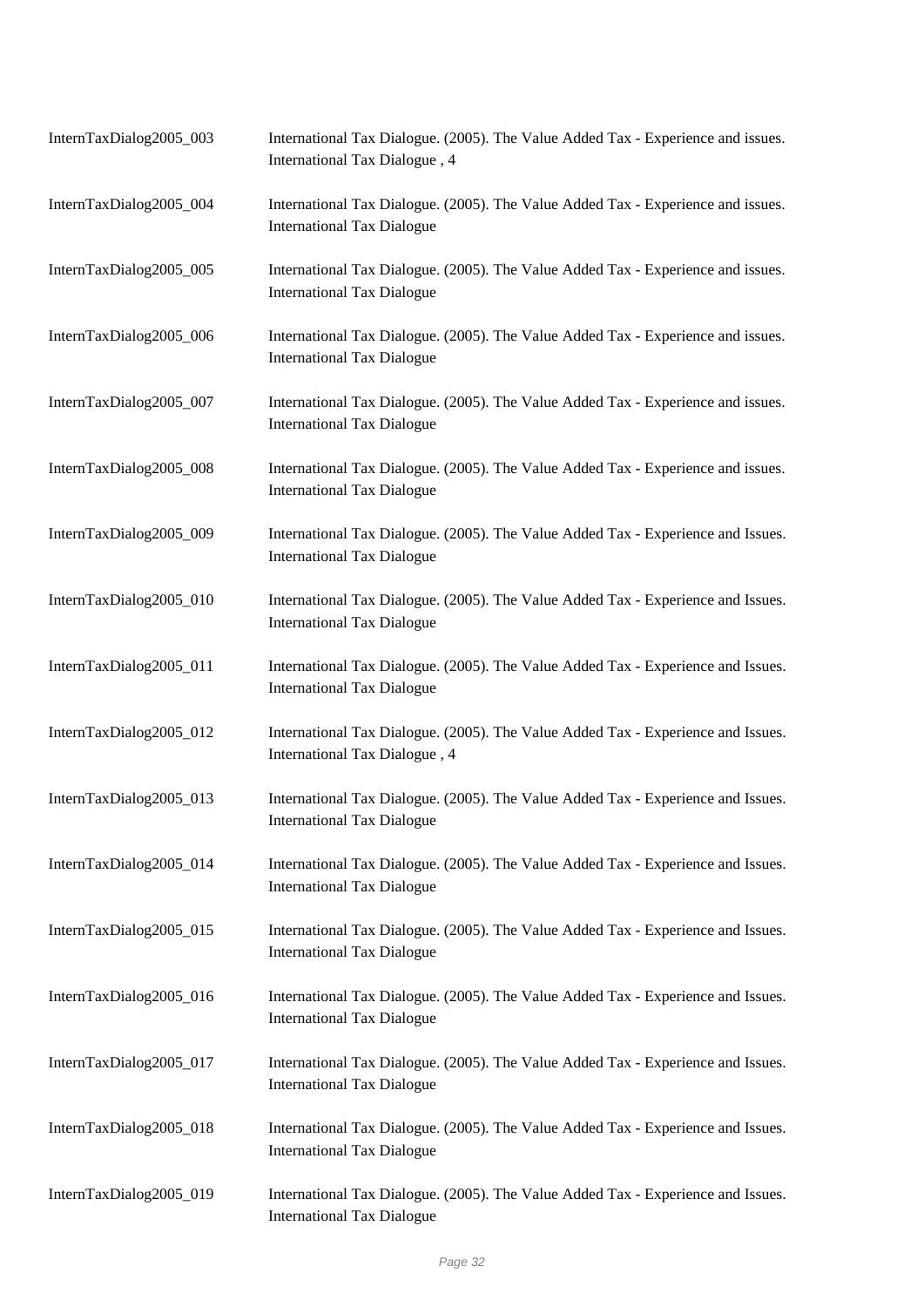| | |
|---|---|
| InternTaxDialog2005_003 | International Tax Dialogue. (2005). The Value Added Tax - Experience and issues. International Tax Dialogue , 4 |
| InternTaxDialog2005_004 | International Tax Dialogue. (2005). The Value Added Tax - Experience and issues. International Tax Dialogue |
| InternTaxDialog2005_005 | International Tax Dialogue. (2005). The Value Added Tax - Experience and issues. International Tax Dialogue |
| InternTaxDialog2005_006 | International Tax Dialogue. (2005). The Value Added Tax - Experience and issues. International Tax Dialogue |
| InternTaxDialog2005_007 | International Tax Dialogue. (2005). The Value Added Tax - Experience and issues. International Tax Dialogue |
| InternTaxDialog2005_008 | International Tax Dialogue. (2005). The Value Added Tax - Experience and issues. International Tax Dialogue |
| InternTaxDialog2005_009 | International Tax Dialogue. (2005). The Value Added Tax - Experience and Issues. International Tax Dialogue |
| InternTaxDialog2005_010 | International Tax Dialogue. (2005). The Value Added Tax - Experience and Issues. International Tax Dialogue |
| InternTaxDialog2005_011 | International Tax Dialogue. (2005). The Value Added Tax - Experience and Issues. International Tax Dialogue |
| InternTaxDialog2005_012 | International Tax Dialogue. (2005). The Value Added Tax - Experience and Issues. International Tax Dialogue , 4 |
| InternTaxDialog2005_013 | International Tax Dialogue. (2005). The Value Added Tax - Experience and Issues. International Tax Dialogue |
| InternTaxDialog2005_014 | International Tax Dialogue. (2005). The Value Added Tax - Experience and Issues. International Tax Dialogue |
| InternTaxDialog2005_015 | International Tax Dialogue. (2005). The Value Added Tax - Experience and Issues. International Tax Dialogue |
| InternTaxDialog2005_016 | International Tax Dialogue. (2005). The Value Added Tax - Experience and Issues. International Tax Dialogue |
| InternTaxDialog2005_017 | International Tax Dialogue. (2005). The Value Added Tax - Experience and Issues. International Tax Dialogue |
| InternTaxDialog2005_018 | International Tax Dialogue. (2005). The Value Added Tax - Experience and Issues. International Tax Dialogue |
| InternTaxDialog2005_019 | International Tax Dialogue. (2005). The Value Added Tax - Experience and Issues. International Tax Dialogue |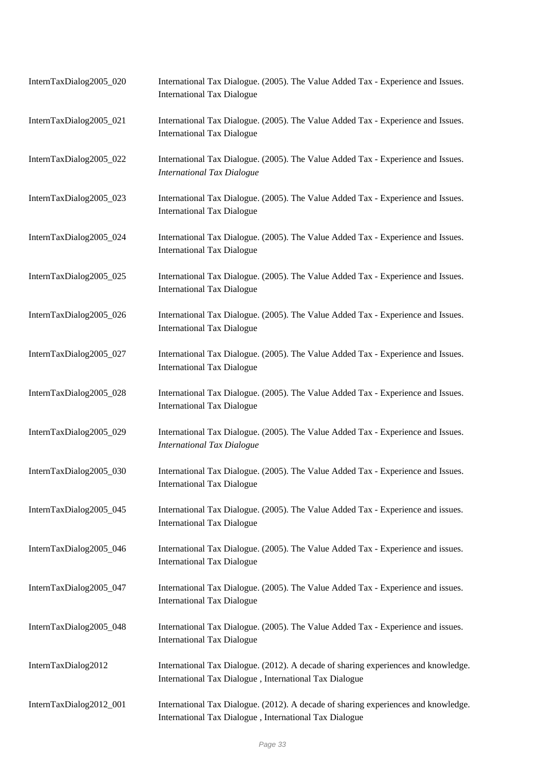| | |
|---|---|
| InternTaxDialog2005_020 | International Tax Dialogue. (2005). The Value Added Tax - Experience and Issues. International Tax Dialogue |
| InternTaxDialog2005_021 | International Tax Dialogue. (2005). The Value Added Tax - Experience and Issues. International Tax Dialogue |
| InternTaxDialog2005_022 | International Tax Dialogue. (2005). The Value Added Tax - Experience and Issues. *International Tax Dialogue* |
| InternTaxDialog2005_023 | International Tax Dialogue. (2005). The Value Added Tax - Experience and Issues. International Tax Dialogue |
| InternTaxDialog2005_024 | International Tax Dialogue. (2005). The Value Added Tax - Experience and Issues. International Tax Dialogue |
| InternTaxDialog2005_025 | International Tax Dialogue. (2005). The Value Added Tax - Experience and Issues. International Tax Dialogue |
| InternTaxDialog2005_026 | International Tax Dialogue. (2005). The Value Added Tax - Experience and Issues. International Tax Dialogue |
| InternTaxDialog2005_027 | International Tax Dialogue. (2005). The Value Added Tax - Experience and Issues. International Tax Dialogue |
| InternTaxDialog2005_028 | International Tax Dialogue. (2005). The Value Added Tax - Experience and Issues. International Tax Dialogue |
| InternTaxDialog2005_029 | International Tax Dialogue. (2005). The Value Added Tax - Experience and Issues. *International Tax Dialogue* |
| InternTaxDialog2005_030 | International Tax Dialogue. (2005). The Value Added Tax - Experience and Issues. International Tax Dialogue |
| InternTaxDialog2005_045 | International Tax Dialogue. (2005). The Value Added Tax - Experience and issues. International Tax Dialogue |
| InternTaxDialog2005_046 | International Tax Dialogue. (2005). The Value Added Tax - Experience and issues. International Tax Dialogue |
| InternTaxDialog2005_047 | International Tax Dialogue. (2005). The Value Added Tax - Experience and issues. International Tax Dialogue |
| InternTaxDialog2005_048 | International Tax Dialogue. (2005). The Value Added Tax - Experience and issues. International Tax Dialogue |
| InternTaxDialog2012 | International Tax Dialogue. (2012). A decade of sharing experiences and knowledge. International Tax Dialogue , International Tax Dialogue |
| InternTaxDialog2012_001 | International Tax Dialogue. (2012). A decade of sharing experiences and knowledge. International Tax Dialogue , International Tax Dialogue |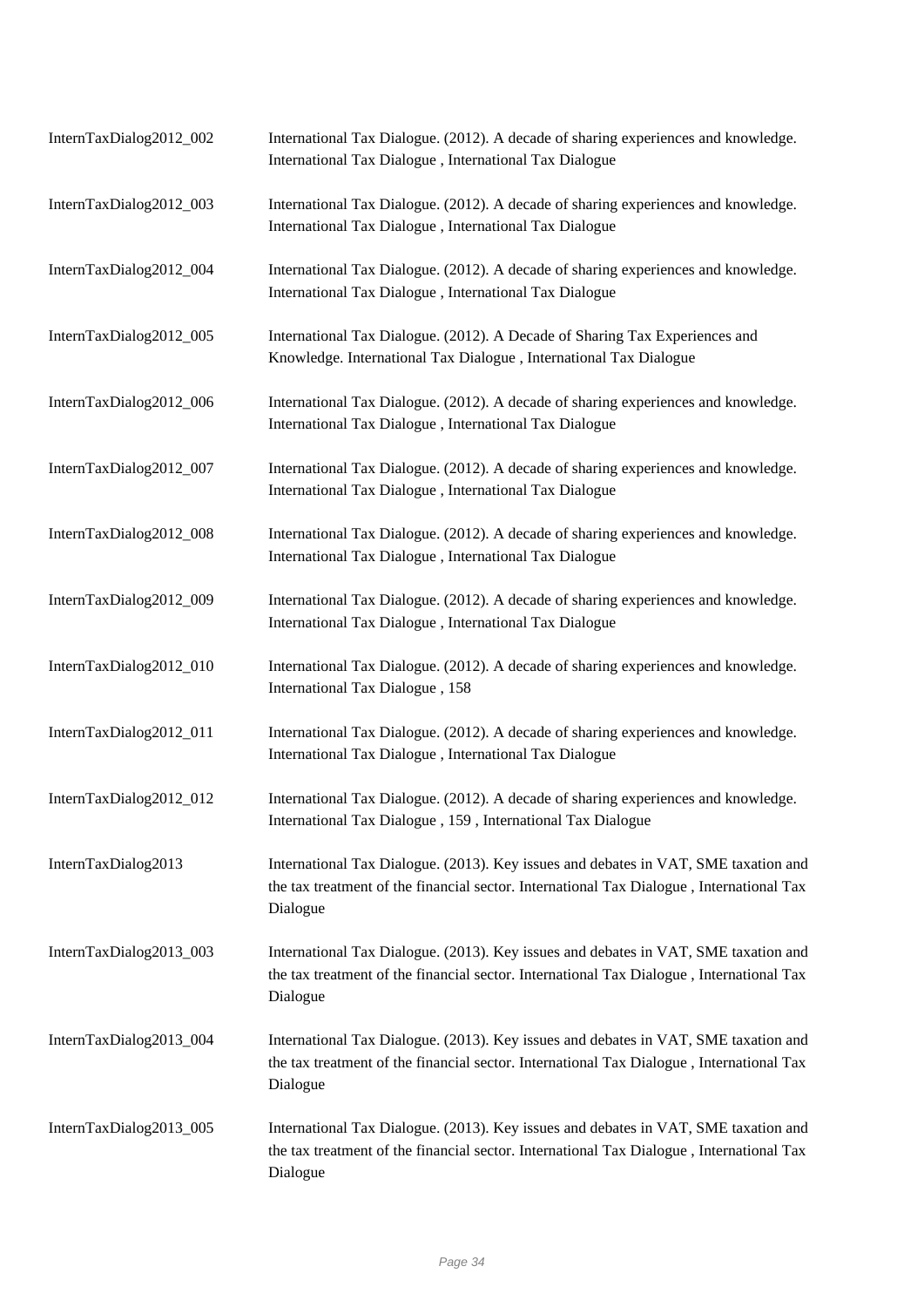| | |
|---|---|
| InternTaxDialog2012_002 | International Tax Dialogue. (2012). A decade of sharing experiences and knowledge. International Tax Dialogue , International Tax Dialogue |
| InternTaxDialog2012_003 | International Tax Dialogue. (2012). A decade of sharing experiences and knowledge. International Tax Dialogue , International Tax Dialogue |
| InternTaxDialog2012_004 | International Tax Dialogue. (2012). A decade of sharing experiences and knowledge. International Tax Dialogue , International Tax Dialogue |
| InternTaxDialog2012_005 | International Tax Dialogue. (2012). A Decade of Sharing Tax Experiences and Knowledge. International Tax Dialogue , International Tax Dialogue |
| InternTaxDialog2012_006 | International Tax Dialogue. (2012). A decade of sharing experiences and knowledge. International Tax Dialogue , International Tax Dialogue |
| InternTaxDialog2012_007 | International Tax Dialogue. (2012). A decade of sharing experiences and knowledge. International Tax Dialogue , International Tax Dialogue |
| InternTaxDialog2012_008 | International Tax Dialogue. (2012). A decade of sharing experiences and knowledge. International Tax Dialogue , International Tax Dialogue |
| InternTaxDialog2012_009 | International Tax Dialogue. (2012). A decade of sharing experiences and knowledge. International Tax Dialogue , International Tax Dialogue |
| InternTaxDialog2012_010 | International Tax Dialogue. (2012). A decade of sharing experiences and knowledge. International Tax Dialogue , 158 |
| InternTaxDialog2012_011 | International Tax Dialogue. (2012). A decade of sharing experiences and knowledge. International Tax Dialogue , International Tax Dialogue |
| InternTaxDialog2012_012 | International Tax Dialogue. (2012). A decade of sharing experiences and knowledge. International Tax Dialogue , 159 , International Tax Dialogue |
| InternTaxDialog2013 | International Tax Dialogue. (2013). Key issues and debates in VAT, SME taxation and the tax treatment of the financial sector. International Tax Dialogue , International Tax Dialogue |
| InternTaxDialog2013_003 | International Tax Dialogue. (2013). Key issues and debates in VAT, SME taxation and the tax treatment of the financial sector. International Tax Dialogue , International Tax Dialogue |
| InternTaxDialog2013_004 | International Tax Dialogue. (2013). Key issues and debates in VAT, SME taxation and the tax treatment of the financial sector. International Tax Dialogue , International Tax Dialogue |
| InternTaxDialog2013_005 | International Tax Dialogue. (2013). Key issues and debates in VAT, SME taxation and the tax treatment of the financial sector. International Tax Dialogue , International Tax Dialogue |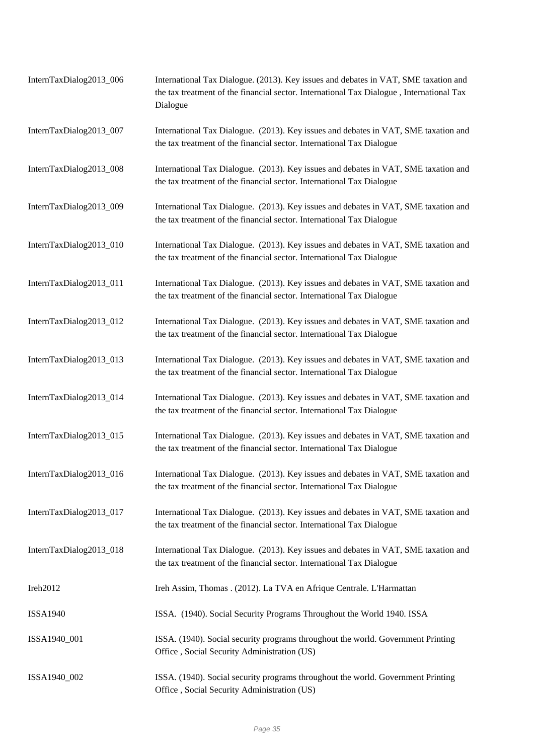| | |
|---|---|
| InternTaxDialog2013_006 | International Tax Dialogue. (2013). Key issues and debates in VAT, SME taxation and the tax treatment of the financial sector. International Tax Dialogue , International Tax Dialogue |
| InternTaxDialog2013_007 | International Tax Dialogue. (2013). Key issues and debates in VAT, SME taxation and the tax treatment of the financial sector. International Tax Dialogue |
| InternTaxDialog2013_008 | International Tax Dialogue. (2013). Key issues and debates in VAT, SME taxation and the tax treatment of the financial sector. International Tax Dialogue |
| InternTaxDialog2013_009 | International Tax Dialogue. (2013). Key issues and debates in VAT, SME taxation and the tax treatment of the financial sector. International Tax Dialogue |
| InternTaxDialog2013_010 | International Tax Dialogue. (2013). Key issues and debates in VAT, SME taxation and the tax treatment of the financial sector. International Tax Dialogue |
| InternTaxDialog2013_011 | International Tax Dialogue. (2013). Key issues and debates in VAT, SME taxation and the tax treatment of the financial sector. International Tax Dialogue |
| InternTaxDialog2013_012 | International Tax Dialogue. (2013). Key issues and debates in VAT, SME taxation and the tax treatment of the financial sector. International Tax Dialogue |
| InternTaxDialog2013_013 | International Tax Dialogue. (2013). Key issues and debates in VAT, SME taxation and the tax treatment of the financial sector. International Tax Dialogue |
| InternTaxDialog2013_014 | International Tax Dialogue. (2013). Key issues and debates in VAT, SME taxation and the tax treatment of the financial sector. International Tax Dialogue |
| InternTaxDialog2013_015 | International Tax Dialogue. (2013). Key issues and debates in VAT, SME taxation and the tax treatment of the financial sector. International Tax Dialogue |
| InternTaxDialog2013_016 | International Tax Dialogue. (2013). Key issues and debates in VAT, SME taxation and the tax treatment of the financial sector. International Tax Dialogue |
| InternTaxDialog2013_017 | International Tax Dialogue. (2013). Key issues and debates in VAT, SME taxation and the tax treatment of the financial sector. International Tax Dialogue |
| InternTaxDialog2013_018 | International Tax Dialogue. (2013). Key issues and debates in VAT, SME taxation and the tax treatment of the financial sector. International Tax Dialogue |
| Ireh2012 | Ireh Assim, Thomas . (2012). La TVA en Afrique Centrale. L'Harmattan |
| ISSA1940 | ISSA. (1940). Social Security Programs Throughout the World 1940. ISSA |
| ISSA1940_001 | ISSA. (1940). Social security programs throughout the world. Government Printing Office , Social Security Administration (US) |
| ISSA1940_002 | ISSA. (1940). Social security programs throughout the world. Government Printing Office , Social Security Administration (US) |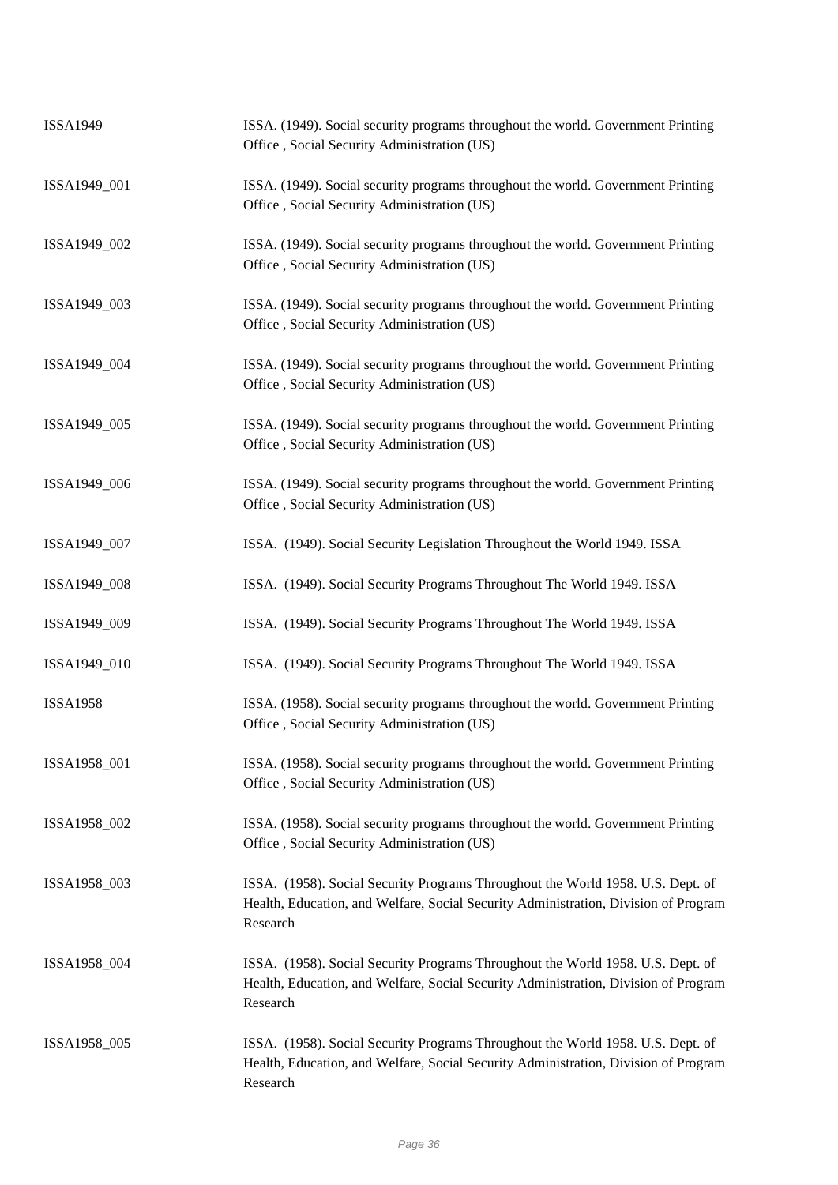| | |
|---|---|
| ISSA1949 | ISSA. (1949). Social security programs throughout the world. Government Printing Office , Social Security Administration (US) |
| ISSA1949_001 | ISSA. (1949). Social security programs throughout the world. Government Printing Office , Social Security Administration (US) |
| ISSA1949_002 | ISSA. (1949). Social security programs throughout the world. Government Printing Office , Social Security Administration (US) |
| ISSA1949_003 | ISSA. (1949). Social security programs throughout the world. Government Printing Office , Social Security Administration (US) |
| ISSA1949_004 | ISSA. (1949). Social security programs throughout the world. Government Printing Office , Social Security Administration (US) |
| ISSA1949_005 | ISSA. (1949). Social security programs throughout the world. Government Printing Office , Social Security Administration (US) |
| ISSA1949_006 | ISSA. (1949). Social security programs throughout the world. Government Printing Office , Social Security Administration (US) |
| ISSA1949_007 | ISSA. (1949). Social Security Legislation Throughout the World 1949. ISSA |
| ISSA1949_008 | ISSA. (1949). Social Security Programs Throughout The World 1949. ISSA |
| ISSA1949_009 | ISSA. (1949). Social Security Programs Throughout The World 1949. ISSA |
| ISSA1949_010 | ISSA. (1949). Social Security Programs Throughout The World 1949. ISSA |
| ISSA1958 | ISSA. (1958). Social security programs throughout the world. Government Printing Office , Social Security Administration (US) |
| ISSA1958_001 | ISSA. (1958). Social security programs throughout the world. Government Printing Office , Social Security Administration (US) |
| ISSA1958_002 | ISSA. (1958). Social security programs throughout the world. Government Printing Office , Social Security Administration (US) |
| ISSA1958_003 | ISSA. (1958). Social Security Programs Throughout the World 1958. U.S. Dept. of Health, Education, and Welfare, Social Security Administration, Division of Program Research |
| ISSA1958_004 | ISSA. (1958). Social Security Programs Throughout the World 1958. U.S. Dept. of Health, Education, and Welfare, Social Security Administration, Division of Program Research |
| ISSA1958_005 | ISSA. (1958). Social Security Programs Throughout the World 1958. U.S. Dept. of Health, Education, and Welfare, Social Security Administration, Division of Program Research |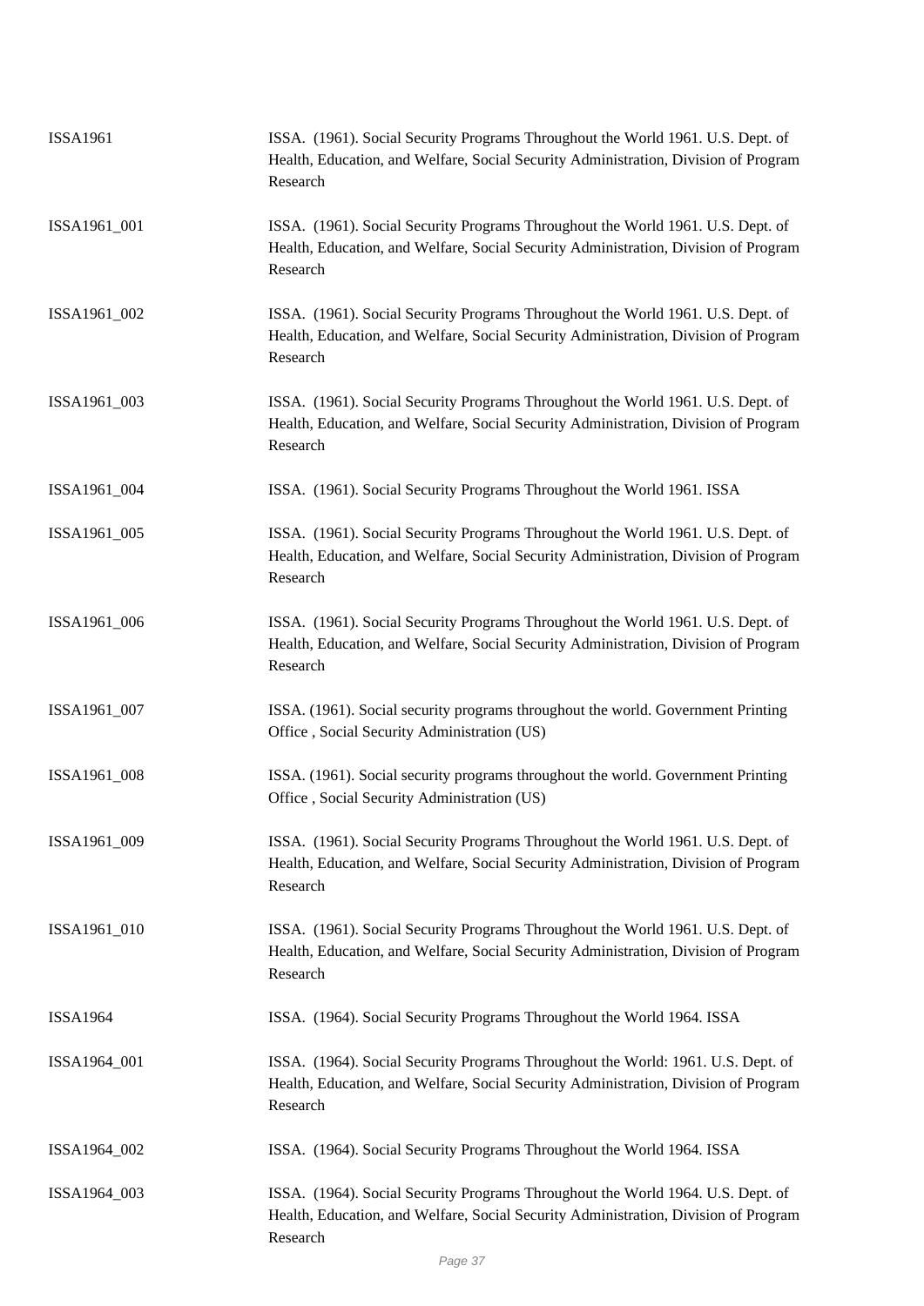| | |
|---|---|
| ISSA1961 | ISSA. (1961). Social Security Programs Throughout the World 1961. U.S. Dept. of Health, Education, and Welfare, Social Security Administration, Division of Program Research |
| ISSA1961_001 | ISSA. (1961). Social Security Programs Throughout the World 1961. U.S. Dept. of Health, Education, and Welfare, Social Security Administration, Division of Program Research |
| ISSA1961_002 | ISSA. (1961). Social Security Programs Throughout the World 1961. U.S. Dept. of Health, Education, and Welfare, Social Security Administration, Division of Program Research |
| ISSA1961_003 | ISSA. (1961). Social Security Programs Throughout the World 1961. U.S. Dept. of Health, Education, and Welfare, Social Security Administration, Division of Program Research |
| ISSA1961_004 | ISSA. (1961). Social Security Programs Throughout the World 1961. ISSA |
| ISSA1961_005 | ISSA. (1961). Social Security Programs Throughout the World 1961. U.S. Dept. of Health, Education, and Welfare, Social Security Administration, Division of Program Research |
| ISSA1961_006 | ISSA. (1961). Social Security Programs Throughout the World 1961. U.S. Dept. of Health, Education, and Welfare, Social Security Administration, Division of Program Research |
| ISSA1961_007 | ISSA. (1961). Social security programs throughout the world. Government Printing Office , Social Security Administration (US) |
| ISSA1961_008 | ISSA. (1961). Social security programs throughout the world. Government Printing Office , Social Security Administration (US) |
| ISSA1961_009 | ISSA. (1961). Social Security Programs Throughout the World 1961. U.S. Dept. of Health, Education, and Welfare, Social Security Administration, Division of Program Research |
| ISSA1961_010 | ISSA. (1961). Social Security Programs Throughout the World 1961. U.S. Dept. of Health, Education, and Welfare, Social Security Administration, Division of Program Research |
| ISSA1964 | ISSA. (1964). Social Security Programs Throughout the World 1964. ISSA |
| ISSA1964_001 | ISSA. (1964). Social Security Programs Throughout the World: 1961. U.S. Dept. of Health, Education, and Welfare, Social Security Administration, Division of Program Research |
| ISSA1964_002 | ISSA. (1964). Social Security Programs Throughout the World 1964. ISSA |
| ISSA1964_003 | ISSA. (1964). Social Security Programs Throughout the World 1964. U.S. Dept. of Health, Education, and Welfare, Social Security Administration, Division of Program Research |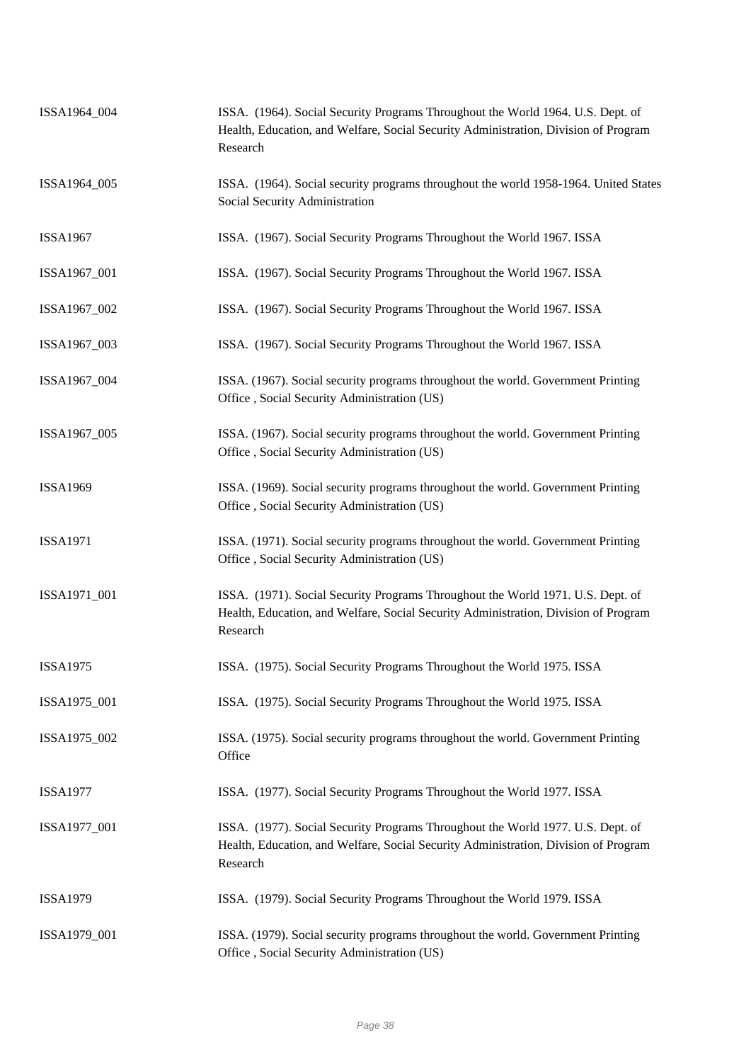| | |
|---|---|
| ISSA1964_004 | ISSA. (1964). Social Security Programs Throughout the World 1964. U.S. Dept. of Health, Education, and Welfare, Social Security Administration, Division of Program Research |
| ISSA1964_005 | ISSA. (1964). Social security programs throughout the world 1958-1964. United States Social Security Administration |
| ISSA1967 | ISSA. (1967). Social Security Programs Throughout the World 1967. ISSA |
| ISSA1967_001 | ISSA. (1967). Social Security Programs Throughout the World 1967. ISSA |
| ISSA1967_002 | ISSA. (1967). Social Security Programs Throughout the World 1967. ISSA |
| ISSA1967_003 | ISSA. (1967). Social Security Programs Throughout the World 1967. ISSA |
| ISSA1967_004 | ISSA. (1967). Social security programs throughout the world. Government Printing Office , Social Security Administration (US) |
| ISSA1967_005 | ISSA. (1967). Social security programs throughout the world. Government Printing Office , Social Security Administration (US) |
| ISSA1969 | ISSA. (1969). Social security programs throughout the world. Government Printing Office , Social Security Administration (US) |
| ISSA1971 | ISSA. (1971). Social security programs throughout the world. Government Printing Office , Social Security Administration (US) |
| ISSA1971_001 | ISSA. (1971). Social Security Programs Throughout the World 1971. U.S. Dept. of Health, Education, and Welfare, Social Security Administration, Division of Program Research |
| ISSA1975 | ISSA. (1975). Social Security Programs Throughout the World 1975. ISSA |
| ISSA1975_001 | ISSA. (1975). Social Security Programs Throughout the World 1975. ISSA |
| ISSA1975_002 | ISSA. (1975). Social security programs throughout the world. Government Printing Office |
| ISSA1977 | ISSA. (1977). Social Security Programs Throughout the World 1977. ISSA |
| ISSA1977_001 | ISSA. (1977). Social Security Programs Throughout the World 1977. U.S. Dept. of Health, Education, and Welfare, Social Security Administration, Division of Program Research |
| ISSA1979 | ISSA. (1979). Social Security Programs Throughout the World 1979. ISSA |
| ISSA1979_001 | ISSA. (1979). Social security programs throughout the world. Government Printing Office , Social Security Administration (US) |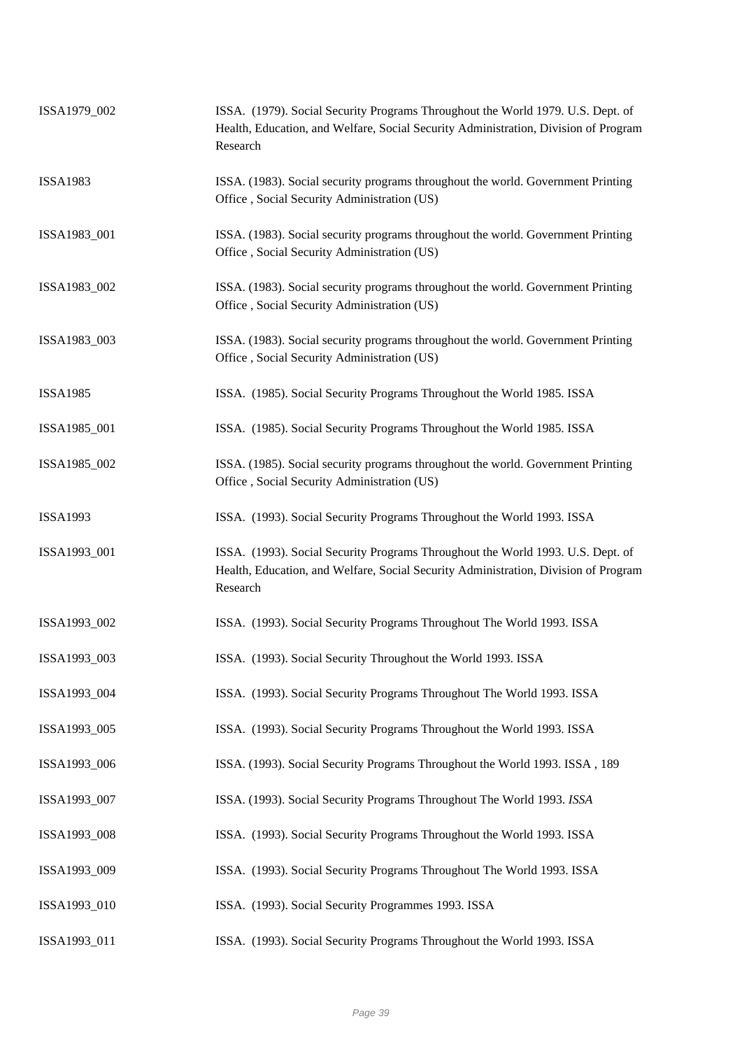| | |
|---|---|
| ISSA1979_002 | ISSA. (1979). Social Security Programs Throughout the World 1979. U.S. Dept. of Health, Education, and Welfare, Social Security Administration, Division of Program Research |
| ISSA1983 | ISSA. (1983). Social security programs throughout the world. Government Printing Office , Social Security Administration (US) |
| ISSA1983_001 | ISSA. (1983). Social security programs throughout the world. Government Printing Office , Social Security Administration (US) |
| ISSA1983_002 | ISSA. (1983). Social security programs throughout the world. Government Printing Office , Social Security Administration (US) |
| ISSA1983_003 | ISSA. (1983). Social security programs throughout the world. Government Printing Office , Social Security Administration (US) |
| ISSA1985 | ISSA. (1985). Social Security Programs Throughout the World 1985. ISSA |
| ISSA1985_001 | ISSA. (1985). Social Security Programs Throughout the World 1985. ISSA |
| ISSA1985_002 | ISSA. (1985). Social security programs throughout the world. Government Printing Office , Social Security Administration (US) |
| ISSA1993 | ISSA. (1993). Social Security Programs Throughout the World 1993. ISSA |
| ISSA1993_001 | ISSA. (1993). Social Security Programs Throughout the World 1993. U.S. Dept. of Health, Education, and Welfare, Social Security Administration, Division of Program Research |
| ISSA1993_002 | ISSA. (1993). Social Security Programs Throughout The World 1993. ISSA |
| ISSA1993_003 | ISSA. (1993). Social Security Throughout the World 1993. ISSA |
| ISSA1993_004 | ISSA. (1993). Social Security Programs Throughout The World 1993. ISSA |
| ISSA1993_005 | ISSA. (1993). Social Security Programs Throughout the World 1993. ISSA |
| ISSA1993_006 | ISSA. (1993). Social Security Programs Throughout the World 1993. ISSA , 189 |
| ISSA1993_007 | ISSA. (1993). Social Security Programs Throughout The World 1993. *ISSA* |
| ISSA1993_008 | ISSA. (1993). Social Security Programs Throughout the World 1993. ISSA |
| ISSA1993_009 | ISSA. (1993). Social Security Programs Throughout The World 1993. ISSA |
| ISSA1993_010 | ISSA. (1993). Social Security Programmes 1993. ISSA |
| ISSA1993_011 | ISSA. (1993). Social Security Programs Throughout the World 1993. ISSA |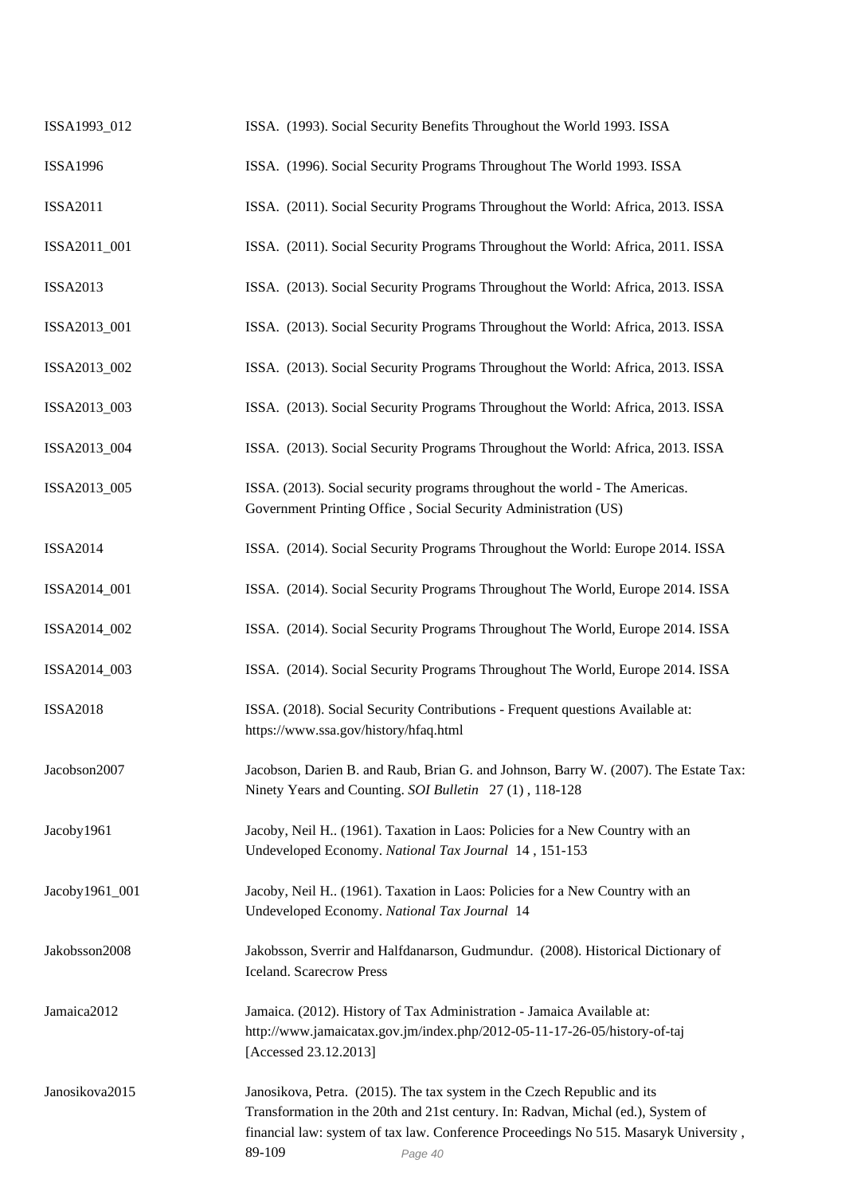| | |
|---|---|
| ISSA1993_012 | ISSA. (1993). Social Security Benefits Throughout the World 1993. ISSA |
| ISSA1996 | ISSA. (1996). Social Security Programs Throughout The World 1993. ISSA |
| ISSA2011 | ISSA. (2011). Social Security Programs Throughout the World: Africa, 2013. ISSA |
| ISSA2011_001 | ISSA. (2011). Social Security Programs Throughout the World: Africa, 2011. ISSA |
| ISSA2013 | ISSA. (2013). Social Security Programs Throughout the World: Africa, 2013. ISSA |
| ISSA2013_001 | ISSA. (2013). Social Security Programs Throughout the World: Africa, 2013. ISSA |
| ISSA2013_002 | ISSA. (2013). Social Security Programs Throughout the World: Africa, 2013. ISSA |
| ISSA2013_003 | ISSA. (2013). Social Security Programs Throughout the World: Africa, 2013. ISSA |
| ISSA2013_004 | ISSA. (2013). Social Security Programs Throughout the World: Africa, 2013. ISSA |
| ISSA2013_005 | ISSA. (2013). Social security programs throughout the world - The Americas. Government Printing Office , Social Security Administration (US) |
| ISSA2014 | ISSA. (2014). Social Security Programs Throughout the World: Europe 2014. ISSA |
| ISSA2014_001 | ISSA. (2014). Social Security Programs Throughout The World, Europe 2014. ISSA |
| ISSA2014_002 | ISSA. (2014). Social Security Programs Throughout The World, Europe 2014. ISSA |
| ISSA2014_003 | ISSA. (2014). Social Security Programs Throughout The World, Europe 2014. ISSA |
| ISSA2018 | ISSA. (2018). Social Security Contributions - Frequent questions Available at: https://www.ssa.gov/history/hfaq.html |
| Jacobson2007 | Jacobson, Darien B. and Raub, Brian G. and Johnson, Barry W. (2007). The Estate Tax: Ninety Years and Counting. *SOI Bulletin* 27 (1) , 118-128 |
| Jacoby1961 | Jacoby, Neil H.. (1961). Taxation in Laos: Policies for a New Country with an Undeveloped Economy. *National Tax Journal* 14 , 151-153 |
| Jacoby1961_001 | Jacoby, Neil H.. (1961). Taxation in Laos: Policies for a New Country with an Undeveloped Economy. *National Tax Journal* 14 |
| Jakobsson2008 | Jakobsson, Sverrir and Halfdanarson, Gudmundur. (2008). Historical Dictionary of Iceland. Scarecrow Press |
| Jamaica2012 | Jamaica. (2012). History of Tax Administration - Jamaica Available at: http://www.jamaicatax.gov.jm/index.php/2012-05-11-17-26-05/history-of-taj [Accessed 23.12.2013] |
| Janosikova2015 | Janosikova, Petra. (2015). The tax system in the Czech Republic and its Transformation in the 20th and 21st century. In: Radvan, Michal (ed.), System of financial law: system of tax law. Conference Proceedings No 515. Masaryk University , 89-109 |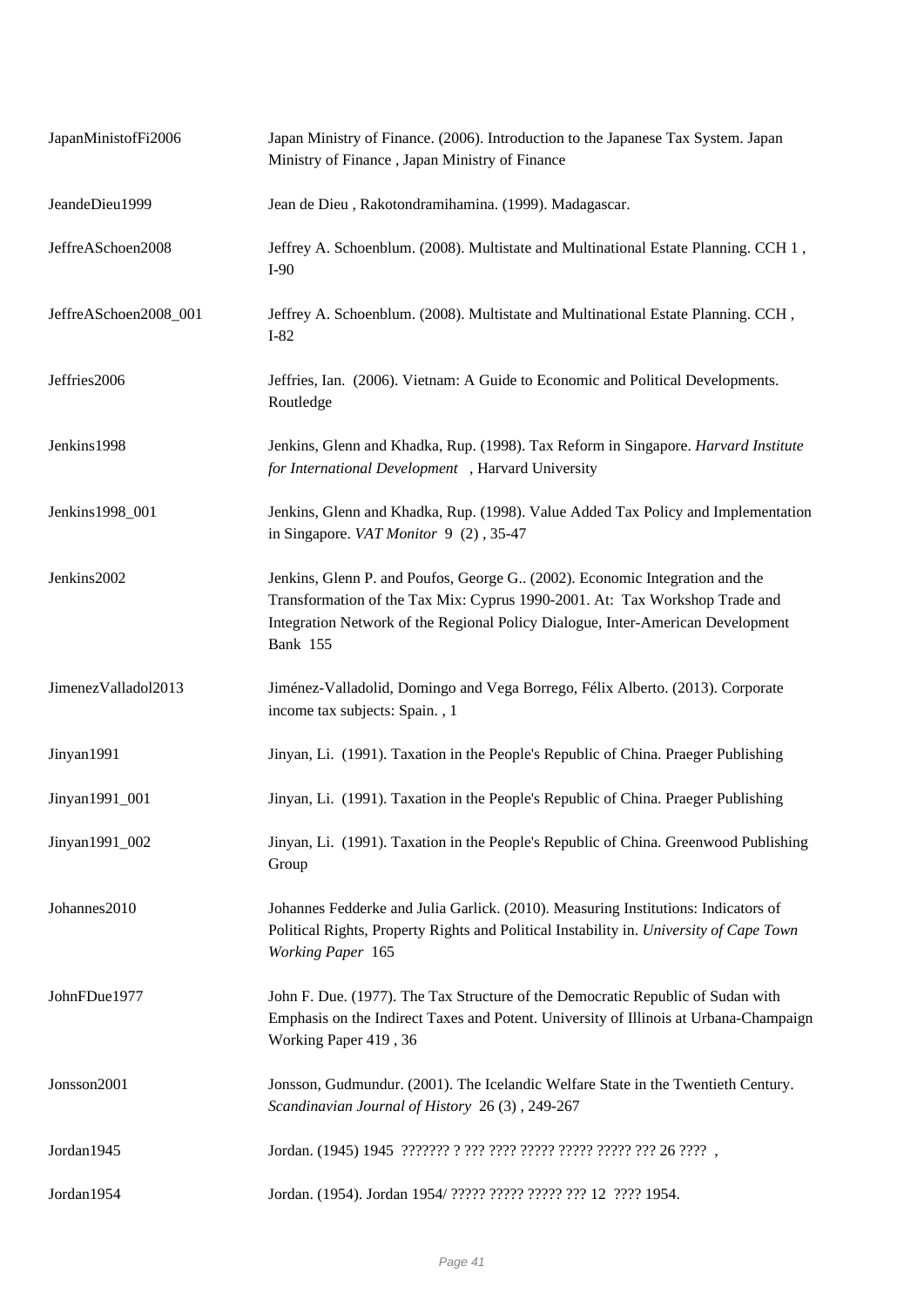| | |
|---|---|
| JapanMinistofFi2006 | Japan Ministry of Finance. (2006). Introduction to the Japanese Tax System. Japan Ministry of Finance , Japan Ministry of Finance |
| JeandeDieu1999 | Jean de Dieu , Rakotondramihamina. (1999). Madagascar. |
| JeffreASchoen2008 | Jeffrey A. Schoenblum. (2008). Multistate and Multinational Estate Planning. CCH 1 , I-90 |
| JeffreASchoen2008_001 | Jeffrey A. Schoenblum. (2008). Multistate and Multinational Estate Planning. CCH , I-82 |
| Jeffries2006 | Jeffries, Ian. (2006). Vietnam: A Guide to Economic and Political Developments. Routledge |
| Jenkins1998 | Jenkins, Glenn and Khadka, Rup. (1998). Tax Reform in Singapore. *Harvard Institute for International Development* , Harvard University |
| Jenkins1998_001 | Jenkins, Glenn and Khadka, Rup. (1998). Value Added Tax Policy and Implementation in Singapore. *VAT Monitor* 9 (2) , 35-47 |
| Jenkins2002 | Jenkins, Glenn P. and Poufos, George G.. (2002). Economic Integration and the Transformation of the Tax Mix: Cyprus 1990-2001. At: Tax Workshop Trade and Integration Network of the Regional Policy Dialogue, Inter-American Development Bank 155 |
| JimenezValladol2013 | Jiménez-Valladolid, Domingo and Vega Borrego, Félix Alberto. (2013). Corporate income tax subjects: Spain. , 1 |
| Jinyan1991 | Jinyan, Li. (1991). Taxation in the People's Republic of China. Praeger Publishing |
| Jinyan1991_001 | Jinyan, Li. (1991). Taxation in the People's Republic of China. Praeger Publishing |
| Jinyan1991_002 | Jinyan, Li. (1991). Taxation in the People's Republic of China. Greenwood Publishing Group |
| Johannes2010 | Johannes Fedderke and Julia Garlick. (2010). Measuring Institutions: Indicators of Political Rights, Property Rights and Political Instability in. *University of Cape Town Working Paper* 165 |
| JohnFDue1977 | John F. Due. (1977). The Tax Structure of the Democratic Republic of Sudan with Emphasis on the Indirect Taxes and Potent. University of Illinois at Urbana-Champaign Working Paper 419 , 36 |
| Jonsson2001 | Jonsson, Gudmundur. (2001). The Icelandic Welfare State in the Twentieth Century. *Scandinavian Journal of History* 26 (3) , 249-267 |
| Jordan1945 | Jordan. (1945) 1945 ??????? ? ??? ???? ????? ????? ????? ??? 26 ???? , |
| Jordan1954 | Jordan. (1954). Jordan 1954/ ????? ????? ????? ??? 12 ???? 1954. |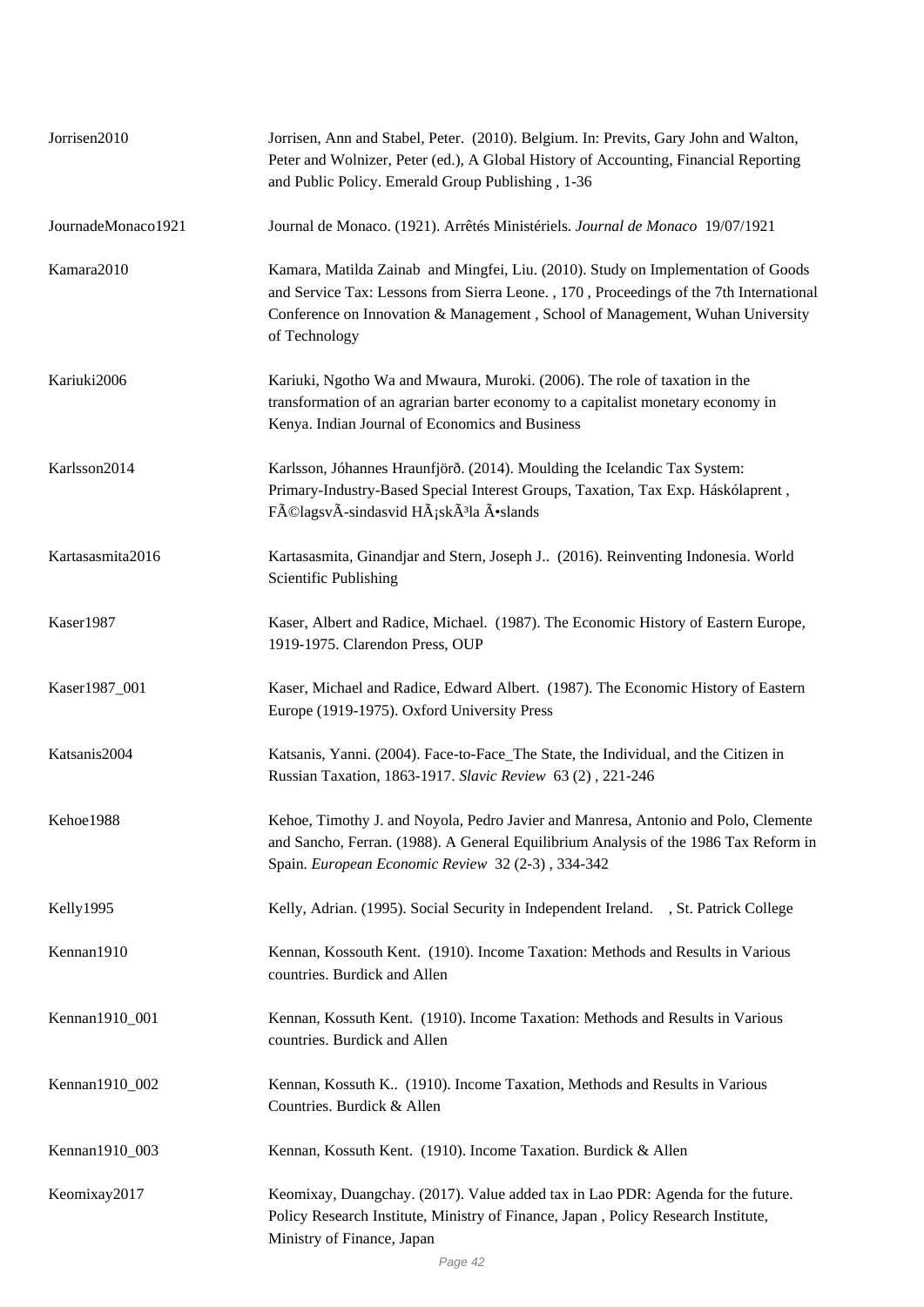| | |
|---|---|
| Jorrisen2010 | Jorrisen, Ann and Stabel, Peter. (2010). Belgium. In: Previts, Gary John and Walton, Peter and Wolnizer, Peter (ed.), A Global History of Accounting, Financial Reporting and Public Policy. Emerald Group Publishing , 1-36 |
| JournadeMonaco1921 | Journal de Monaco. (1921). Arrêtés Ministériels. *Journal de Monaco* 19/07/1921 |
| Kamara2010 | Kamara, Matilda Zainab and Mingfei, Liu. (2010). Study on Implementation of Goods and Service Tax: Lessons from Sierra Leone. , 170 , Proceedings of the 7th International Conference on Innovation & Management , School of Management, Wuhan University of Technology |
| Kariuki2006 | Kariuki, Ngotho Wa and Mwaura, Muroki. (2006). The role of taxation in the transformation of an agrarian barter economy to a capitalist monetary economy in Kenya. Indian Journal of Economics and Business |
| Karlsson2014 | Karlsson, Jóhannes Hraunfjörð. (2014). Moulding the Icelandic Tax System: Primary-Industry-Based Special Interest Groups, Taxation, Tax Exp. Háskólaprent , FÃ©lagsvÃ­sindasvid HÃ¡skÃ³la Ã•slands |
| Kartasasmita2016 | Kartasasmita, Ginandjar and Stern, Joseph J.. (2016). Reinventing Indonesia. World Scientific Publishing |
| Kaser1987 | Kaser, Albert and Radice, Michael. (1987). The Economic History of Eastern Europe, 1919-1975. Clarendon Press, OUP |
| Kaser1987_001 | Kaser, Michael and Radice, Edward Albert. (1987). The Economic History of Eastern Europe (1919-1975). Oxford University Press |
| Katsanis2004 | Katsanis, Yanni. (2004). Face-to-Face_The State, the Individual, and the Citizen in Russian Taxation, 1863-1917. *Slavic Review* 63 (2) , 221-246 |
| Kehoe1988 | Kehoe, Timothy J. and Noyola, Pedro Javier and Manresa, Antonio and Polo, Clemente and Sancho, Ferran. (1988). A General Equilibrium Analysis of the 1986 Tax Reform in Spain. *European Economic Review* 32 (2-3) , 334-342 |
| Kelly1995 | Kelly, Adrian. (1995). Social Security in Independent Ireland. , St. Patrick College |
| Kennan1910 | Kennan, Kossouth Kent. (1910). Income Taxation: Methods and Results in Various countries. Burdick and Allen |
| Kennan1910_001 | Kennan, Kossuth Kent. (1910). Income Taxation: Methods and Results in Various countries. Burdick and Allen |
| Kennan1910_002 | Kennan, Kossuth K.. (1910). Income Taxation, Methods and Results in Various Countries. Burdick & Allen |
| Kennan1910_003 | Kennan, Kossuth Kent. (1910). Income Taxation. Burdick & Allen |
| Keomixay2017 | Keomixay, Duangchay. (2017). Value added tax in Lao PDR: Agenda for the future. Policy Research Institute, Ministry of Finance, Japan , Policy Research Institute, Ministry of Finance, Japan |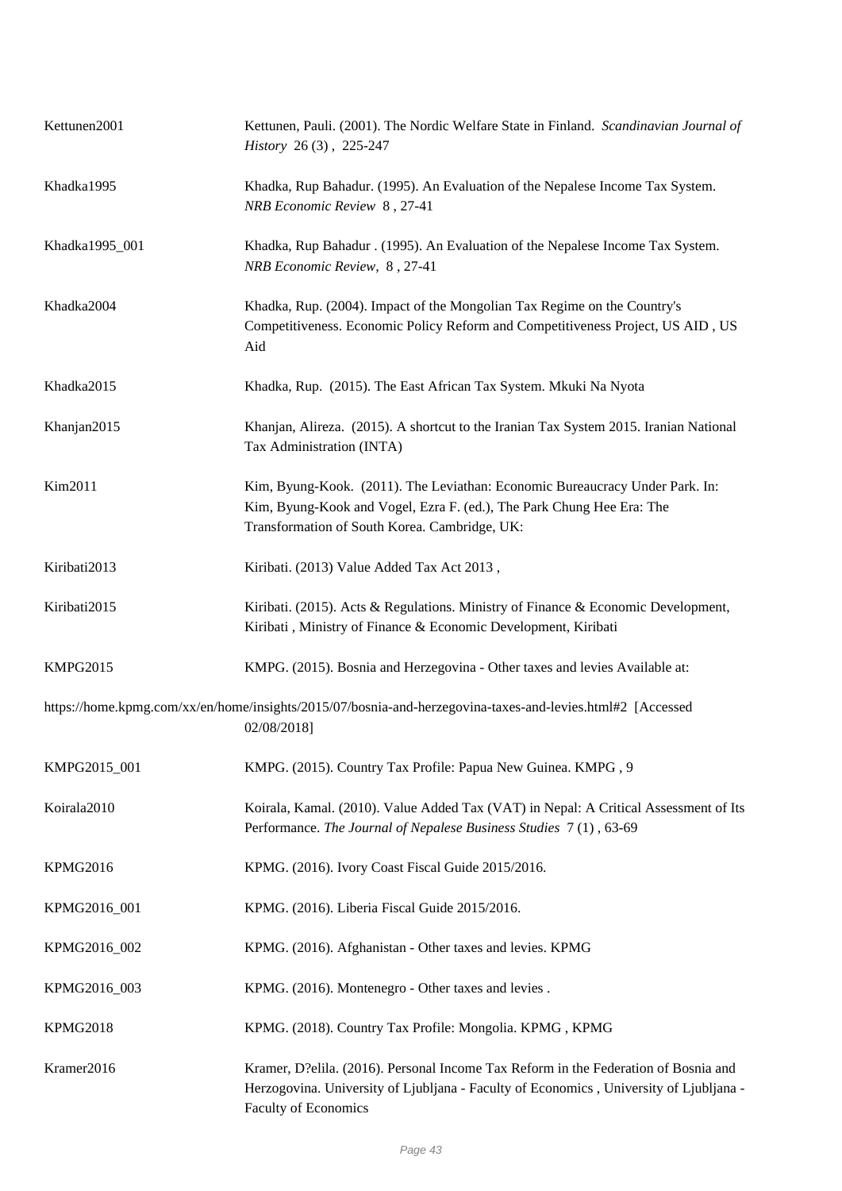| | |
|---|---|
| Kettunen2001 | Kettunen, Pauli. (2001). The Nordic Welfare State in Finland. *Scandinavian Journal of History* 26 (3) , 225-247 |
| Khadka1995 | Khadka, Rup Bahadur. (1995). An Evaluation of the Nepalese Income Tax System. *NRB Economic Review* 8 , 27-41 |
| Khadka1995_001 | Khadka, Rup Bahadur . (1995). An Evaluation of the Nepalese Income Tax System. *NRB Economic Review,* 8 , 27-41 |
| Khadka2004 | Khadka, Rup. (2004). Impact of the Mongolian Tax Regime on the Country's Competitiveness. Economic Policy Reform and Competitiveness Project, US AID , US Aid |
| Khadka2015 | Khadka, Rup. (2015). The East African Tax System. Mkuki Na Nyota |
| Khanjan2015 | Khanjan, Alireza. (2015). A shortcut to the Iranian Tax System 2015. Iranian National Tax Administration (INTA) |
| Kim2011 | Kim, Byung-Kook. (2011). The Leviathan: Economic Bureaucracy Under Park. In: Kim, Byung-Kook and Vogel, Ezra F. (ed.), The Park Chung Hee Era: The Transformation of South Korea. Cambridge, UK: |
| Kiribati2013 | Kiribati. (2013) Value Added Tax Act 2013 , |
| Kiribati2015 | Kiribati. (2015). Acts & Regulations. Ministry of Finance & Economic Development, Kiribati , Ministry of Finance & Economic Development, Kiribati |
| KMPG2015 | KMPG. (2015). Bosnia and Herzegovina - Other taxes and levies Available at: https://home.kpmg.com/xx/en/home/insights/2015/07/bosnia-and-herzegovina-taxes-and-levies.html#2 [Accessed 02/08/2018] |
| KMPG2015_001 | KMPG. (2015). Country Tax Profile: Papua New Guinea. KMPG , 9 |
| Koirala2010 | Koirala, Kamal. (2010). Value Added Tax (VAT) in Nepal: A Critical Assessment of Its Performance. *The Journal of Nepalese Business Studies* 7 (1) , 63-69 |
| KPMG2016 | KPMG. (2016). Ivory Coast Fiscal Guide 2015/2016. |
| KPMG2016_001 | KPMG. (2016). Liberia Fiscal Guide 2015/2016. |
| KPMG2016_002 | KPMG. (2016). Afghanistan - Other taxes and levies. KPMG |
| KPMG2016_003 | KPMG. (2016). Montenegro - Other taxes and levies . |
| KPMG2018 | KPMG. (2018). Country Tax Profile: Mongolia. KPMG , KPMG |
| Kramer2016 | Kramer, D?elila. (2016). Personal Income Tax Reform in the Federation of Bosnia and Herzogovina. University of Ljubljana - Faculty of Economics , University of Ljubljana - Faculty of Economics |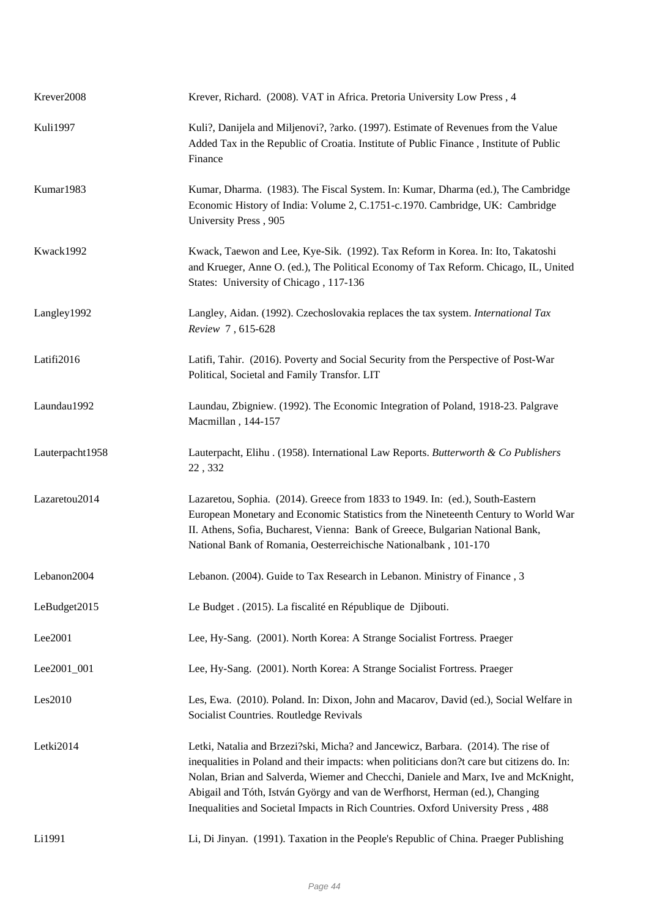| | |
|---|---|
| Krever2008 | Krever, Richard. (2008). VAT in Africa. Pretoria University Low Press , 4 |
| Kuli1997 | Kuli?, Danijela and Miljenovi?, ?arko. (1997). Estimate of Revenues from the Value Added Tax in the Republic of Croatia. Institute of Public Finance , Institute of Public Finance |
| Kumar1983 | Kumar, Dharma. (1983). The Fiscal System. In: Kumar, Dharma (ed.), The Cambridge Economic History of India: Volume 2, C.1751-c.1970. Cambridge, UK: Cambridge University Press , 905 |
| Kwack1992 | Kwack, Taewon and Lee, Kye-Sik. (1992). Tax Reform in Korea. In: Ito, Takatoshi and Krueger, Anne O. (ed.), The Political Economy of Tax Reform. Chicago, IL, United States: University of Chicago , 117-136 |
| Langley1992 | Langley, Aidan. (1992). Czechoslovakia replaces the tax system. *International Tax Review* 7 , 615-628 |
| Latifi2016 | Latifi, Tahir. (2016). Poverty and Social Security from the Perspective of Post-War Political, Societal and Family Transfor. LIT |
| Laundau1992 | Laundau, Zbigniew. (1992). The Economic Integration of Poland, 1918-23. Palgrave Macmillan , 144-157 |
| Lauterpacht1958 | Lauterpacht, Elihu . (1958). International Law Reports. *Butterworth & Co Publishers* 22 , 332 |
| Lazaretou2014 | Lazaretou, Sophia. (2014). Greece from 1833 to 1949. In: (ed.), South-Eastern European Monetary and Economic Statistics from the Nineteenth Century to World War II. Athens, Sofia, Bucharest, Vienna: Bank of Greece, Bulgarian National Bank, National Bank of Romania, Oesterreichische Nationalbank , 101-170 |
| Lebanon2004 | Lebanon. (2004). Guide to Tax Research in Lebanon. Ministry of Finance , 3 |
| LeBudget2015 | Le Budget . (2015). La fiscalité en République de Djibouti. |
| Lee2001 | Lee, Hy-Sang. (2001). North Korea: A Strange Socialist Fortress. Praeger |
| Lee2001_001 | Lee, Hy-Sang. (2001). North Korea: A Strange Socialist Fortress. Praeger |
| Les2010 | Les, Ewa. (2010). Poland. In: Dixon, John and Macarov, David (ed.), Social Welfare in Socialist Countries. Routledge Revivals |
| Letki2014 | Letki, Natalia and Brzezi?ski, Micha? and Jancewicz, Barbara. (2014). The rise of inequalities in Poland and their impacts: when politicians don?t care but citizens do. In: Nolan, Brian and Salverda, Wiemer and Checchi, Daniele and Marx, Ive and McKnight, Abigail and Tóth, István György and van de Werfhorst, Herman (ed.), Changing Inequalities and Societal Impacts in Rich Countries. Oxford University Press , 488 |
| Li1991 | Li, Di Jinyan. (1991). Taxation in the People's Republic of China. Praeger Publishing |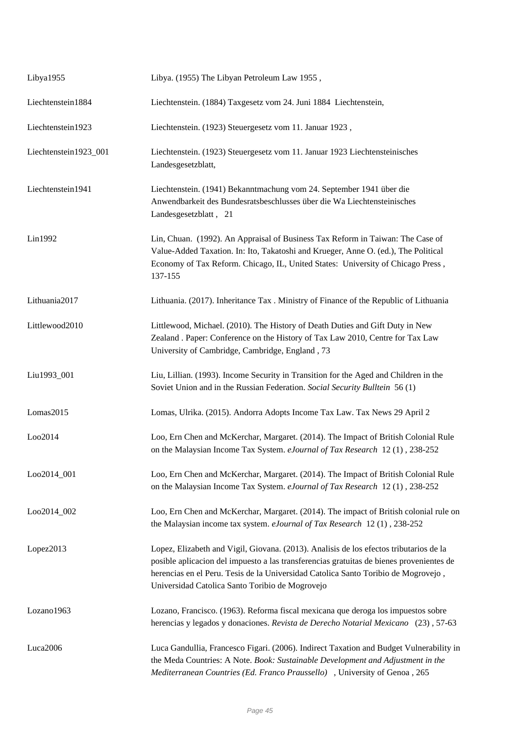| | |
|---|---|
| Libya1955 | Libya. (1955) The Libyan Petroleum Law 1955 , |
| Liechtenstein1884 | Liechtenstein. (1884) Taxgesetz vom 24. Juni 1884 Liechtenstein, |
| Liechtenstein1923 | Liechtenstein. (1923) Steuergesetz vom 11. Januar 1923 , |
| Liechtenstein1923_001 | Liechtenstein. (1923) Steuergesetz vom 11. Januar 1923 Liechtensteinisches Landesgesetzblatt, |
| Liechtenstein1941 | Liechtenstein. (1941) Bekanntmachung vom 24. September 1941 über die Anwendbarkeit des Bundesratsbeschlusses über die Wa Liechtensteinisches Landesgesetzblatt , 21 |
| Lin1992 | Lin, Chuan. (1992). An Appraisal of Business Tax Reform in Taiwan: The Case of Value-Added Taxation. In: Ito, Takatoshi and Krueger, Anne O. (ed.), The Political Economy of Tax Reform. Chicago, IL, United States: University of Chicago Press , 137-155 |
| Lithuania2017 | Lithuania. (2017). Inheritance Tax . Ministry of Finance of the Republic of Lithuania |
| Littlewood2010 | Littlewood, Michael. (2010). The History of Death Duties and Gift Duty in New Zealand . Paper: Conference on the History of Tax Law 2010, Centre for Tax Law University of Cambridge, Cambridge, England , 73 |
| Liu1993_001 | Liu, Lillian. (1993). Income Security in Transition for the Aged and Children in the Soviet Union and in the Russian Federation. *Social Security Bulltein* 56 (1) |
| Lomas2015 | Lomas, Ulrika. (2015). Andorra Adopts Income Tax Law. Tax News 29 April 2 |
| Loo2014 | Loo, Ern Chen and McKerchar, Margaret. (2014). The Impact of British Colonial Rule on the Malaysian Income Tax System. *eJournal of Tax Research* 12 (1) , 238-252 |
| Loo2014_001 | Loo, Ern Chen and McKerchar, Margaret. (2014). The Impact of British Colonial Rule on the Malaysian Income Tax System. *eJournal of Tax Research* 12 (1) , 238-252 |
| Loo2014_002 | Loo, Ern Chen and McKerchar, Margaret. (2014). The impact of British colonial rule on the Malaysian income tax system. *eJournal of Tax Research* 12 (1) , 238-252 |
| Lopez2013 | Lopez, Elizabeth and Vigil, Giovana. (2013). Analisis de los efectos tributarios de la posible aplicacion del impuesto a las transferencias gratuitas de bienes provenientes de herencias en el Peru. Tesis de la Universidad Catolica Santo Toribio de Mogrovejo , Universidad Catolica Santo Toribio de Mogrovejo |
| Lozano1963 | Lozano, Francisco. (1963). Reforma fiscal mexicana que deroga los impuestos sobre herencias y legados y donaciones. *Revista de Derecho Notarial Mexicano* (23) , 57-63 |
| Luca2006 | Luca Gandullia, Francesco Figari. (2006). Indirect Taxation and Budget Vulnerability in the Meda Countries: A Note. *Book: Sustainable Development and Adjustment in the Mediterranean Countries (Ed. Franco Praussello)* , University of Genoa , 265 |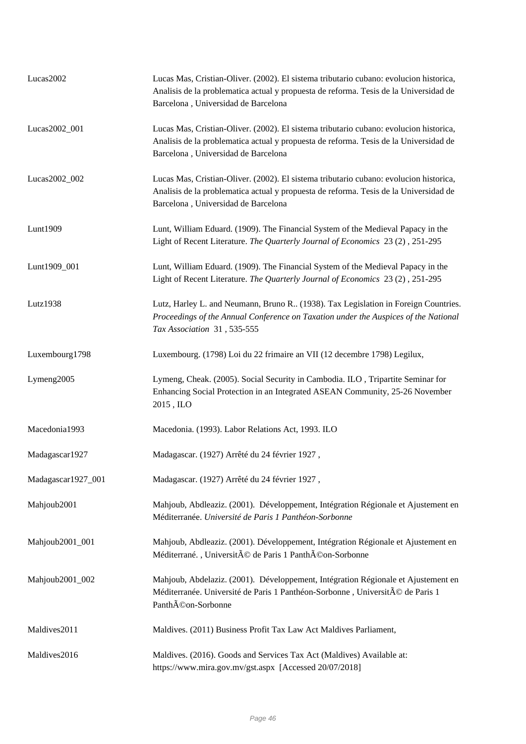| | |
|---|---|
| Lucas2002 | Lucas Mas, Cristian-Oliver. (2002). El sistema tributario cubano: evolucion historica, Analisis de la problematica actual y propuesta de reforma. Tesis de la Universidad de Barcelona , Universidad de Barcelona |
| Lucas2002_001 | Lucas Mas, Cristian-Oliver. (2002). El sistema tributario cubano: evolucion historica, Analisis de la problematica actual y propuesta de reforma. Tesis de la Universidad de Barcelona , Universidad de Barcelona |
| Lucas2002_002 | Lucas Mas, Cristian-Oliver. (2002). El sistema tributario cubano: evolucion historica, Analisis de la problematica actual y propuesta de reforma. Tesis de la Universidad de Barcelona , Universidad de Barcelona |
| Lunt1909 | Lunt, William Eduard. (1909). The Financial System of the Medieval Papacy in the Light of Recent Literature. *The Quarterly Journal of Economics* 23 (2) , 251-295 |
| Lunt1909_001 | Lunt, William Eduard. (1909). The Financial System of the Medieval Papacy in the Light of Recent Literature. *The Quarterly Journal of Economics* 23 (2) , 251-295 |
| Lutz1938 | Lutz, Harley L. and Neumann, Bruno R.. (1938). Tax Legislation in Foreign Countries. *Proceedings of the Annual Conference on Taxation under the Auspices of the National Tax Association* 31 , 535-555 |
| Luxembourg1798 | Luxembourg. (1798) Loi du 22 frimaire an VII (12 decembre 1798) Legilux, |
| Lymeng2005 | Lymeng, Cheak. (2005). Social Security in Cambodia. ILO , Tripartite Seminar for Enhancing Social Protection in an Integrated ASEAN Community, 25-26 November 2015 , ILO |
| Macedonia1993 | Macedonia. (1993). Labor Relations Act, 1993. ILO |
| Madagascar1927 | Madagascar. (1927) Arrêté du 24 février 1927 , |
| Madagascar1927_001 | Madagascar. (1927) Arrêté du 24 février 1927 , |
| Mahjoub2001 | Mahjoub, Abdleaziz. (2001). Développement, Intégration Régionale et Ajustement en Méditerranée. *Université de Paris 1 Panthéon-Sorbonne* |
| Mahjoub2001_001 | Mahjoub, Abdleaziz. (2001). Développement, Intégration Régionale et Ajustement en Méditerrané. , UniversitÃ© de Paris 1 PanthÃ©on-Sorbonne |
| Mahjoub2001_002 | Mahjoub, Abdelaziz. (2001). Développement, Intégration Régionale et Ajustement en Méditerranée. Université de Paris 1 Panthéon-Sorbonne , UniversitÃ© de Paris 1 PanthÃ©on-Sorbonne |
| Maldives2011 | Maldives. (2011) Business Profit Tax Law Act Maldives Parliament, |
| Maldives2016 | Maldives. (2016). Goods and Services Tax Act (Maldives) Available at: https://www.mira.gov.mv/gst.aspx [Accessed 20/07/2018] |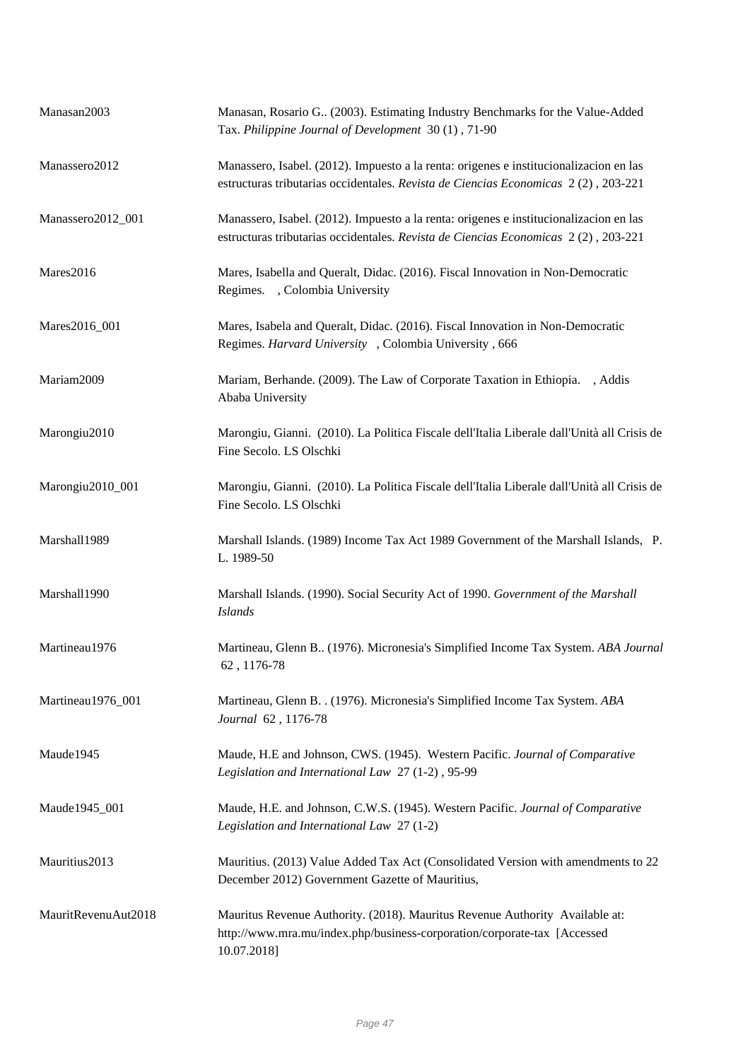| | |
|---|---|
| Manasan2003 | Manasan, Rosario G.. (2003). Estimating Industry Benchmarks for the Value-Added Tax. *Philippine Journal of Development* 30 (1) , 71-90 |
| Manassero2012 | Manassero, Isabel. (2012). Impuesto a la renta: origenes e institucionalizacion en las estructuras tributarias occidentales. *Revista de Ciencias Economicas* 2 (2) , 203-221 |
| Manassero2012_001 | Manassero, Isabel. (2012). Impuesto a la renta: origenes e institucionalizacion en las estructuras tributarias occidentales. *Revista de Ciencias Economicas* 2 (2) , 203-221 |
| Mares2016 | Mares, Isabella and Queralt, Didac. (2016). Fiscal Innovation in Non-Democratic Regimes. , Colombia University |
| Mares2016_001 | Mares, Isabela and Queralt, Didac. (2016). Fiscal Innovation in Non-Democratic Regimes. *Harvard University* , Colombia University , 666 |
| Mariam2009 | Mariam, Berhande. (2009). The Law of Corporate Taxation in Ethiopia. , Addis Ababa University |
| Marongiu2010 | Marongiu, Gianni. (2010). La Politica Fiscale dell'Italia Liberale dall'Unità all Crisis de Fine Secolo. LS Olschki |
| Marongiu2010_001 | Marongiu, Gianni. (2010). La Politica Fiscale dell'Italia Liberale dall'Unità all Crisis de Fine Secolo. LS Olschki |
| Marshall1989 | Marshall Islands. (1989) Income Tax Act 1989 Government of the Marshall Islands, P. L. 1989-50 |
| Marshall1990 | Marshall Islands. (1990). Social Security Act of 1990. *Government of the Marshall Islands* |
| Martineau1976 | Martineau, Glenn B.. (1976). Micronesia's Simplified Income Tax System. *ABA Journal* 62 , 1176-78 |
| Martineau1976_001 | Martineau, Glenn B. . (1976). Micronesia's Simplified Income Tax System. *ABA Journal* 62 , 1176-78 |
| Maude1945 | Maude, H.E and Johnson, CWS. (1945). Western Pacific. *Journal of Comparative Legislation and International Law* 27 (1-2) , 95-99 |
| Maude1945_001 | Maude, H.E. and Johnson, C.W.S. (1945). Western Pacific. *Journal of Comparative Legislation and International Law* 27 (1-2) |
| Mauritius2013 | Mauritius. (2013) Value Added Tax Act (Consolidated Version with amendments to 22 December 2012) Government Gazette of Mauritius, |
| MauritRevenuAut2018 | Mauritus Revenue Authority. (2018). Mauritus Revenue Authority Available at: http://www.mra.mu/index.php/business-corporation/corporate-tax [Accessed 10.07.2018] |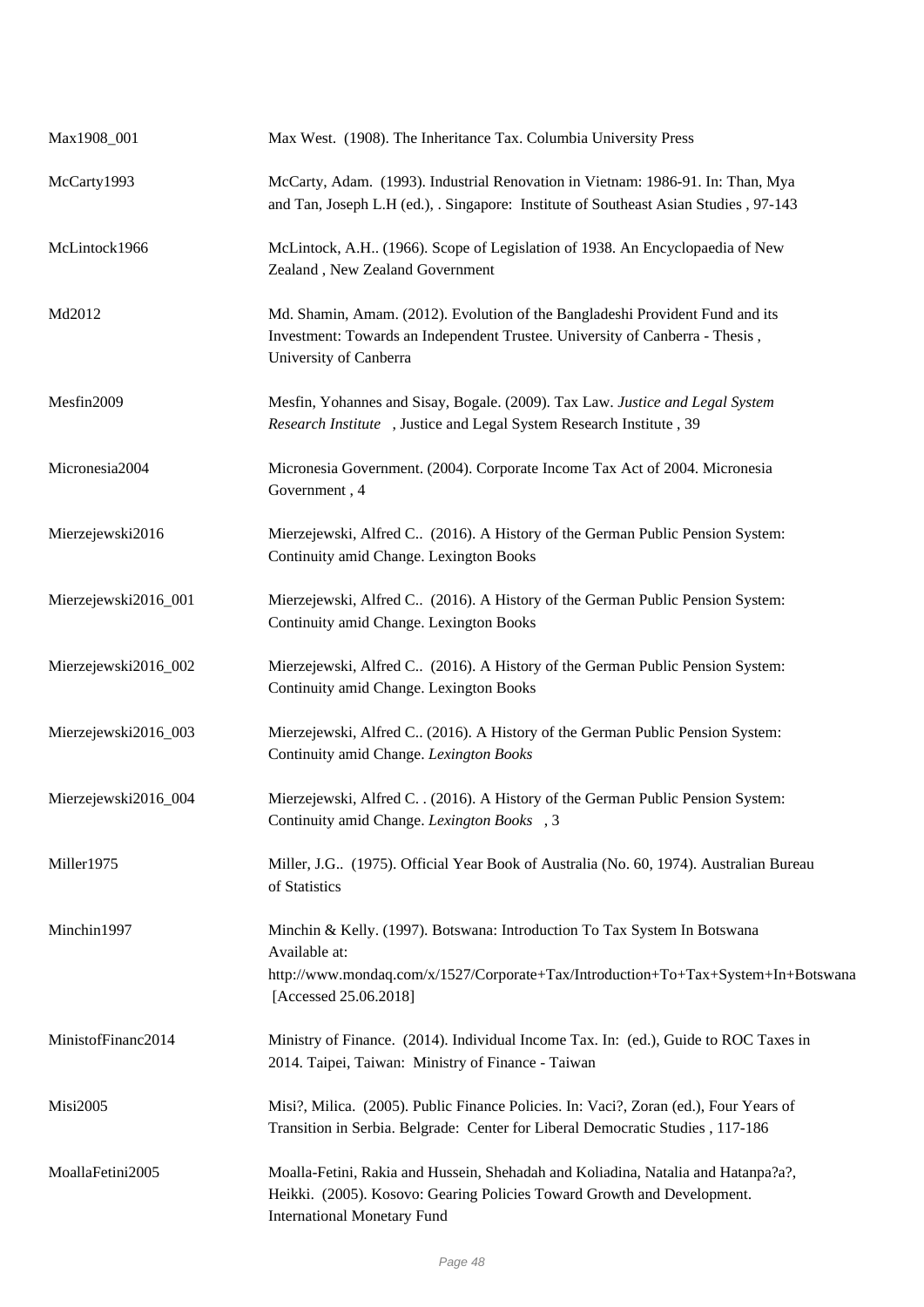| | |
|---|---|
| Max1908_001 | Max West. (1908). The Inheritance Tax. Columbia University Press |
| McCarty1993 | McCarty, Adam. (1993). Industrial Renovation in Vietnam: 1986-91. In: Than, Mya and Tan, Joseph L.H (ed.), . Singapore: Institute of Southeast Asian Studies , 97-143 |
| McLintock1966 | McLintock, A.H.. (1966). Scope of Legislation of 1938. An Encyclopaedia of New Zealand , New Zealand Government |
| Md2012 | Md. Shamin, Amam. (2012). Evolution of the Bangladeshi Provident Fund and its Investment: Towards an Independent Trustee. University of Canberra - Thesis , University of Canberra |
| Mesfin2009 | Mesfin, Yohannes and Sisay, Bogale. (2009). Tax Law. *Justice and Legal System Research Institute* , Justice and Legal System Research Institute , 39 |
| Micronesia2004 | Micronesia Government. (2004). Corporate Income Tax Act of 2004. Micronesia Government , 4 |
| Mierzejewski2016 | Mierzejewski, Alfred C.. (2016). A History of the German Public Pension System: Continuity amid Change. Lexington Books |
| Mierzejewski2016_001 | Mierzejewski, Alfred C.. (2016). A History of the German Public Pension System: Continuity amid Change. Lexington Books |
| Mierzejewski2016_002 | Mierzejewski, Alfred C.. (2016). A History of the German Public Pension System: Continuity amid Change. Lexington Books |
| Mierzejewski2016_003 | Mierzejewski, Alfred C.. (2016). A History of the German Public Pension System: Continuity amid Change. *Lexington Books* |
| Mierzejewski2016_004 | Mierzejewski, Alfred C. . (2016). A History of the German Public Pension System: Continuity amid Change. *Lexington Books* , 3 |
| Miller1975 | Miller, J.G.. (1975). Official Year Book of Australia (No. 60, 1974). Australian Bureau of Statistics |
| Minchin1997 | Minchin & Kelly. (1997). Botswana: Introduction To Tax System In Botswana Available at: http://www.mondaq.com/x/1527/Corporate+Tax/Introduction+To+Tax+System+In+Botswana [Accessed 25.06.2018] |
| MinistofFinanc2014 | Ministry of Finance. (2014). Individual Income Tax. In: (ed.), Guide to ROC Taxes in 2014. Taipei, Taiwan: Ministry of Finance - Taiwan |
| Misi2005 | Misi?, Milica. (2005). Public Finance Policies. In: Vaci?, Zoran (ed.), Four Years of Transition in Serbia. Belgrade: Center for Liberal Democratic Studies , 117-186 |
| MoallaFetini2005 | Moalla-Fetini, Rakia and Hussein, Shehadah and Koliadina, Natalia and Hatanpa?a?, Heikki. (2005). Kosovo: Gearing Policies Toward Growth and Development. International Monetary Fund |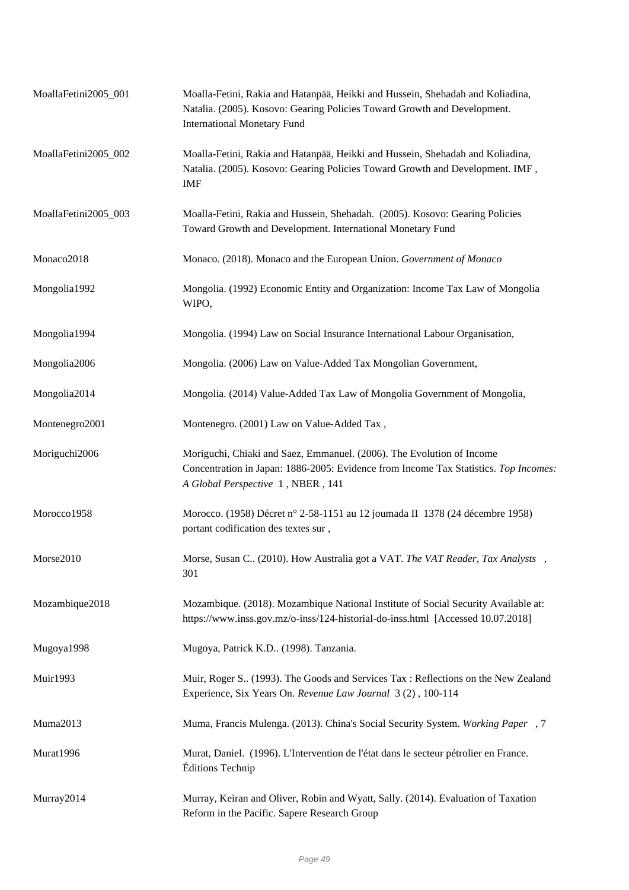| | |
|---|---|
| MoallaFetini2005_001 | Moalla-Fetini, Rakia and Hatanpää, Heikki and Hussein, Shehadah and Koliadina, Natalia. (2005). Kosovo: Gearing Policies Toward Growth and Development. International Monetary Fund |
| MoallaFetini2005_002 | Moalla-Fetini, Rakia and Hatanpää, Heikki and Hussein, Shehadah and Koliadina, Natalia. (2005). Kosovo: Gearing Policies Toward Growth and Development. IMF , IMF |
| MoallaFetini2005_003 | Moalla-Fetini, Rakia and Hussein, Shehadah. (2005). Kosovo: Gearing Policies Toward Growth and Development. International Monetary Fund |
| Monaco2018 | Monaco. (2018). Monaco and the European Union. *Government of Monaco* |
| Mongolia1992 | Mongolia. (1992) Economic Entity and Organization: Income Tax Law of Mongolia WIPO, |
| Mongolia1994 | Mongolia. (1994) Law on Social Insurance International Labour Organisation, |
| Mongolia2006 | Mongolia. (2006) Law on Value-Added Tax Mongolian Government, |
| Mongolia2014 | Mongolia. (2014) Value-Added Tax Law of Mongolia Government of Mongolia, |
| Montenegro2001 | Montenegro. (2001) Law on Value-Added Tax , |
| Moriguchi2006 | Moriguchi, Chiaki and Saez, Emmanuel. (2006). The Evolution of Income Concentration in Japan: 1886-2005: Evidence from Income Tax Statistics. *Top Incomes: A Global Perspective* 1 , NBER , 141 |
| Morocco1958 | Morocco. (1958) Décret n° 2-58-1151 au 12 joumada II 1378 (24 décembre 1958) portant codification des textes sur , |
| Morse2010 | Morse, Susan C.. (2010). How Australia got a VAT. *The VAT Reader, Tax Analysts* , 301 |
| Mozambique2018 | Mozambique. (2018). Mozambique National Institute of Social Security Available at: https://www.inss.gov.mz/o-inss/124-historial-do-inss.html [Accessed 10.07.2018] |
| Mugoya1998 | Mugoya, Patrick K.D.. (1998). Tanzania. |
| Muir1993 | Muir, Roger S.. (1993). The Goods and Services Tax : Reflections on the New Zealand Experience, Six Years On. *Revenue Law Journal* 3 (2) , 100-114 |
| Muma2013 | Muma, Francis Mulenga. (2013). China's Social Security System. *Working Paper* , 7 |
| Murat1996 | Murat, Daniel. (1996). L'Intervention de l'état dans le secteur pétrolier en France. Éditions Technip |
| Murray2014 | Murray, Keiran and Oliver, Robin and Wyatt, Sally. (2014). Evaluation of Taxation Reform in the Pacific. Sapere Research Group |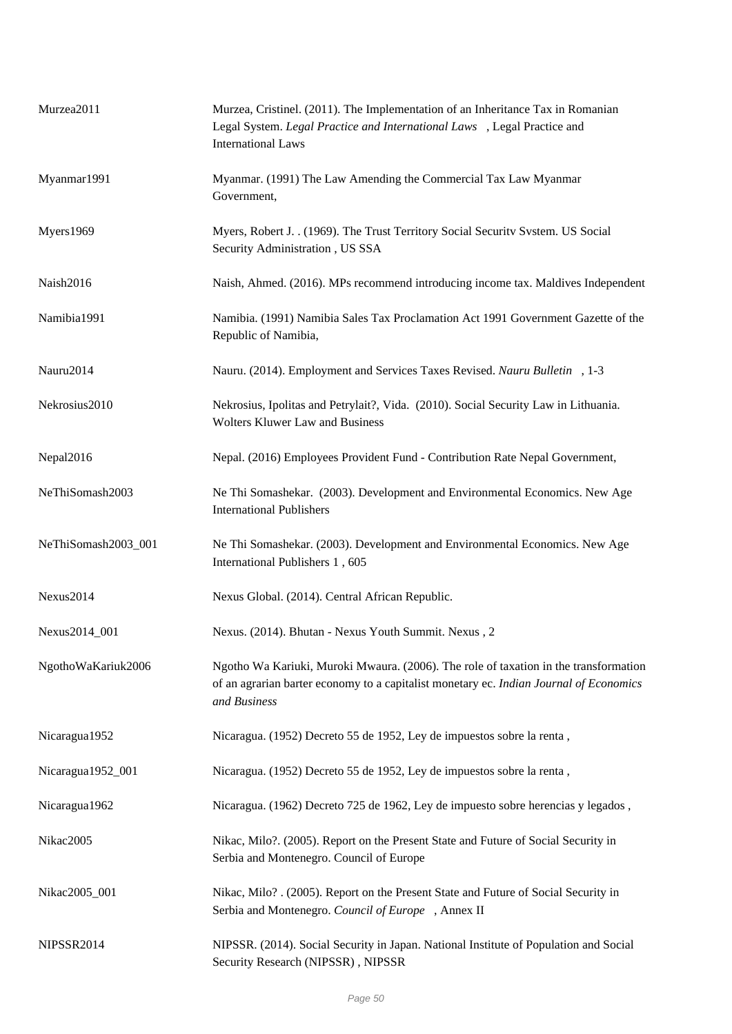| | |
|---|---|
| Murzea2011 | Murzea, Cristinel. (2011). The Implementation of an Inheritance Tax in Romanian Legal System. *Legal Practice and International Laws* , Legal Practice and International Laws |
| Myanmar1991 | Myanmar. (1991) The Law Amending the Commercial Tax Law Myanmar Government, |
| Myers1969 | Myers, Robert J. . (1969). The Trust Territory Social Securitv Svstem. US Social Security Administration , US SSA |
| Naish2016 | Naish, Ahmed. (2016). MPs recommend introducing income tax. Maldives Independent |
| Namibia1991 | Namibia. (1991) Namibia Sales Tax Proclamation Act 1991 Government Gazette of the Republic of Namibia, |
| Nauru2014 | Nauru. (2014). Employment and Services Taxes Revised. *Nauru Bulletin* , 1-3 |
| Nekrosius2010 | Nekrosius, Ipolitas and Petrylait?, Vida. (2010). Social Security Law in Lithuania. Wolters Kluwer Law and Business |
| Nepal2016 | Nepal. (2016) Employees Provident Fund - Contribution Rate Nepal Government, |
| NeThiSomash2003 | Ne Thi Somashekar. (2003). Development and Environmental Economics. New Age International Publishers |
| NeThiSomash2003_001 | Ne Thi Somashekar. (2003). Development and Environmental Economics. New Age International Publishers 1 , 605 |
| Nexus2014 | Nexus Global. (2014). Central African Republic. |
| Nexus2014_001 | Nexus. (2014). Bhutan - Nexus Youth Summit. Nexus , 2 |
| NgothoWaKariuk2006 | Ngotho Wa Kariuki, Muroki Mwaura. (2006). The role of taxation in the transformation of an agrarian barter economy to a capitalist monetary ec. *Indian Journal of Economics and Business* |
| Nicaragua1952 | Nicaragua. (1952) Decreto 55 de 1952, Ley de impuestos sobre la renta , |
| Nicaragua1952_001 | Nicaragua. (1952) Decreto 55 de 1952, Ley de impuestos sobre la renta , |
| Nicaragua1962 | Nicaragua. (1962) Decreto 725 de 1962, Ley de impuesto sobre herencias y legados , |
| Nikac2005 | Nikac, Milo?. (2005). Report on the Present State and Future of Social Security in Serbia and Montenegro. Council of Europe |
| Nikac2005_001 | Nikac, Milo? . (2005). Report on the Present State and Future of Social Security in Serbia and Montenegro. *Council of Europe* , Annex II |
| NIPSSR2014 | NIPSSR. (2014). Social Security in Japan. National Institute of Population and Social Security Research (NIPSSR) , NIPSSR |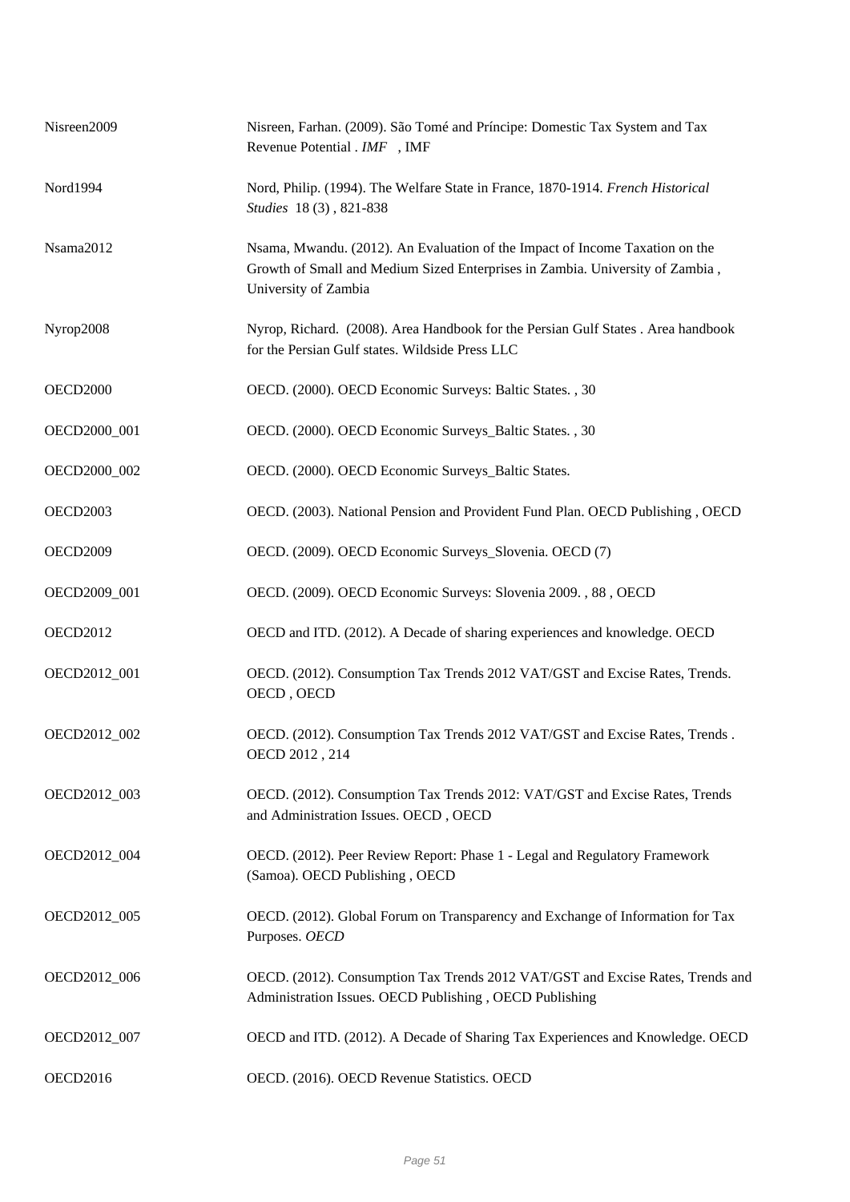| | |
|---|---|
| Nisreen2009 | Nisreen, Farhan. (2009). São Tomé and Príncipe: Domestic Tax System and Tax Revenue Potential . *IMF* , IMF |
| Nord1994 | Nord, Philip. (1994). The Welfare State in France, 1870-1914. *French Historical Studies* 18 (3) , 821-838 |
| Nsama2012 | Nsama, Mwandu. (2012). An Evaluation of the Impact of Income Taxation on the Growth of Small and Medium Sized Enterprises in Zambia. University of Zambia , University of Zambia |
| Nyrop2008 | Nyrop, Richard. (2008). Area Handbook for the Persian Gulf States . Area handbook for the Persian Gulf states. Wildside Press LLC |
| OECD2000 | OECD. (2000). OECD Economic Surveys: Baltic States. , 30 |
| OECD2000_001 | OECD. (2000). OECD Economic Surveys_Baltic States. , 30 |
| OECD2000_002 | OECD. (2000). OECD Economic Surveys_Baltic States. |
| OECD2003 | OECD. (2003). National Pension and Provident Fund Plan. OECD Publishing , OECD |
| OECD2009 | OECD. (2009). OECD Economic Surveys_Slovenia. OECD (7) |
| OECD2009_001 | OECD. (2009). OECD Economic Surveys: Slovenia 2009. , 88 , OECD |
| OECD2012 | OECD and ITD. (2012). A Decade of sharing experiences and knowledge. OECD |
| OECD2012_001 | OECD. (2012). Consumption Tax Trends 2012 VAT/GST and Excise Rates, Trends. OECD , OECD |
| OECD2012_002 | OECD. (2012). Consumption Tax Trends 2012 VAT/GST and Excise Rates, Trends . OECD 2012 , 214 |
| OECD2012_003 | OECD. (2012). Consumption Tax Trends 2012: VAT/GST and Excise Rates, Trends and Administration Issues. OECD , OECD |
| OECD2012_004 | OECD. (2012). Peer Review Report: Phase 1 - Legal and Regulatory Framework (Samoa). OECD Publishing , OECD |
| OECD2012_005 | OECD. (2012). Global Forum on Transparency and Exchange of Information for Tax Purposes. *OECD* |
| OECD2012_006 | OECD. (2012). Consumption Tax Trends 2012 VAT/GST and Excise Rates, Trends and Administration Issues. OECD Publishing , OECD Publishing |
| OECD2012_007 | OECD and ITD. (2012). A Decade of Sharing Tax Experiences and Knowledge. OECD |
| OECD2016 | OECD. (2016). OECD Revenue Statistics. OECD |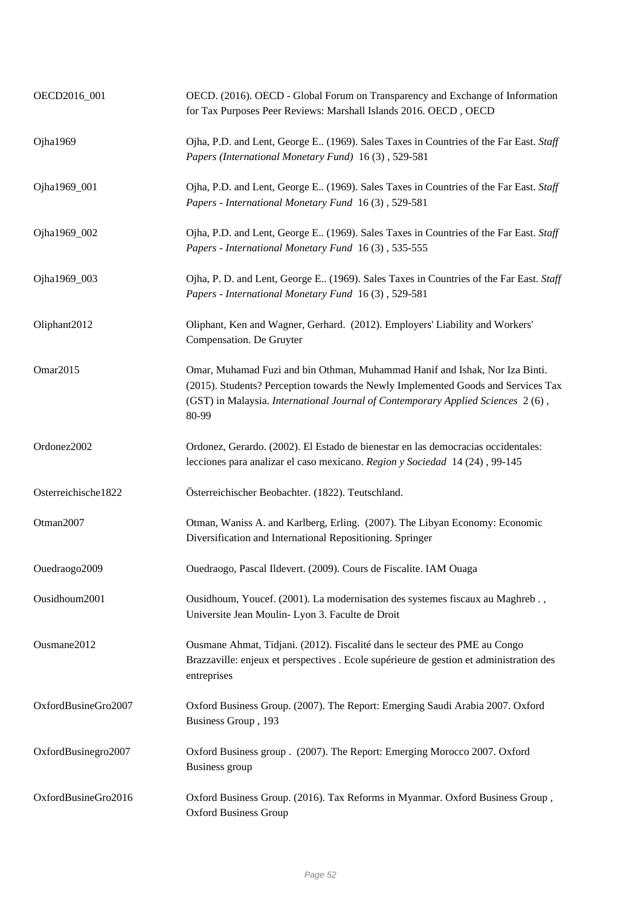| | |
|---|---|
| OECD2016_001 | OECD. (2016). OECD - Global Forum on Transparency and Exchange of Information for Tax Purposes Peer Reviews: Marshall Islands 2016. OECD , OECD |
| Ojha1969 | Ojha, P.D. and Lent, George E.. (1969). Sales Taxes in Countries of the Far East. *Staff Papers (International Monetary Fund)* 16 (3) , 529-581 |
| Ojha1969_001 | Ojha, P.D. and Lent, George E.. (1969). Sales Taxes in Countries of the Far East. *Staff Papers - International Monetary Fund* 16 (3) , 529-581 |
| Ojha1969_002 | Ojha, P.D. and Lent, George E.. (1969). Sales Taxes in Countries of the Far East. *Staff Papers - International Monetary Fund* 16 (3) , 535-555 |
| Ojha1969_003 | Ojha, P. D. and Lent, George E.. (1969). Sales Taxes in Countries of the Far East. *Staff Papers - International Monetary Fund* 16 (3) , 529-581 |
| Oliphant2012 | Oliphant, Ken and Wagner, Gerhard. (2012). Employers' Liability and Workers' Compensation. De Gruyter |
| Omar2015 | Omar, Muhamad Fuzi and bin Othman, Muhammad Hanif and Ishak, Nor Iza Binti. (2015). Students? Perception towards the Newly Implemented Goods and Services Tax (GST) in Malaysia. *International Journal of Contemporary Applied Sciences* 2 (6) , 80-99 |
| Ordonez2002 | Ordonez, Gerardo. (2002). El Estado de bienestar en las democracias occidentales: lecciones para analizar el caso mexicano. *Region y Sociedad* 14 (24) , 99-145 |
| Osterreichische1822 | Österreichischer Beobachter. (1822). Teutschland. |
| Otman2007 | Otman, Waniss A. and Karlberg, Erling. (2007). The Libyan Economy: Economic Diversification and International Repositioning. Springer |
| Ouedraogo2009 | Ouedraogo, Pascal Ildevert. (2009). Cours de Fiscalite. IAM Ouaga |
| Ousidhoum2001 | Ousidhoum, Youcef. (2001). La modernisation des systemes fiscaux au Maghreb . , Universite Jean Moulin- Lyon 3. Faculte de Droit |
| Ousmane2012 | Ousmane Ahmat, Tidjani. (2012). Fiscalité dans le secteur des PME au Congo Brazzaville: enjeux et perspectives . Ecole supérieure de gestion et administration des entreprises |
| OxfordBusineGro2007 | Oxford Business Group. (2007). The Report: Emerging Saudi Arabia 2007. Oxford Business Group , 193 |
| OxfordBusinegro2007 | Oxford Business group . (2007). The Report: Emerging Morocco 2007. Oxford Business group |
| OxfordBusineGro2016 | Oxford Business Group. (2016). Tax Reforms in Myanmar. Oxford Business Group , Oxford Business Group |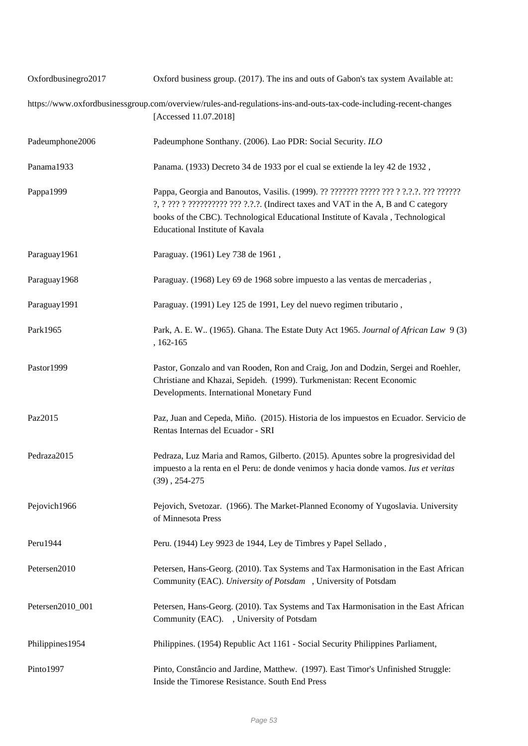| | |
|---|---|
| Oxfordbusinegro2017 | Oxford business group. (2017). The ins and outs of Gabon's tax system Available at: https://www.oxfordbusinessgroup.com/overview/rules-and-regulations-ins-and-outs-tax-code-including-recent-changes [Accessed 11.07.2018] |
| Padeumphone2006 | Padeumphone Sonthany. (2006). Lao PDR: Social Security. *ILO* |
| Panama1933 | Panama. (1933) Decreto 34 de 1933 por el cual se extiende la ley 42 de 1932 , |
| Pappa1999 | Pappa, Georgia and Banoutos, Vasilis. (1999). ?? ??????? ????? ??? ? ?.?.?. ??? ?????? ?, ? ??? ? ?????????? ??? ?.?.?. (Indirect taxes and VAT in the A, B and C category books of the CBC). Technological Educational Institute of Kavala , Technological Educational Institute of Kavala |
| Paraguay1961 | Paraguay. (1961) Ley 738 de 1961 , |
| Paraguay1968 | Paraguay. (1968) Ley 69 de 1968 sobre impuesto a las ventas de mercaderias , |
| Paraguay1991 | Paraguay. (1991) Ley 125 de 1991, Ley del nuevo regimen tributario , |
| Park1965 | Park, A. E. W.. (1965). Ghana. The Estate Duty Act 1965. *Journal of African Law* 9 (3) , 162-165 |
| Pastor1999 | Pastor, Gonzalo and van Rooden, Ron and Craig, Jon and Dodzin, Sergei and Roehler, Christiane and Khazai, Sepideh. (1999). Turkmenistan: Recent Economic Developments. International Monetary Fund |
| Paz2015 | Paz, Juan and Cepeda, Miño. (2015). Historia de los impuestos en Ecuador. Servicio de Rentas Internas del Ecuador - SRI |
| Pedraza2015 | Pedraza, Luz Maria and Ramos, Gilberto. (2015). Apuntes sobre la progresividad del impuesto a la renta en el Peru: de donde venimos y hacia donde vamos. *Ius et veritas* (39) , 254-275 |
| Pejovich1966 | Pejovich, Svetozar. (1966). The Market-Planned Economy of Yugoslavia. University of Minnesota Press |
| Peru1944 | Peru. (1944) Ley 9923 de 1944, Ley de Timbres y Papel Sellado , |
| Petersen2010 | Petersen, Hans-Georg. (2010). Tax Systems and Tax Harmonisation in the East African Community (EAC). *University of Potsdam* , University of Potsdam |
| Petersen2010_001 | Petersen, Hans-Georg. (2010). Tax Systems and Tax Harmonisation in the East African Community (EAC). , University of Potsdam |
| Philippines1954 | Philippines. (1954) Republic Act 1161 - Social Security Philippines Parliament, |
| Pinto1997 | Pinto, Constâncio and Jardine, Matthew. (1997). East Timor's Unfinished Struggle: Inside the Timorese Resistance. South End Press |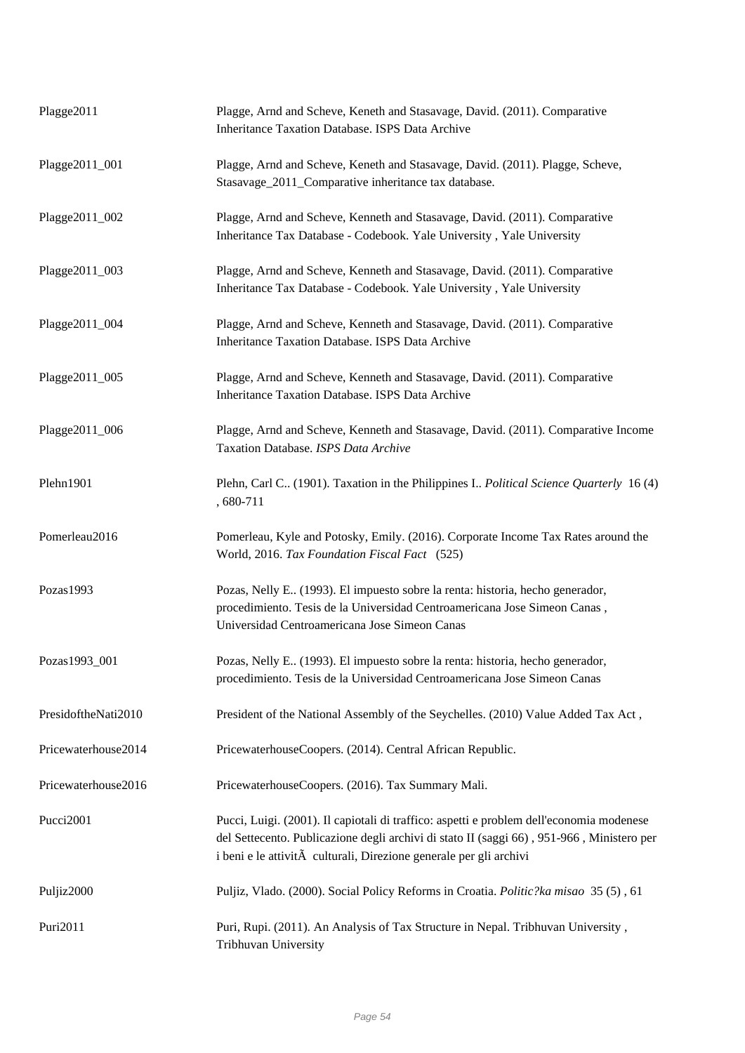| | |
|---|---|
| Plagge2011 | Plagge, Arnd and Scheve, Keneth and Stasavage, David. (2011). Comparative Inheritance Taxation Database. ISPS Data Archive |
| Plagge2011_001 | Plagge, Arnd and Scheve, Keneth and Stasavage, David. (2011). Plagge, Scheve, Stasavage_2011_Comparative inheritance tax database. |
| Plagge2011_002 | Plagge, Arnd and Scheve, Kenneth and Stasavage, David. (2011). Comparative Inheritance Tax Database - Codebook. Yale University , Yale University |
| Plagge2011_003 | Plagge, Arnd and Scheve, Kenneth and Stasavage, David. (2011). Comparative Inheritance Tax Database - Codebook. Yale University , Yale University |
| Plagge2011_004 | Plagge, Arnd and Scheve, Kenneth and Stasavage, David. (2011). Comparative Inheritance Taxation Database. ISPS Data Archive |
| Plagge2011_005 | Plagge, Arnd and Scheve, Kenneth and Stasavage, David. (2011). Comparative Inheritance Taxation Database. ISPS Data Archive |
| Plagge2011_006 | Plagge, Arnd and Scheve, Kenneth and Stasavage, David. (2011). Comparative Income Taxation Database. *ISPS Data Archive* |
| Plehn1901 | Plehn, Carl C.. (1901). Taxation in the Philippines I.. *Political Science Quarterly* 16 (4) , 680-711 |
| Pomerleau2016 | Pomerleau, Kyle and Potosky, Emily. (2016). Corporate Income Tax Rates around the World, 2016. *Tax Foundation Fiscal Fact* (525) |
| Pozas1993 | Pozas, Nelly E.. (1993). El impuesto sobre la renta: historia, hecho generador, procedimiento. Tesis de la Universidad Centroamericana Jose Simeon Canas , Universidad Centroamericana Jose Simeon Canas |
| Pozas1993_001 | Pozas, Nelly E.. (1993). El impuesto sobre la renta: historia, hecho generador, procedimiento. Tesis de la Universidad Centroamericana Jose Simeon Canas |
| PresidoftheNati2010 | President of the National Assembly of the Seychelles. (2010) Value Added Tax Act , |
| Pricewaterhouse2014 | PricewaterhouseCoopers. (2014). Central African Republic. |
| Pricewaterhouse2016 | PricewaterhouseCoopers. (2016). Tax Summary Mali. |
| Pucci2001 | Pucci, Luigi. (2001). Il capiotali di traffico: aspetti e problem dell'economia modenese del Settecento. Publicazione degli archivi di stato II (saggi 66) , 951-966 , Ministero per i beni e le attivitÃ  culturali, Direzione generale per gli archivi |
| Puljiz2000 | Puljiz, Vlado. (2000). Social Policy Reforms in Croatia. *Politic?ka misao* 35 (5) , 61 |
| Puri2011 | Puri, Rupi. (2011). An Analysis of Tax Structure in Nepal. Tribhuvan University , Tribhuvan University |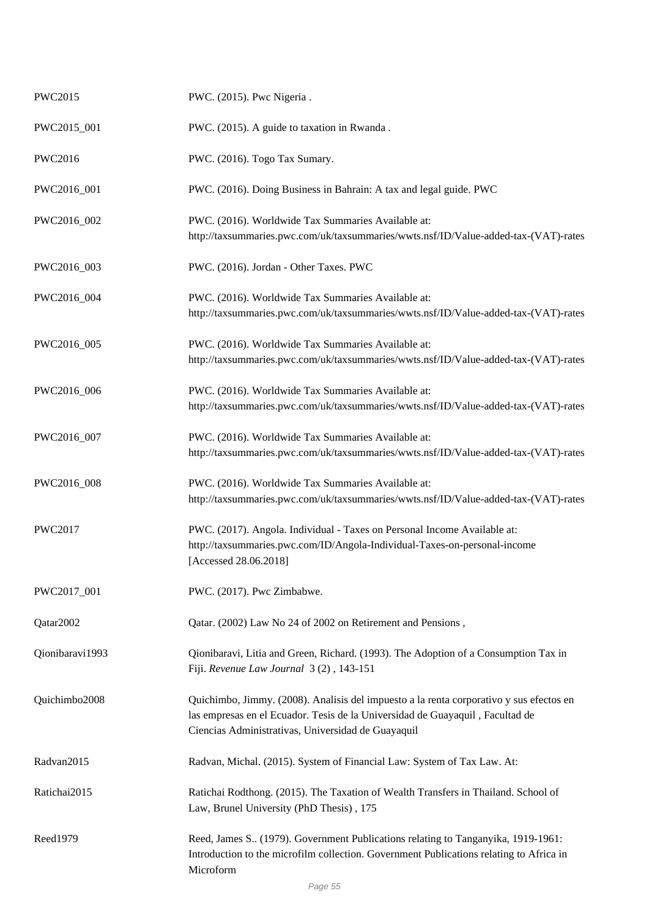| | |
|---|---|
| PWC2015 | PWC. (2015). Pwc Nigeria . |
| PWC2015_001 | PWC. (2015). A guide to taxation in Rwanda . |
| PWC2016 | PWC. (2016). Togo Tax Sumary. |
| PWC2016_001 | PWC. (2016). Doing Business in Bahrain: A tax and legal guide. PWC |
| PWC2016_002 | PWC. (2016). Worldwide Tax Summaries Available at: http://taxsummaries.pwc.com/uk/taxsummaries/wwts.nsf/ID/Value-added-tax-(VAT)-rates |
| PWC2016_003 | PWC. (2016). Jordan - Other Taxes. PWC |
| PWC2016_004 | PWC. (2016). Worldwide Tax Summaries Available at: http://taxsummaries.pwc.com/uk/taxsummaries/wwts.nsf/ID/Value-added-tax-(VAT)-rates |
| PWC2016_005 | PWC. (2016). Worldwide Tax Summaries Available at: http://taxsummaries.pwc.com/uk/taxsummaries/wwts.nsf/ID/Value-added-tax-(VAT)-rates |
| PWC2016_006 | PWC. (2016). Worldwide Tax Summaries Available at: http://taxsummaries.pwc.com/uk/taxsummaries/wwts.nsf/ID/Value-added-tax-(VAT)-rates |
| PWC2016_007 | PWC. (2016). Worldwide Tax Summaries Available at: http://taxsummaries.pwc.com/uk/taxsummaries/wwts.nsf/ID/Value-added-tax-(VAT)-rates |
| PWC2016_008 | PWC. (2016). Worldwide Tax Summaries Available at: http://taxsummaries.pwc.com/uk/taxsummaries/wwts.nsf/ID/Value-added-tax-(VAT)-rates |
| PWC2017 | PWC. (2017). Angola. Individual - Taxes on Personal Income Available at: http://taxsummaries.pwc.com/ID/Angola-Individual-Taxes-on-personal-income [Accessed 28.06.2018] |
| PWC2017_001 | PWC. (2017). Pwc Zimbabwe. |
| Qatar2002 | Qatar. (2002) Law No 24 of 2002 on Retirement and Pensions , |
| Qionibaravi1993 | Qionibaravi, Litia and Green, Richard. (1993). The Adoption of a Consumption Tax in Fiji. *Revenue Law Journal* 3 (2) , 143-151 |
| Quichimbo2008 | Quichimbo, Jimmy. (2008). Analisis del impuesto a la renta corporativo y sus efectos en las empresas en el Ecuador. Tesis de la Universidad de Guayaquil , Facultad de Ciencias Administrativas, Universidad de Guayaquil |
| Radvan2015 | Radvan, Michal. (2015). System of Financial Law: System of Tax Law. At: |
| Ratichai2015 | Ratichai Rodthong. (2015). The Taxation of Wealth Transfers in Thailand. School of Law, Brunel University (PhD Thesis) , 175 |
| Reed1979 | Reed, James S.. (1979). Government Publications relating to Tanganyika, 1919-1961: Introduction to the microfilm collection. Government Publications relating to Africa in Microform |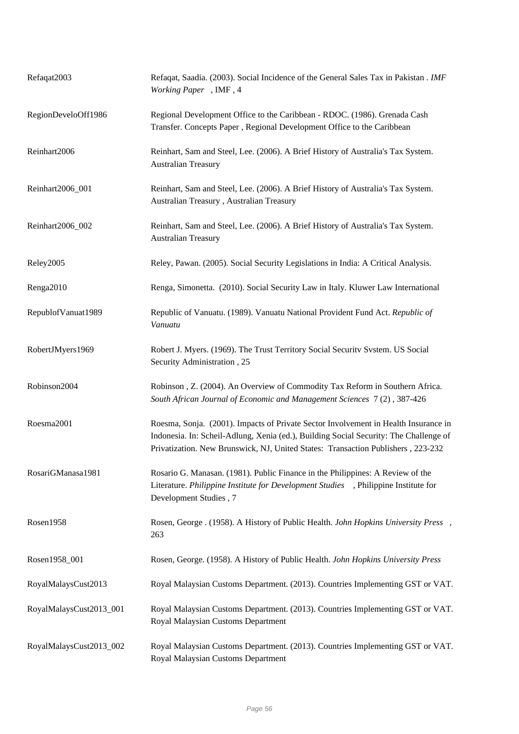| | |
|---|---|
| Refaqat2003 | Refaqat, Saadia. (2003). Social Incidence of the General Sales Tax in Pakistan . *IMF Working Paper* , IMF , 4 |
| RegionDeveloOff1986 | Regional Development Office to the Caribbean - RDOC. (1986). Grenada Cash Transfer. Concepts Paper , Regional Development Office to the Caribbean |
| Reinhart2006 | Reinhart, Sam and Steel, Lee. (2006). A Brief History of Australia's Tax System. Australian Treasury |
| Reinhart2006_001 | Reinhart, Sam and Steel, Lee. (2006). A Brief History of Australia's Tax System. Australian Treasury , Australian Treasury |
| Reinhart2006_002 | Reinhart, Sam and Steel, Lee. (2006). A Brief History of Australia's Tax System. Australian Treasury |
| Reley2005 | Reley, Pawan. (2005). Social Security Legislations in India: A Critical Analysis. |
| Renga2010 | Renga, Simonetta. (2010). Social Security Law in Italy. Kluwer Law International |
| RepublofVanuat1989 | Republic of Vanuatu. (1989). Vanuatu National Provident Fund Act. *Republic of Vanuatu* |
| RobertJMyers1969 | Robert J. Myers. (1969). The Trust Territory Social Securitv Svstem. US Social Security Administration , 25 |
| Robinson2004 | Robinson , Z. (2004). An Overview of Commodity Tax Reform in Southern Africa. *South African Journal of Economic and Management Sciences* 7 (2) , 387-426 |
| Roesma2001 | Roesma, Sonja. (2001). Impacts of Private Sector Involvement in Health Insurance in Indonesia. In: Scheil-Adlung, Xenia (ed.), Building Social Security: The Challenge of Privatization. New Brunswick, NJ, United States: Transaction Publishers , 223-232 |
| RosariGManasa1981 | Rosario G. Manasan. (1981). Public Finance in the Philippines: A Review of the Literature. *Philippine Institute for Development Studies* , Philippine Institute for Development Studies , 7 |
| Rosen1958 | Rosen, George . (1958). A History of Public Health. *John Hopkins University Press* , 263 |
| Rosen1958_001 | Rosen, George. (1958). A History of Public Health. *John Hopkins University Press* |
| RoyalMalaysCust2013 | Royal Malaysian Customs Department. (2013). Countries Implementing GST or VAT. |
| RoyalMalaysCust2013_001 | Royal Malaysian Customs Department. (2013). Countries Implementing GST or VAT. Royal Malaysian Customs Department |
| RoyalMalaysCust2013_002 | Royal Malaysian Customs Department. (2013). Countries Implementing GST or VAT. Royal Malaysian Customs Department |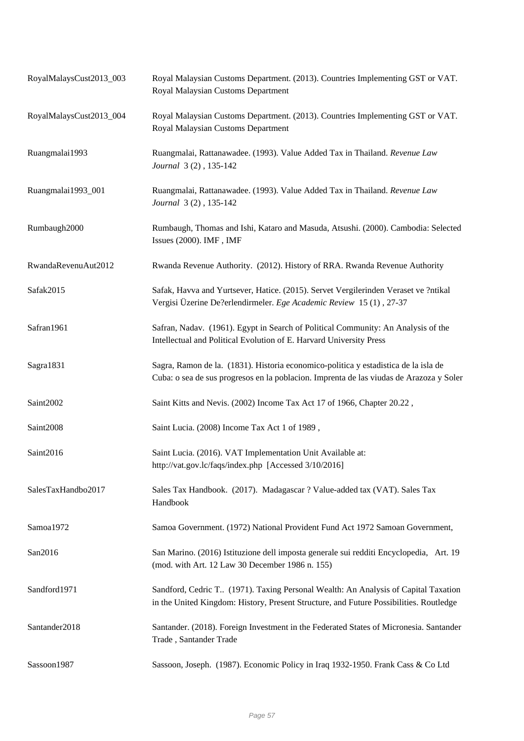| | |
|---|---|
| RoyalMalaysCust2013_003 | Royal Malaysian Customs Department. (2013). Countries Implementing GST or VAT. Royal Malaysian Customs Department |
| RoyalMalaysCust2013_004 | Royal Malaysian Customs Department. (2013). Countries Implementing GST or VAT. Royal Malaysian Customs Department |
| Ruangmalai1993 | Ruangmalai, Rattanawadee. (1993). Value Added Tax in Thailand. *Revenue Law Journal* 3 (2) , 135-142 |
| Ruangmalai1993_001 | Ruangmalai, Rattanawadee. (1993). Value Added Tax in Thailand. *Revenue Law Journal* 3 (2) , 135-142 |
| Rumbaugh2000 | Rumbaugh, Thomas and Ishi, Kataro and Masuda, Atsushi. (2000). Cambodia: Selected Issues (2000). IMF , IMF |
| RwandaRevenuAut2012 | Rwanda Revenue Authority. (2012). History of RRA. Rwanda Revenue Authority |
| Safak2015 | Safak, Havva and Yurtsever, Hatice. (2015). Servet Vergilerinden Veraset ve ?ntikal Vergisi Üzerine De?erlendirmeler. *Ege Academic Review* 15 (1) , 27-37 |
| Safran1961 | Safran, Nadav. (1961). Egypt in Search of Political Community: An Analysis of the Intellectual and Political Evolution of E. Harvard University Press |
| Sagra1831 | Sagra, Ramon de la. (1831). Historia economico-politica y estadistica de la isla de Cuba: o sea de sus progresos en la poblacion. Imprenta de las viudas de Arazoza y Soler |
| Saint2002 | Saint Kitts and Nevis. (2002) Income Tax Act 17 of 1966, Chapter 20.22 , |
| Saint2008 | Saint Lucia. (2008) Income Tax Act 1 of 1989 , |
| Saint2016 | Saint Lucia. (2016). VAT Implementation Unit Available at: http://vat.gov.lc/faqs/index.php [Accessed 3/10/2016] |
| SalesTaxHandbo2017 | Sales Tax Handbook. (2017). Madagascar ? Value-added tax (VAT). Sales Tax Handbook |
| Samoa1972 | Samoa Government. (1972) National Provident Fund Act 1972 Samoan Government, |
| San2016 | San Marino. (2016) Istituzione dell imposta generale sui redditi Encyclopedia, Art. 19 (mod. with Art. 12 Law 30 December 1986 n. 155) |
| Sandford1971 | Sandford, Cedric T.. (1971). Taxing Personal Wealth: An Analysis of Capital Taxation in the United Kingdom: History, Present Structure, and Future Possibilities. Routledge |
| Santander2018 | Santander. (2018). Foreign Investment in the Federated States of Micronesia. Santander Trade , Santander Trade |
| Sassoon1987 | Sassoon, Joseph. (1987). Economic Policy in Iraq 1932-1950. Frank Cass & Co Ltd |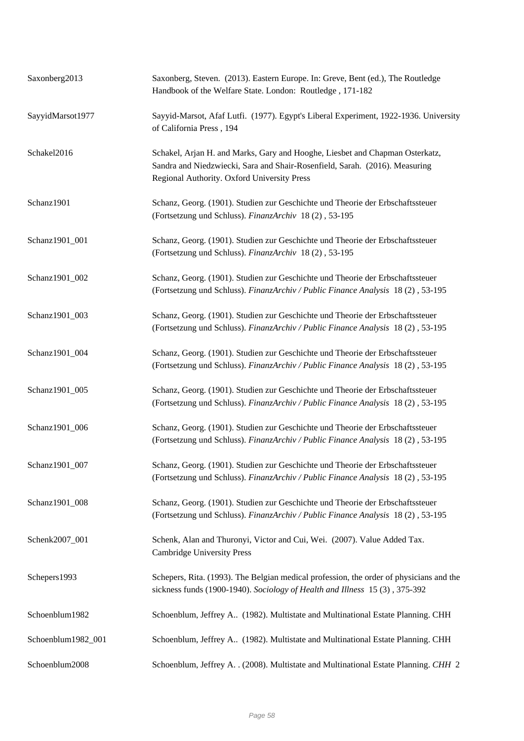| | |
|---|---|
| Saxonberg2013 | Saxonberg, Steven. (2013). Eastern Europe. In: Greve, Bent (ed.), The Routledge Handbook of the Welfare State. London: Routledge , 171-182 |
| SayyidMarsot1977 | Sayyid-Marsot, Afaf Lutfi. (1977). Egypt's Liberal Experiment, 1922-1936. University of California Press , 194 |
| Schakel2016 | Schakel, Arjan H. and Marks, Gary and Hooghe, Liesbet and Chapman Osterkatz, Sandra and Niedzwiecki, Sara and Shair-Rosenfield, Sarah. (2016). Measuring Regional Authority. Oxford University Press |
| Schanz1901 | Schanz, Georg. (1901). Studien zur Geschichte und Theorie der Erbschaftssteuer (Fortsetzung und Schluss). *FinanzArchiv* 18 (2) , 53-195 |
| Schanz1901_001 | Schanz, Georg. (1901). Studien zur Geschichte und Theorie der Erbschaftssteuer (Fortsetzung und Schluss). *FinanzArchiv* 18 (2) , 53-195 |
| Schanz1901_002 | Schanz, Georg. (1901). Studien zur Geschichte und Theorie der Erbschaftssteuer (Fortsetzung und Schluss). *FinanzArchiv / Public Finance Analysis* 18 (2) , 53-195 |
| Schanz1901_003 | Schanz, Georg. (1901). Studien zur Geschichte und Theorie der Erbschaftssteuer (Fortsetzung und Schluss). *FinanzArchiv / Public Finance Analysis* 18 (2) , 53-195 |
| Schanz1901_004 | Schanz, Georg. (1901). Studien zur Geschichte und Theorie der Erbschaftssteuer (Fortsetzung und Schluss). *FinanzArchiv / Public Finance Analysis* 18 (2) , 53-195 |
| Schanz1901_005 | Schanz, Georg. (1901). Studien zur Geschichte und Theorie der Erbschaftssteuer (Fortsetzung und Schluss). *FinanzArchiv / Public Finance Analysis* 18 (2) , 53-195 |
| Schanz1901_006 | Schanz, Georg. (1901). Studien zur Geschichte und Theorie der Erbschaftssteuer (Fortsetzung und Schluss). *FinanzArchiv / Public Finance Analysis* 18 (2) , 53-195 |
| Schanz1901_007 | Schanz, Georg. (1901). Studien zur Geschichte und Theorie der Erbschaftssteuer (Fortsetzung und Schluss). *FinanzArchiv / Public Finance Analysis* 18 (2) , 53-195 |
| Schanz1901_008 | Schanz, Georg. (1901). Studien zur Geschichte und Theorie der Erbschaftssteuer (Fortsetzung und Schluss). *FinanzArchiv / Public Finance Analysis* 18 (2) , 53-195 |
| Schenk2007_001 | Schenk, Alan and Thuronyi, Victor and Cui, Wei. (2007). Value Added Tax. Cambridge University Press |
| Schepers1993 | Schepers, Rita. (1993). The Belgian medical profession, the order of physicians and the sickness funds (1900-1940). *Sociology of Health and Illness* 15 (3) , 375-392 |
| Schoenblum1982 | Schoenblum, Jeffrey A.. (1982). Multistate and Multinational Estate Planning. CHH |
| Schoenblum1982_001 | Schoenblum, Jeffrey A.. (1982). Multistate and Multinational Estate Planning. CHH |
| Schoenblum2008 | Schoenblum, Jeffrey A. . (2008). Multistate and Multinational Estate Planning. *CHH* 2 |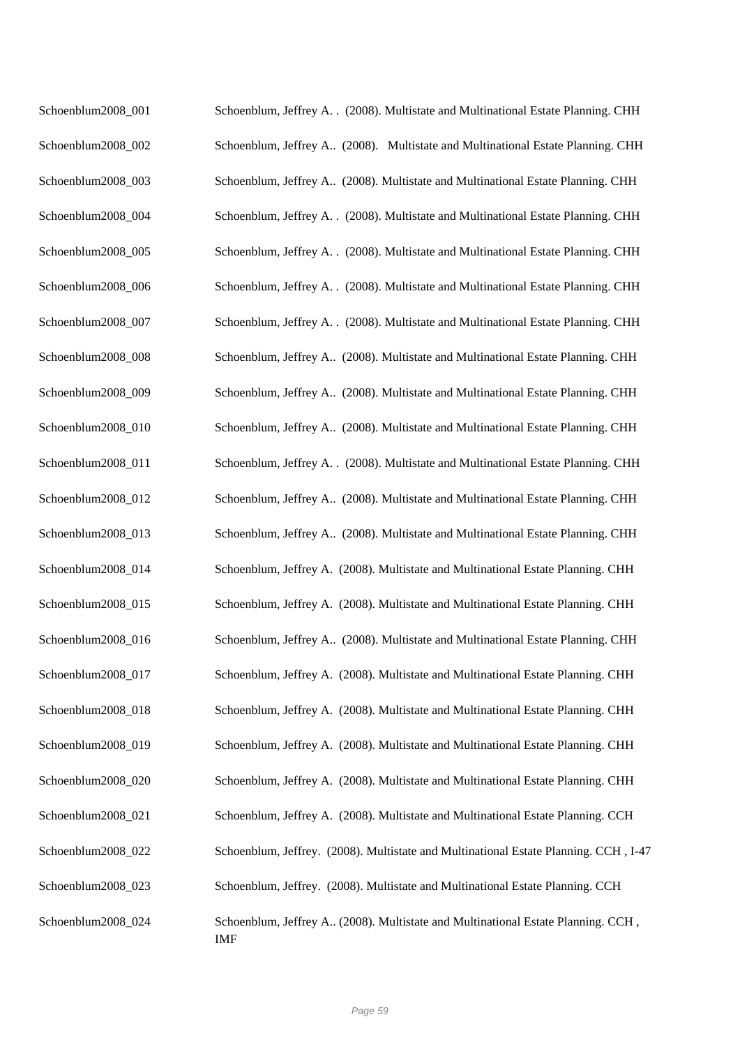| | |
|---|---|
| Schoenblum2008_001 | Schoenblum, Jeffrey A. . (2008). Multistate and Multinational Estate Planning. CHH |
| Schoenblum2008_002 | Schoenblum, Jeffrey A.. (2008). Multistate and Multinational Estate Planning. CHH |
| Schoenblum2008_003 | Schoenblum, Jeffrey A.. (2008). Multistate and Multinational Estate Planning. CHH |
| Schoenblum2008_004 | Schoenblum, Jeffrey A. . (2008). Multistate and Multinational Estate Planning. CHH |
| Schoenblum2008_005 | Schoenblum, Jeffrey A. . (2008). Multistate and Multinational Estate Planning. CHH |
| Schoenblum2008_006 | Schoenblum, Jeffrey A. . (2008). Multistate and Multinational Estate Planning. CHH |
| Schoenblum2008_007 | Schoenblum, Jeffrey A. . (2008). Multistate and Multinational Estate Planning. CHH |
| Schoenblum2008_008 | Schoenblum, Jeffrey A.. (2008). Multistate and Multinational Estate Planning. CHH |
| Schoenblum2008_009 | Schoenblum, Jeffrey A.. (2008). Multistate and Multinational Estate Planning. CHH |
| Schoenblum2008_010 | Schoenblum, Jeffrey A.. (2008). Multistate and Multinational Estate Planning. CHH |
| Schoenblum2008_011 | Schoenblum, Jeffrey A. . (2008). Multistate and Multinational Estate Planning. CHH |
| Schoenblum2008_012 | Schoenblum, Jeffrey A.. (2008). Multistate and Multinational Estate Planning. CHH |
| Schoenblum2008_013 | Schoenblum, Jeffrey A.. (2008). Multistate and Multinational Estate Planning. CHH |
| Schoenblum2008_014 | Schoenblum, Jeffrey A. (2008). Multistate and Multinational Estate Planning. CHH |
| Schoenblum2008_015 | Schoenblum, Jeffrey A. (2008). Multistate and Multinational Estate Planning. CHH |
| Schoenblum2008_016 | Schoenblum, Jeffrey A.. (2008). Multistate and Multinational Estate Planning. CHH |
| Schoenblum2008_017 | Schoenblum, Jeffrey A. (2008). Multistate and Multinational Estate Planning. CHH |
| Schoenblum2008_018 | Schoenblum, Jeffrey A. (2008). Multistate and Multinational Estate Planning. CHH |
| Schoenblum2008_019 | Schoenblum, Jeffrey A. (2008). Multistate and Multinational Estate Planning. CHH |
| Schoenblum2008_020 | Schoenblum, Jeffrey A. (2008). Multistate and Multinational Estate Planning. CHH |
| Schoenblum2008_021 | Schoenblum, Jeffrey A. (2008). Multistate and Multinational Estate Planning. CCH |
| Schoenblum2008_022 | Schoenblum, Jeffrey. (2008). Multistate and Multinational Estate Planning. CCH , I-47 |
| Schoenblum2008_023 | Schoenblum, Jeffrey. (2008). Multistate and Multinational Estate Planning. CCH |
| Schoenblum2008_024 | Schoenblum, Jeffrey A.. (2008). Multistate and Multinational Estate Planning. CCH , IMF |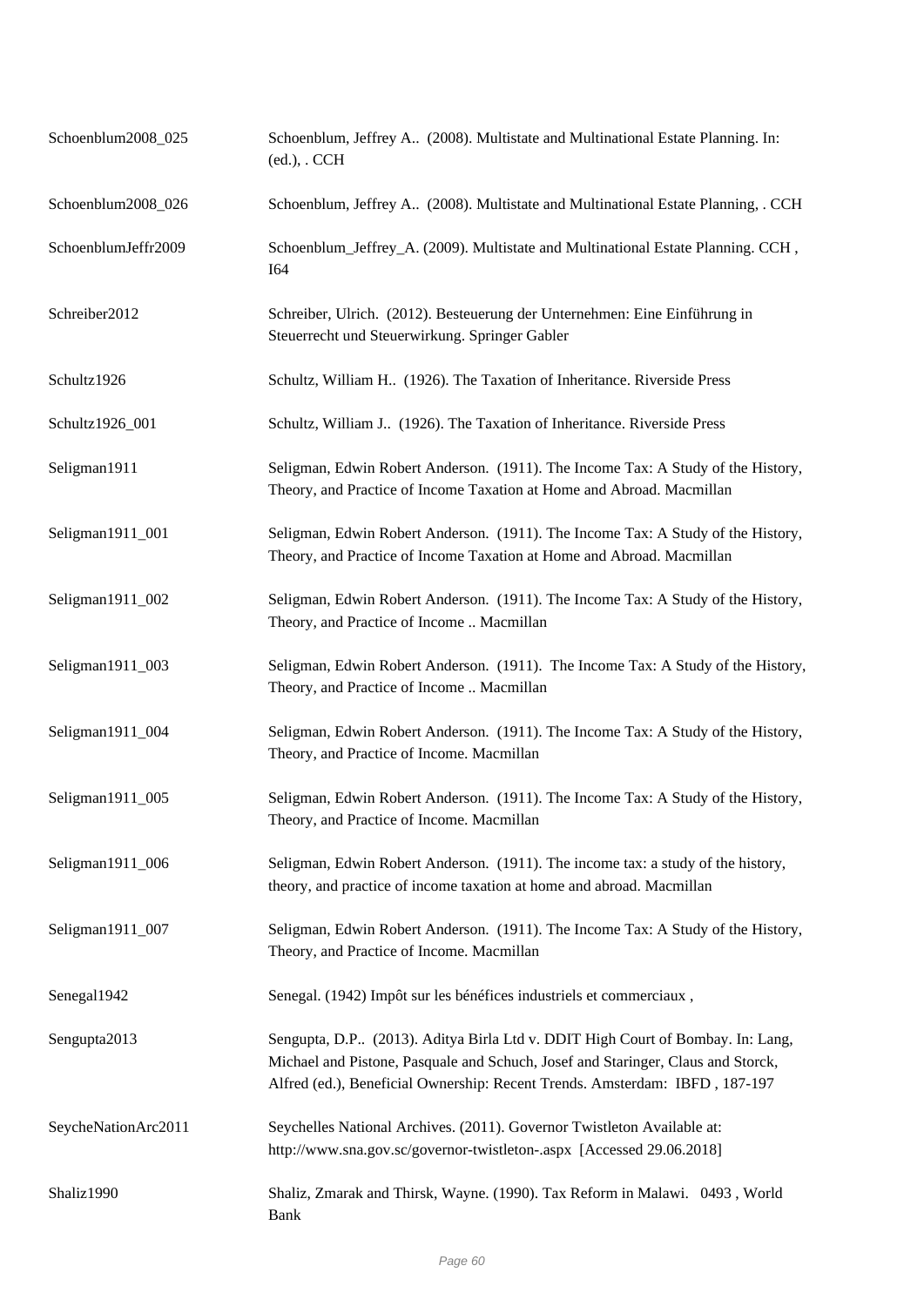| | |
|---|---|
| Schoenblum2008_025 | Schoenblum, Jeffrey A.. (2008). Multistate and Multinational Estate Planning. In: (ed.), . CCH |
| Schoenblum2008_026 | Schoenblum, Jeffrey A.. (2008). Multistate and Multinational Estate Planning, . CCH |
| SchoenblumJeffr2009 | Schoenblum_Jeffrey_A. (2009). Multistate and Multinational Estate Planning. CCH , I64 |
| Schreiber2012 | Schreiber, Ulrich. (2012). Besteuerung der Unternehmen: Eine Einführung in Steuerrecht und Steuerwirkung. Springer Gabler |
| Schultz1926 | Schultz, William H.. (1926). The Taxation of Inheritance. Riverside Press |
| Schultz1926_001 | Schultz, William J.. (1926). The Taxation of Inheritance. Riverside Press |
| Seligman1911 | Seligman, Edwin Robert Anderson. (1911). The Income Tax: A Study of the History, Theory, and Practice of Income Taxation at Home and Abroad. Macmillan |
| Seligman1911_001 | Seligman, Edwin Robert Anderson. (1911). The Income Tax: A Study of the History, Theory, and Practice of Income Taxation at Home and Abroad. Macmillan |
| Seligman1911_002 | Seligman, Edwin Robert Anderson. (1911). The Income Tax: A Study of the History, Theory, and Practice of Income .. Macmillan |
| Seligman1911_003 | Seligman, Edwin Robert Anderson. (1911). The Income Tax: A Study of the History, Theory, and Practice of Income .. Macmillan |
| Seligman1911_004 | Seligman, Edwin Robert Anderson. (1911). The Income Tax: A Study of the History, Theory, and Practice of Income. Macmillan |
| Seligman1911_005 | Seligman, Edwin Robert Anderson. (1911). The Income Tax: A Study of the History, Theory, and Practice of Income. Macmillan |
| Seligman1911_006 | Seligman, Edwin Robert Anderson. (1911). The income tax: a study of the history, theory, and practice of income taxation at home and abroad. Macmillan |
| Seligman1911_007 | Seligman, Edwin Robert Anderson. (1911). The Income Tax: A Study of the History, Theory, and Practice of Income. Macmillan |
| Senegal1942 | Senegal. (1942) Impôt sur les bénéfices industriels et commerciaux , |
| Sengupta2013 | Sengupta, D.P.. (2013). Aditya Birla Ltd v. DDIT High Court of Bombay. In: Lang, Michael and Pistone, Pasquale and Schuch, Josef and Staringer, Claus and Storck, Alfred (ed.), Beneficial Ownership: Recent Trends. Amsterdam: IBFD , 187-197 |
| SeycheNationArc2011 | Seychelles National Archives. (2011). Governor Twistleton Available at: http://www.sna.gov.sc/governor-twistleton-.aspx [Accessed 29.06.2018] |
| Shaliz1990 | Shaliz, Zmarak and Thirsk, Wayne. (1990). Tax Reform in Malawi. 0493 , World Bank |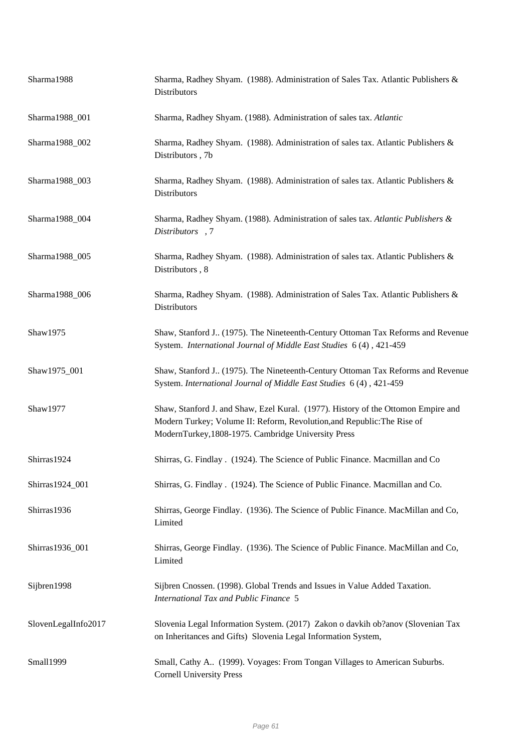| | |
|---|---|
| Sharma1988 | Sharma, Radhey Shyam. (1988). Administration of Sales Tax. Atlantic Publishers & Distributors |
| Sharma1988_001 | Sharma, Radhey Shyam. (1988). Administration of sales tax. *Atlantic* |
| Sharma1988_002 | Sharma, Radhey Shyam. (1988). Administration of sales tax. Atlantic Publishers & Distributors , 7b |
| Sharma1988_003 | Sharma, Radhey Shyam. (1988). Administration of sales tax. Atlantic Publishers & Distributors |
| Sharma1988_004 | Sharma, Radhey Shyam. (1988). Administration of sales tax. *Atlantic Publishers & Distributors* , 7 |
| Sharma1988_005 | Sharma, Radhey Shyam. (1988). Administration of sales tax. Atlantic Publishers & Distributors , 8 |
| Sharma1988_006 | Sharma, Radhey Shyam. (1988). Administration of Sales Tax. Atlantic Publishers & Distributors |
| Shaw1975 | Shaw, Stanford J.. (1975). The Nineteenth-Century Ottoman Tax Reforms and Revenue System. *International Journal of Middle East Studies* 6 (4) , 421-459 |
| Shaw1975_001 | Shaw, Stanford J.. (1975). The Nineteenth-Century Ottoman Tax Reforms and Revenue System. *International Journal of Middle East Studies* 6 (4) , 421-459 |
| Shaw1977 | Shaw, Stanford J. and Shaw, Ezel Kural. (1977). History of the Ottomon Empire and Modern Turkey; Volume II: Reform, Revolution,and Republic:The Rise of ModernTurkey,1808-1975. Cambridge University Press |
| Shirras1924 | Shirras, G. Findlay . (1924). The Science of Public Finance. Macmillan and Co |
| Shirras1924_001 | Shirras, G. Findlay . (1924). The Science of Public Finance. Macmillan and Co. |
| Shirras1936 | Shirras, George Findlay. (1936). The Science of Public Finance. MacMillan and Co, Limited |
| Shirras1936_001 | Shirras, George Findlay. (1936). The Science of Public Finance. MacMillan and Co, Limited |
| Sijbren1998 | Sijbren Cnossen. (1998). Global Trends and Issues in Value Added Taxation. *International Tax and Public Finance* 5 |
| SlovenLegalInfo2017 | Slovenia Legal Information System. (2017) Zakon o davkih ob?anov (Slovenian Tax on Inheritances and Gifts) Slovenia Legal Information System, |
| Small1999 | Small, Cathy A.. (1999). Voyages: From Tongan Villages to American Suburbs. Cornell University Press |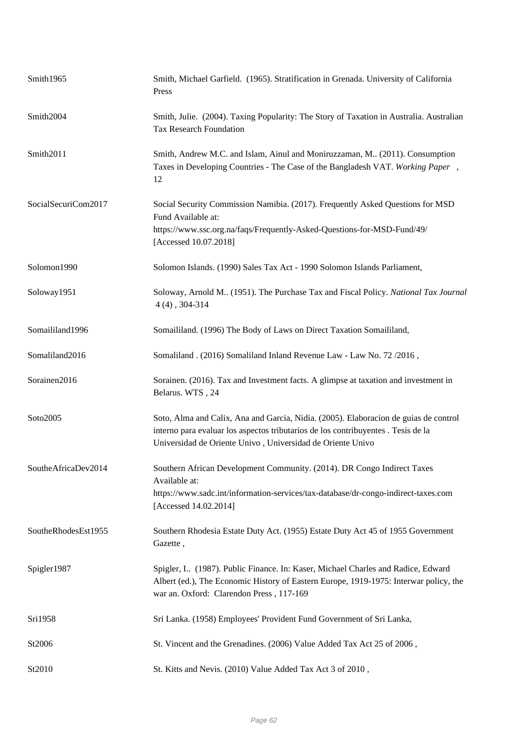| | |
|---|---|
| Smith1965 | Smith, Michael Garfield. (1965). Stratification in Grenada. University of California Press |
| Smith2004 | Smith, Julie. (2004). Taxing Popularity: The Story of Taxation in Australia. Australian Tax Research Foundation |
| Smith2011 | Smith, Andrew M.C. and Islam, Ainul and Moniruzzaman, M.. (2011). Consumption Taxes in Developing Countries - The Case of the Bangladesh VAT. *Working Paper* , 12 |
| SocialSecuriCom2017 | Social Security Commission Namibia. (2017). Frequently Asked Questions for MSD Fund Available at: https://www.ssc.org.na/faqs/Frequently-Asked-Questions-for-MSD-Fund/49/ [Accessed 10.07.2018] |
| Solomon1990 | Solomon Islands. (1990) Sales Tax Act - 1990 Solomon Islands Parliament, |
| Soloway1951 | Soloway, Arnold M.. (1951). The Purchase Tax and Fiscal Policy. *National Tax Journal* 4 (4) , 304-314 |
| Somaililand1996 | Somaililand. (1996) The Body of Laws on Direct Taxation Somaililand, |
| Somaliland2016 | Somaliland . (2016) Somaliland Inland Revenue Law - Law No. 72 /2016 , |
| Sorainen2016 | Sorainen. (2016). Tax and Investment facts. A glimpse at taxation and investment in Belarus. WTS , 24 |
| Soto2005 | Soto, Alma and Calix, Ana and Garcia, Nidia. (2005). Elaboracion de guias de control interno para evaluar los aspectos tributarios de los contribuyentes . Tesis de la Universidad de Oriente Univo , Universidad de Oriente Univo |
| SoutheAfricaDev2014 | Southern African Development Community. (2014). DR Congo Indirect Taxes Available at: https://www.sadc.int/information-services/tax-database/dr-congo-indirect-taxes.com [Accessed 14.02.2014] |
| SoutheRhodesEst1955 | Southern Rhodesia Estate Duty Act. (1955) Estate Duty Act 45 of 1955 Government Gazette , |
| Spigler1987 | Spigler, I.. (1987). Public Finance. In: Kaser, Michael Charles and Radice, Edward Albert (ed.), The Economic History of Eastern Europe, 1919-1975: Interwar policy, the war an. Oxford: Clarendon Press , 117-169 |
| Sri1958 | Sri Lanka. (1958) Employees' Provident Fund Government of Sri Lanka, |
| St2006 | St. Vincent and the Grenadines. (2006) Value Added Tax Act 25 of 2006 , |
| St2010 | St. Kitts and Nevis. (2010) Value Added Tax Act 3 of 2010 , |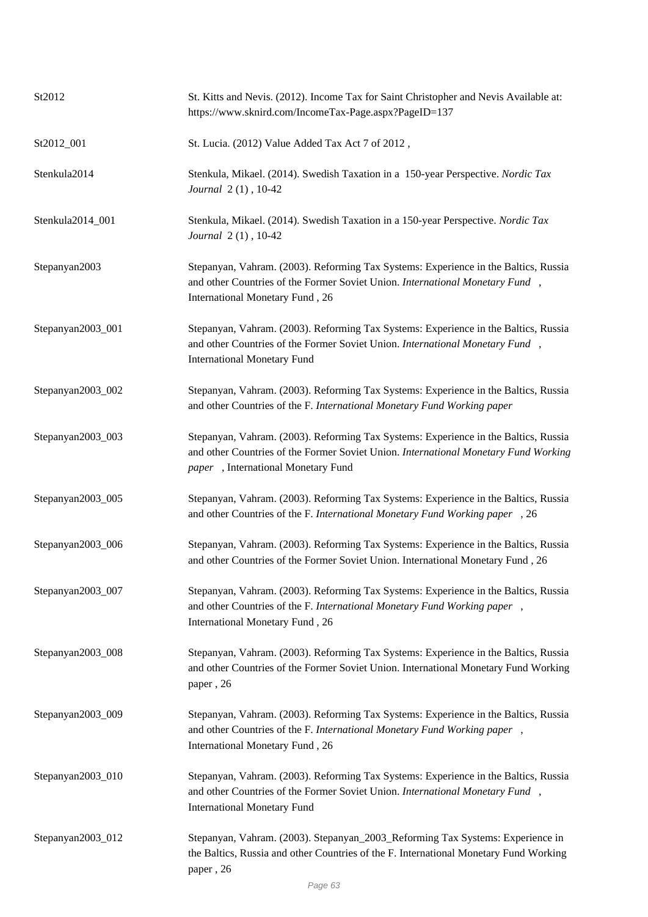| | |
|---|---|
| St2012 | St. Kitts and Nevis. (2012). Income Tax for Saint Christopher and Nevis Available at: https://www.sknird.com/IncomeTax-Page.aspx?PageID=137 |
| St2012_001 | St. Lucia. (2012) Value Added Tax Act 7 of 2012 , |
| Stenkula2014 | Stenkula, Mikael. (2014). Swedish Taxation in a 150-year Perspective. *Nordic Tax Journal* 2 (1) , 10-42 |
| Stenkula2014_001 | Stenkula, Mikael. (2014). Swedish Taxation in a 150-year Perspective. *Nordic Tax Journal* 2 (1) , 10-42 |
| Stepanyan2003 | Stepanyan, Vahram. (2003). Reforming Tax Systems: Experience in the Baltics, Russia and other Countries of the Former Soviet Union. *International Monetary Fund* , International Monetary Fund , 26 |
| Stepanyan2003_001 | Stepanyan, Vahram. (2003). Reforming Tax Systems: Experience in the Baltics, Russia and other Countries of the Former Soviet Union. *International Monetary Fund* , International Monetary Fund |
| Stepanyan2003_002 | Stepanyan, Vahram. (2003). Reforming Tax Systems: Experience in the Baltics, Russia and other Countries of the F. *International Monetary Fund Working paper* |
| Stepanyan2003_003 | Stepanyan, Vahram. (2003). Reforming Tax Systems: Experience in the Baltics, Russia and other Countries of the Former Soviet Union. *International Monetary Fund Working paper* , International Monetary Fund |
| Stepanyan2003_005 | Stepanyan, Vahram. (2003). Reforming Tax Systems: Experience in the Baltics, Russia and other Countries of the F. *International Monetary Fund Working paper* , 26 |
| Stepanyan2003_006 | Stepanyan, Vahram. (2003). Reforming Tax Systems: Experience in the Baltics, Russia and other Countries of the Former Soviet Union. International Monetary Fund , 26 |
| Stepanyan2003_007 | Stepanyan, Vahram. (2003). Reforming Tax Systems: Experience in the Baltics, Russia and other Countries of the F. *International Monetary Fund Working paper* , International Monetary Fund , 26 |
| Stepanyan2003_008 | Stepanyan, Vahram. (2003). Reforming Tax Systems: Experience in the Baltics, Russia and other Countries of the Former Soviet Union. International Monetary Fund Working paper , 26 |
| Stepanyan2003_009 | Stepanyan, Vahram. (2003). Reforming Tax Systems: Experience in the Baltics, Russia and other Countries of the F. *International Monetary Fund Working paper* , International Monetary Fund , 26 |
| Stepanyan2003_010 | Stepanyan, Vahram. (2003). Reforming Tax Systems: Experience in the Baltics, Russia and other Countries of the Former Soviet Union. *International Monetary Fund* , International Monetary Fund |
| Stepanyan2003_012 | Stepanyan, Vahram. (2003). Stepanyan_2003_Reforming Tax Systems: Experience in the Baltics, Russia and other Countries of the F. International Monetary Fund Working paper , 26 |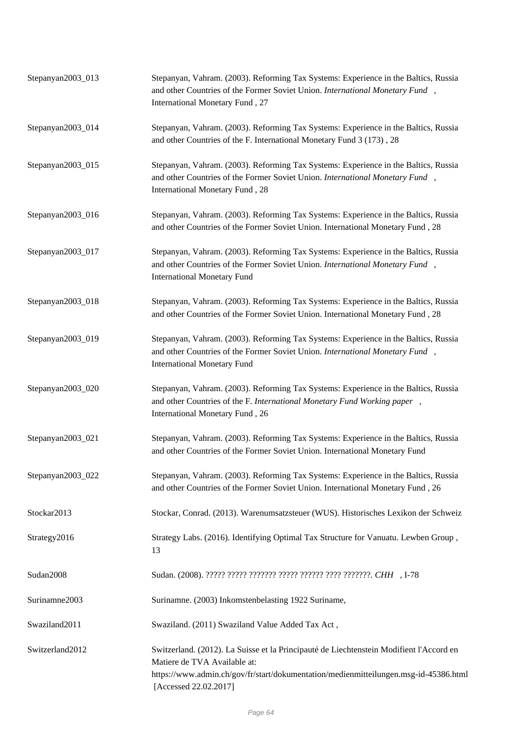| | |
|---|---|
| Stepanyan2003_013 | Stepanyan, Vahram. (2003). Reforming Tax Systems: Experience in the Baltics, Russia and other Countries of the Former Soviet Union. *International Monetary Fund* , International Monetary Fund , 27 |
| Stepanyan2003_014 | Stepanyan, Vahram. (2003). Reforming Tax Systems: Experience in the Baltics, Russia and other Countries of the F. International Monetary Fund 3 (173) , 28 |
| Stepanyan2003_015 | Stepanyan, Vahram. (2003). Reforming Tax Systems: Experience in the Baltics, Russia and other Countries of the Former Soviet Union. *International Monetary Fund* , International Monetary Fund , 28 |
| Stepanyan2003_016 | Stepanyan, Vahram. (2003). Reforming Tax Systems: Experience in the Baltics, Russia and other Countries of the Former Soviet Union. International Monetary Fund , 28 |
| Stepanyan2003_017 | Stepanyan, Vahram. (2003). Reforming Tax Systems: Experience in the Baltics, Russia and other Countries of the Former Soviet Union. *International Monetary Fund* , International Monetary Fund |
| Stepanyan2003_018 | Stepanyan, Vahram. (2003). Reforming Tax Systems: Experience in the Baltics, Russia and other Countries of the Former Soviet Union. International Monetary Fund , 28 |
| Stepanyan2003_019 | Stepanyan, Vahram. (2003). Reforming Tax Systems: Experience in the Baltics, Russia and other Countries of the Former Soviet Union. *International Monetary Fund* , International Monetary Fund |
| Stepanyan2003_020 | Stepanyan, Vahram. (2003). Reforming Tax Systems: Experience in the Baltics, Russia and other Countries of the F. *International Monetary Fund Working paper* , International Monetary Fund , 26 |
| Stepanyan2003_021 | Stepanyan, Vahram. (2003). Reforming Tax Systems: Experience in the Baltics, Russia and other Countries of the Former Soviet Union. International Monetary Fund |
| Stepanyan2003_022 | Stepanyan, Vahram. (2003). Reforming Tax Systems: Experience in the Baltics, Russia and other Countries of the Former Soviet Union. International Monetary Fund , 26 |
| Stockar2013 | Stockar, Conrad. (2013). Warenumsatzsteuer (WUS). Historisches Lexikon der Schweiz |
| Strategy2016 | Strategy Labs. (2016). Identifying Optimal Tax Structure for Vanuatu. Lewben Group , 13 |
| Sudan2008 | Sudan. (2008). ????? ????? ??????? ????? ?????? ???? ???????. *CHH* , I-78 |
| Surinamne2003 | Surinamne. (2003) Inkomstenbelasting 1922 Suriname, |
| Swaziland2011 | Swaziland. (2011) Swaziland Value Added Tax Act , |
| Switzerland2012 | Switzerland. (2012). La Suisse et la Principauté de Liechtenstein Modifient l'Accord en Matiere de TVA Available at: https://www.admin.ch/gov/fr/start/dokumentation/medienmitteilungen.msg-id-45386.html [Accessed 22.02.2017] |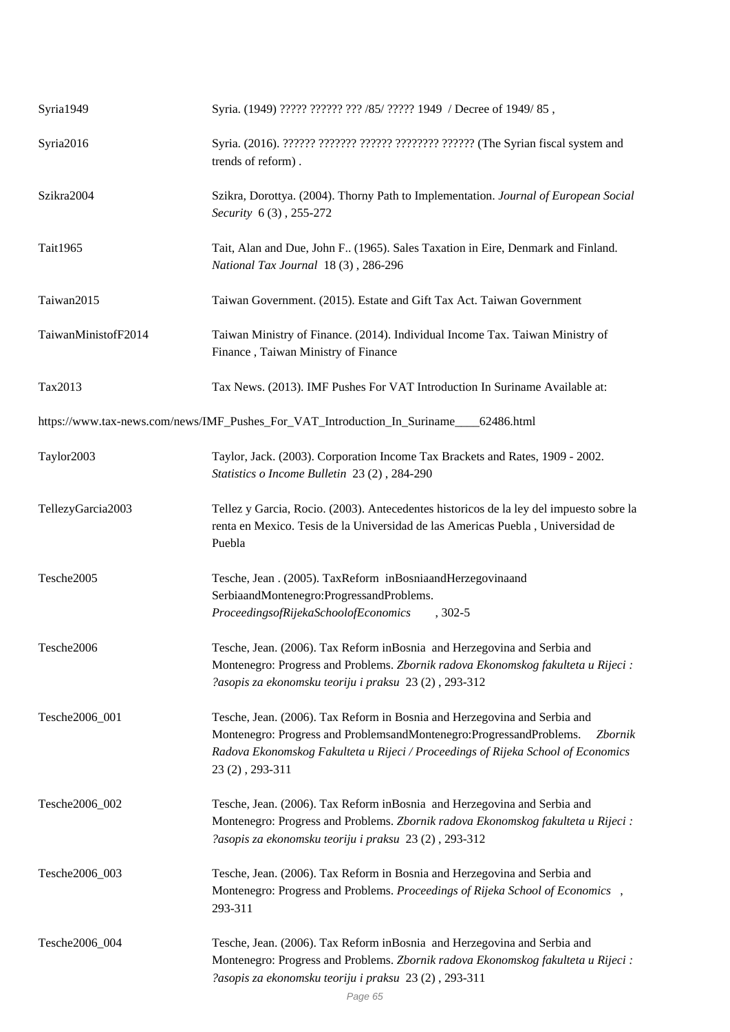| | |
|---|---|
| Syria1949 | Syria. (1949) ????? ?????? ??? /85/ ????? 1949 / Decree of 1949/ 85 , |
| Syria2016 | Syria. (2016). ?????? ??????? ?????? ???????? ?????? (The Syrian fiscal system and trends of reform) . |
| Szikra2004 | Szikra, Dorottya. (2004). Thorny Path to Implementation. *Journal of European Social Security* 6 (3) , 255-272 |
| Tait1965 | Tait, Alan and Due, John F.. (1965). Sales Taxation in Eire, Denmark and Finland. *National Tax Journal* 18 (3) , 286-296 |
| Taiwan2015 | Taiwan Government. (2015). Estate and Gift Tax Act. Taiwan Government |
| TaiwanMinistofF2014 | Taiwan Ministry of Finance. (2014). Individual Income Tax. Taiwan Ministry of Finance , Taiwan Ministry of Finance |
| Tax2013 | Tax News. (2013). IMF Pushes For VAT Introduction In Suriname Available at: |

https://www.tax-news.com/news/IMF_Pushes_For_VAT_Introduction_In_Suriname____62486.html

| | |
|---|---|
| Taylor2003 | Taylor, Jack. (2003). Corporation Income Tax Brackets and Rates, 1909 - 2002. *Statistics o Income Bulletin* 23 (2) , 284-290 |
| TellezyGarcia2003 | Tellez y Garcia, Rocio. (2003). Antecedentes historicos de la ley del impuesto sobre la renta en Mexico. Tesis de la Universidad de las Americas Puebla , Universidad de Puebla |
| Tesche2005 | Tesche, Jean . (2005). TaxReform inBosniaandHerzegovinaand SerbiaandMontenegro:ProgressandProblems. *ProceedingsofRijekaSchoolofEconomics* , 302-5 |
| Tesche2006 | Tesche, Jean. (2006). Tax Reform inBosnia and Herzegovina and Serbia and Montenegro: Progress and Problems. *Zbornik radova Ekonomskog fakulteta u Rijeci : ?asopis za ekonomsku teoriju i praksu* 23 (2) , 293-312 |
| Tesche2006_001 | Tesche, Jean. (2006). Tax Reform in Bosnia and Herzegovina and Serbia and Montenegro: Progress and ProblemsandMontenegro:ProgressandProblems. *Zbornik Radova Ekonomskog Fakulteta u Rijeci / Proceedings of Rijeka School of Economics* 23 (2) , 293-311 |
| Tesche2006_002 | Tesche, Jean. (2006). Tax Reform inBosnia and Herzegovina and Serbia and Montenegro: Progress and Problems. *Zbornik radova Ekonomskog fakulteta u Rijeci : ?asopis za ekonomsku teoriju i praksu* 23 (2) , 293-312 |
| Tesche2006_003 | Tesche, Jean. (2006). Tax Reform in Bosnia and Herzegovina and Serbia and Montenegro: Progress and Problems. *Proceedings of Rijeka School of Economics* , 293-311 |
| Tesche2006_004 | Tesche, Jean. (2006). Tax Reform inBosnia and Herzegovina and Serbia and Montenegro: Progress and Problems. *Zbornik radova Ekonomskog fakulteta u Rijeci : ?asopis za ekonomsku teoriju i praksu* 23 (2) , 293-311 |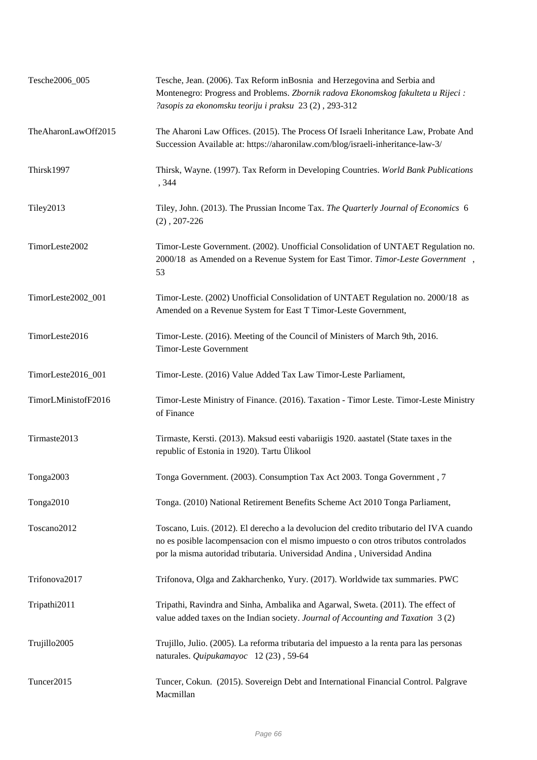| | |
|---|---|
| Tesche2006_005 | Tesche, Jean. (2006). Tax Reform inBosnia and Herzegovina and Serbia and Montenegro: Progress and Problems. *Zbornik radova Ekonomskog fakulteta u Rijeci : ?asopis za ekonomsku teoriju i praksu* 23 (2) , 293-312 |
| TheAharonLawOff2015 | The Aharoni Law Offices. (2015). The Process Of Israeli Inheritance Law, Probate And Succession Available at: https://aharonilaw.com/blog/israeli-inheritance-law-3/ |
| Thirsk1997 | Thirsk, Wayne. (1997). Tax Reform in Developing Countries. *World Bank Publications* , 344 |
| Tiley2013 | Tiley, John. (2013). The Prussian Income Tax. *The Quarterly Journal of Economics* 6 (2) , 207-226 |
| TimorLeste2002 | Timor-Leste Government. (2002). Unofficial Consolidation of UNTAET Regulation no. 2000/18 as Amended on a Revenue System for East Timor. *Timor-Leste Government* , 53 |
| TimorLeste2002_001 | Timor-Leste. (2002) Unofficial Consolidation of UNTAET Regulation no. 2000/18 as Amended on a Revenue System for East T Timor-Leste Government, |
| TimorLeste2016 | Timor-Leste. (2016). Meeting of the Council of Ministers of March 9th, 2016. Timor-Leste Government |
| TimorLeste2016_001 | Timor-Leste. (2016) Value Added Tax Law Timor-Leste Parliament, |
| TimorLMinistofF2016 | Timor-Leste Ministry of Finance. (2016). Taxation - Timor Leste. Timor-Leste Ministry of Finance |
| Tirmaste2013 | Tirmaste, Kersti. (2013). Maksud eesti vabariigis 1920. aastatel (State taxes in the republic of Estonia in 1920). Tartu Ülikool |
| Tonga2003 | Tonga Government. (2003). Consumption Tax Act 2003. Tonga Government , 7 |
| Tonga2010 | Tonga. (2010) National Retirement Benefits Scheme Act 2010 Tonga Parliament, |
| Toscano2012 | Toscano, Luis. (2012). El derecho a la devolucion del credito tributario del IVA cuando no es posible lacompensacion con el mismo impuesto o con otros tributos controlados por la misma autoridad tributaria. Universidad Andina , Universidad Andina |
| Trifonova2017 | Trifonova, Olga and Zakharchenko, Yury. (2017). Worldwide tax summaries. PWC |
| Tripathi2011 | Tripathi, Ravindra and Sinha, Ambalika and Agarwal, Sweta. (2011). The effect of value added taxes on the Indian society. *Journal of Accounting and Taxation* 3 (2) |
| Trujillo2005 | Trujillo, Julio. (2005). La reforma tributaria del impuesto a la renta para las personas naturales. *Quipukamayoc* 12 (23) , 59-64 |
| Tuncer2015 | Tuncer, Cokun. (2015). Sovereign Debt and International Financial Control. Palgrave Macmillan |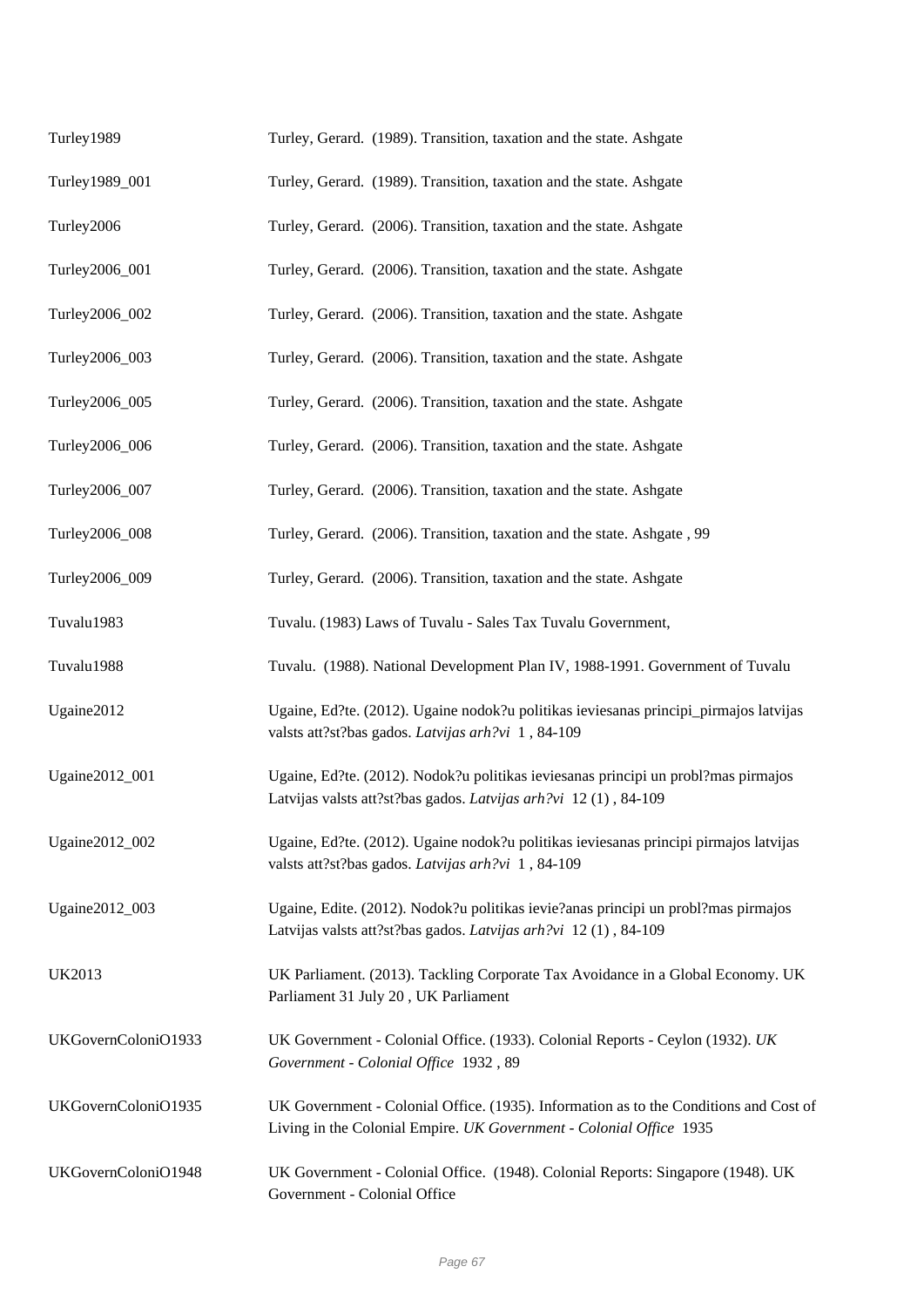| | |
|---|---|
| Turley1989 | Turley, Gerard. (1989). Transition, taxation and the state. Ashgate |
| Turley1989_001 | Turley, Gerard. (1989). Transition, taxation and the state. Ashgate |
| Turley2006 | Turley, Gerard. (2006). Transition, taxation and the state. Ashgate |
| Turley2006_001 | Turley, Gerard. (2006). Transition, taxation and the state. Ashgate |
| Turley2006_002 | Turley, Gerard. (2006). Transition, taxation and the state. Ashgate |
| Turley2006_003 | Turley, Gerard. (2006). Transition, taxation and the state. Ashgate |
| Turley2006_005 | Turley, Gerard. (2006). Transition, taxation and the state. Ashgate |
| Turley2006_006 | Turley, Gerard. (2006). Transition, taxation and the state. Ashgate |
| Turley2006_007 | Turley, Gerard. (2006). Transition, taxation and the state. Ashgate |
| Turley2006_008 | Turley, Gerard. (2006). Transition, taxation and the state. Ashgate , 99 |
| Turley2006_009 | Turley, Gerard. (2006). Transition, taxation and the state. Ashgate |
| Tuvalu1983 | Tuvalu. (1983) Laws of Tuvalu - Sales Tax Tuvalu Government, |
| Tuvalu1988 | Tuvalu. (1988). National Development Plan IV, 1988-1991. Government of Tuvalu |
| Ugaine2012 | Ugaine, Ed?te. (2012). Ugaine nodok?u politikas ieviesanas principi_pirmajos latvijas valsts att?st?bas gados. *Latvijas arh?vi* 1 , 84-109 |
| Ugaine2012_001 | Ugaine, Ed?te. (2012). Nodok?u politikas ieviesanas principi un probl?mas pirmajos Latvijas valsts att?st?bas gados. *Latvijas arh?vi* 12 (1) , 84-109 |
| Ugaine2012_002 | Ugaine, Ed?te. (2012). Ugaine nodok?u politikas ieviesanas principi pirmajos latvijas valsts att?st?bas gados. *Latvijas arh?vi* 1 , 84-109 |
| Ugaine2012_003 | Ugaine, Edite. (2012). Nodok?u politikas ievie?anas principi un probl?mas pirmajos Latvijas valsts att?st?bas gados. *Latvijas arh?vi* 12 (1) , 84-109 |
| UK2013 | UK Parliament. (2013). Tackling Corporate Tax Avoidance in a Global Economy. UK Parliament 31 July 20 , UK Parliament |
| UKGovernColoniO1933 | UK Government - Colonial Office. (1933). Colonial Reports - Ceylon (1932). *UK Government - Colonial Office* 1932 , 89 |
| UKGovernColoniO1935 | UK Government - Colonial Office. (1935). Information as to the Conditions and Cost of Living in the Colonial Empire. *UK Government - Colonial Office* 1935 |
| UKGovernColoniO1948 | UK Government - Colonial Office. (1948). Colonial Reports: Singapore (1948). UK Government - Colonial Office |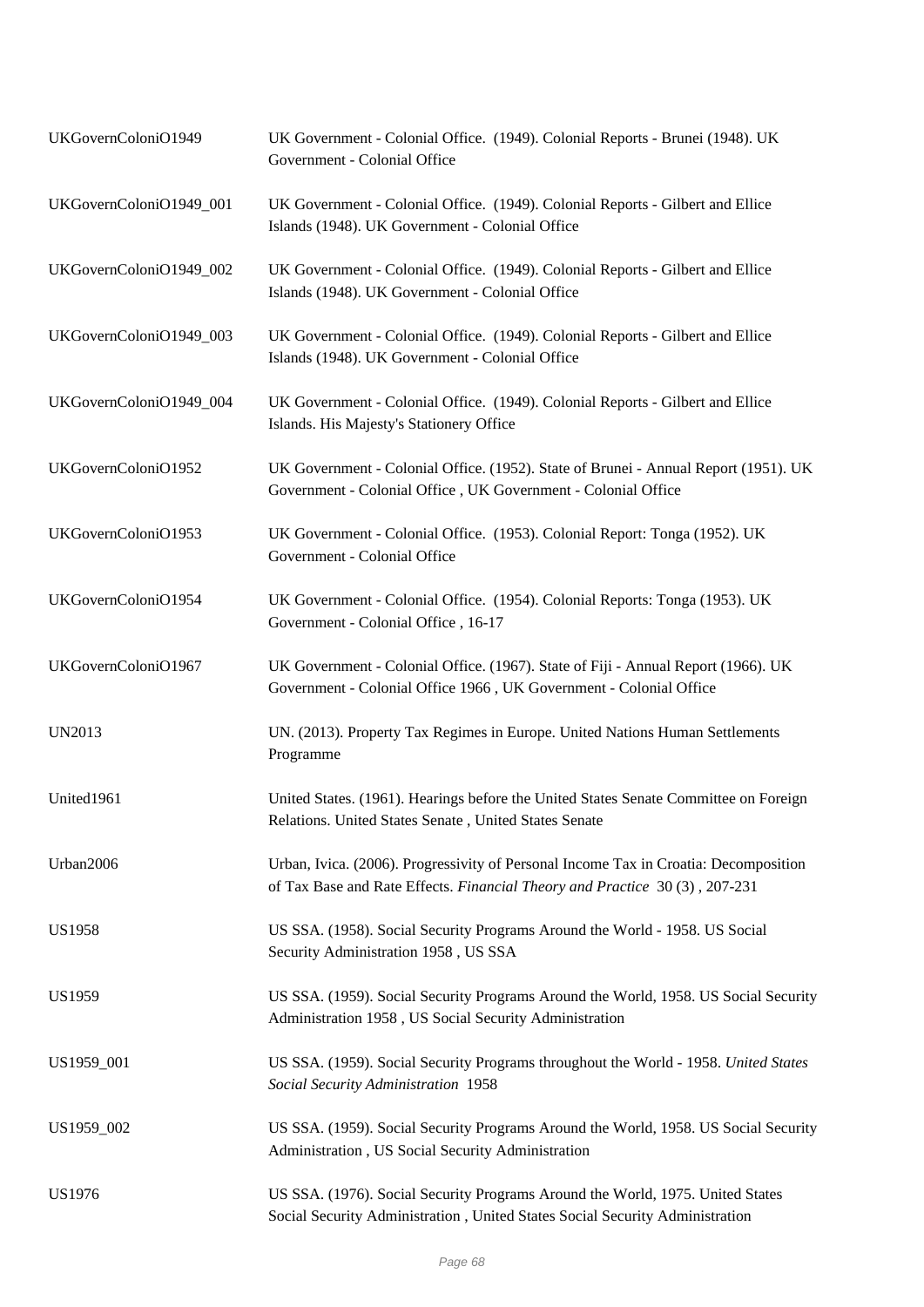| | |
|---|---|
| UKGovernColoniO1949 | UK Government - Colonial Office. (1949). Colonial Reports - Brunei (1948). UK Government - Colonial Office |
| UKGovernColoniO1949_001 | UK Government - Colonial Office. (1949). Colonial Reports - Gilbert and Ellice Islands (1948). UK Government - Colonial Office |
| UKGovernColoniO1949_002 | UK Government - Colonial Office. (1949). Colonial Reports - Gilbert and Ellice Islands (1948). UK Government - Colonial Office |
| UKGovernColoniO1949_003 | UK Government - Colonial Office. (1949). Colonial Reports - Gilbert and Ellice Islands (1948). UK Government - Colonial Office |
| UKGovernColoniO1949_004 | UK Government - Colonial Office. (1949). Colonial Reports - Gilbert and Ellice Islands. His Majesty's Stationery Office |
| UKGovernColoniO1952 | UK Government - Colonial Office. (1952). State of Brunei - Annual Report (1951). UK Government - Colonial Office , UK Government - Colonial Office |
| UKGovernColoniO1953 | UK Government - Colonial Office. (1953). Colonial Report: Tonga (1952). UK Government - Colonial Office |
| UKGovernColoniO1954 | UK Government - Colonial Office. (1954). Colonial Reports: Tonga (1953). UK Government - Colonial Office , 16-17 |
| UKGovernColoniO1967 | UK Government - Colonial Office. (1967). State of Fiji - Annual Report (1966). UK Government - Colonial Office 1966 , UK Government - Colonial Office |
| UN2013 | UN. (2013). Property Tax Regimes in Europe. United Nations Human Settlements Programme |
| United1961 | United States. (1961). Hearings before the United States Senate Committee on Foreign Relations. United States Senate , United States Senate |
| Urban2006 | Urban, Ivica. (2006). Progressivity of Personal Income Tax in Croatia: Decomposition of Tax Base and Rate Effects. *Financial Theory and Practice* 30 (3) , 207-231 |
| US1958 | US SSA. (1958). Social Security Programs Around the World - 1958. US Social Security Administration 1958 , US SSA |
| US1959 | US SSA. (1959). Social Security Programs Around the World, 1958. US Social Security Administration 1958 , US Social Security Administration |
| US1959_001 | US SSA. (1959). Social Security Programs throughout the World - 1958. *United States Social Security Administration* 1958 |
| US1959_002 | US SSA. (1959). Social Security Programs Around the World, 1958. US Social Security Administration , US Social Security Administration |
| US1976 | US SSA. (1976). Social Security Programs Around the World, 1975. United States Social Security Administration , United States Social Security Administration |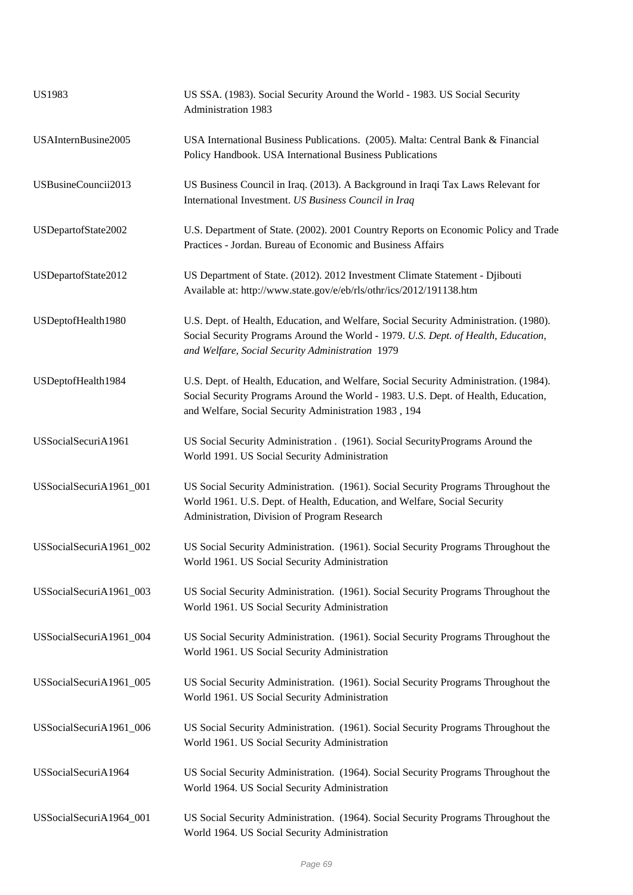| | |
|---|---|
| US1983 | US SSA. (1983). Social Security Around the World - 1983. US Social Security Administration 1983 |
| USAInternBusine2005 | USA International Business Publications. (2005). Malta: Central Bank & Financial Policy Handbook. USA International Business Publications |
| USBusineCouncii2013 | US Business Council in Iraq. (2013). A Background in Iraqi Tax Laws Relevant for International Investment. *US Business Council in Iraq* |
| USDepartofState2002 | U.S. Department of State. (2002). 2001 Country Reports on Economic Policy and Trade Practices - Jordan. Bureau of Economic and Business Affairs |
| USDepartofState2012 | US Department of State. (2012). 2012 Investment Climate Statement - Djibouti Available at: http://www.state.gov/e/eb/rls/othr/ics/2012/191138.htm |
| USDeptofHealth1980 | U.S. Dept. of Health, Education, and Welfare, Social Security Administration. (1980). Social Security Programs Around the World - 1979. *U.S. Dept. of Health, Education, and Welfare, Social Security Administration* 1979 |
| USDeptofHealth1984 | U.S. Dept. of Health, Education, and Welfare, Social Security Administration. (1984). Social Security Programs Around the World - 1983. U.S. Dept. of Health, Education, and Welfare, Social Security Administration 1983 , 194 |
| USSocialSecuriA1961 | US Social Security Administration . (1961). Social SecurityPrograms Around the World 1991. US Social Security Administration |
| USSocialSecuriA1961_001 | US Social Security Administration. (1961). Social Security Programs Throughout the World 1961. U.S. Dept. of Health, Education, and Welfare, Social Security Administration, Division of Program Research |
| USSocialSecuriA1961_002 | US Social Security Administration. (1961). Social Security Programs Throughout the World 1961. US Social Security Administration |
| USSocialSecuriA1961_003 | US Social Security Administration. (1961). Social Security Programs Throughout the World 1961. US Social Security Administration |
| USSocialSecuriA1961_004 | US Social Security Administration. (1961). Social Security Programs Throughout the World 1961. US Social Security Administration |
| USSocialSecuriA1961_005 | US Social Security Administration. (1961). Social Security Programs Throughout the World 1961. US Social Security Administration |
| USSocialSecuriA1961_006 | US Social Security Administration. (1961). Social Security Programs Throughout the World 1961. US Social Security Administration |
| USSocialSecuriA1964 | US Social Security Administration. (1964). Social Security Programs Throughout the World 1964. US Social Security Administration |
| USSocialSecuriA1964_001 | US Social Security Administration. (1964). Social Security Programs Throughout the World 1964. US Social Security Administration |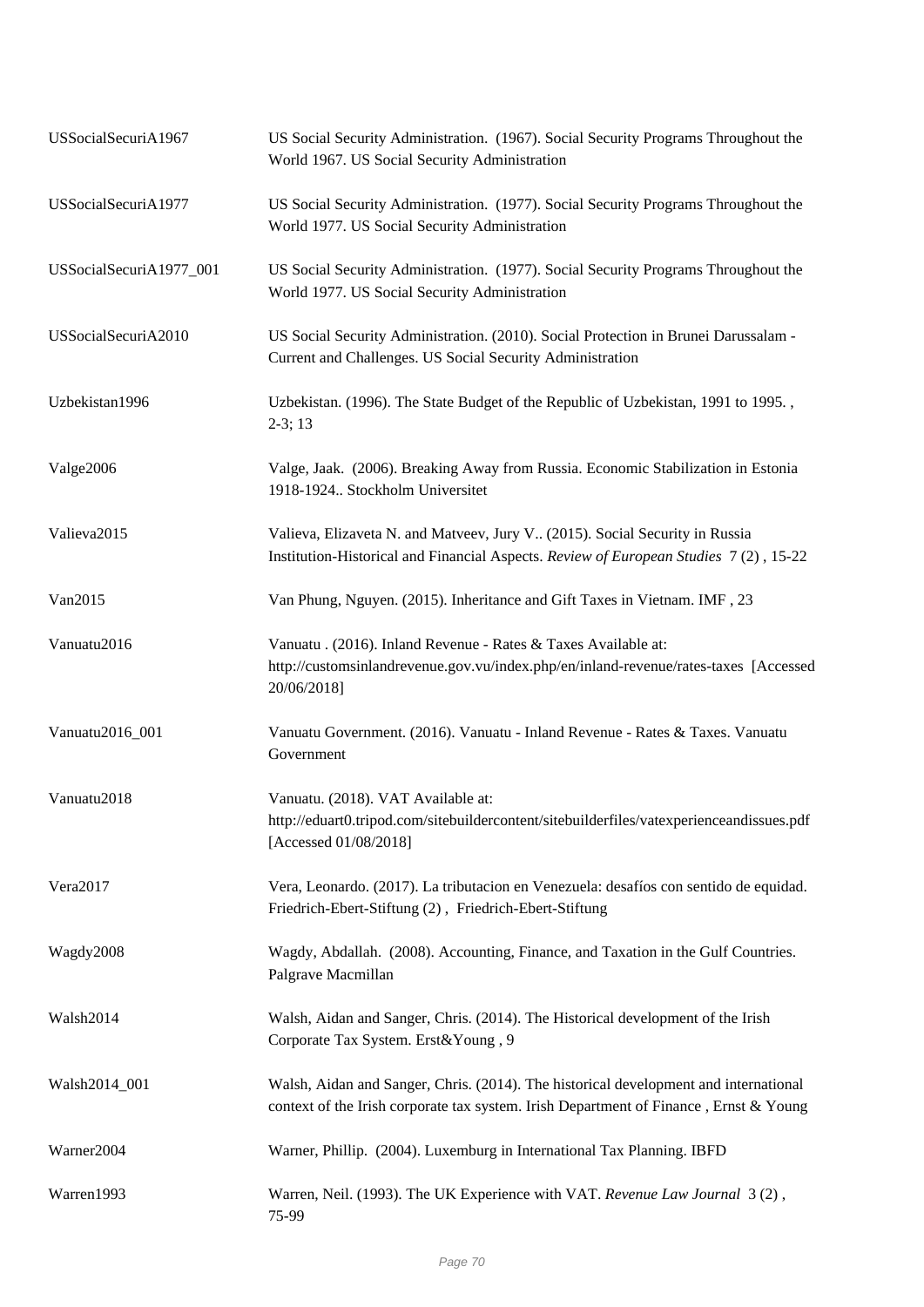| | |
|---|---|
| USSocialSecuriA1967 | US Social Security Administration. (1967). Social Security Programs Throughout the World 1967. US Social Security Administration |
| USSocialSecuriA1977 | US Social Security Administration. (1977). Social Security Programs Throughout the World 1977. US Social Security Administration |
| USSocialSecuriA1977_001 | US Social Security Administration. (1977). Social Security Programs Throughout the World 1977. US Social Security Administration |
| USSocialSecuriA2010 | US Social Security Administration. (2010). Social Protection in Brunei Darussalam - Current and Challenges. US Social Security Administration |
| Uzbekistan1996 | Uzbekistan. (1996). The State Budget of the Republic of Uzbekistan, 1991 to 1995. , 2-3; 13 |
| Valge2006 | Valge, Jaak. (2006). Breaking Away from Russia. Economic Stabilization in Estonia 1918-1924.. Stockholm Universitet |
| Valieva2015 | Valieva, Elizaveta N. and Matveev, Jury V.. (2015). Social Security in Russia Institution-Historical and Financial Aspects. *Review of European Studies* 7 (2) , 15-22 |
| Van2015 | Van Phung, Nguyen. (2015). Inheritance and Gift Taxes in Vietnam. IMF , 23 |
| Vanuatu2016 | Vanuatu . (2016). Inland Revenue - Rates & Taxes Available at: http://customsinlandrevenue.gov.vu/index.php/en/inland-revenue/rates-taxes [Accessed 20/06/2018] |
| Vanuatu2016_001 | Vanuatu Government. (2016). Vanuatu - Inland Revenue - Rates & Taxes. Vanuatu Government |
| Vanuatu2018 | Vanuatu. (2018). VAT Available at: http://eduart0.tripod.com/sitebuildercontent/sitebuilderfiles/vatexperienceandissues.pdf [Accessed 01/08/2018] |
| Vera2017 | Vera, Leonardo. (2017). La tributacion en Venezuela: desafíos con sentido de equidad. Friedrich-Ebert-Stiftung (2) , Friedrich-Ebert-Stiftung |
| Wagdy2008 | Wagdy, Abdallah. (2008). Accounting, Finance, and Taxation in the Gulf Countries. Palgrave Macmillan |
| Walsh2014 | Walsh, Aidan and Sanger, Chris. (2014). The Historical development of the Irish Corporate Tax System. Erst&Young , 9 |
| Walsh2014_001 | Walsh, Aidan and Sanger, Chris. (2014). The historical development and international context of the Irish corporate tax system. Irish Department of Finance , Ernst & Young |
| Warner2004 | Warner, Phillip. (2004). Luxemburg in International Tax Planning. IBFD |
| Warren1993 | Warren, Neil. (1993). The UK Experience with VAT. *Revenue Law Journal* 3 (2) , 75-99 |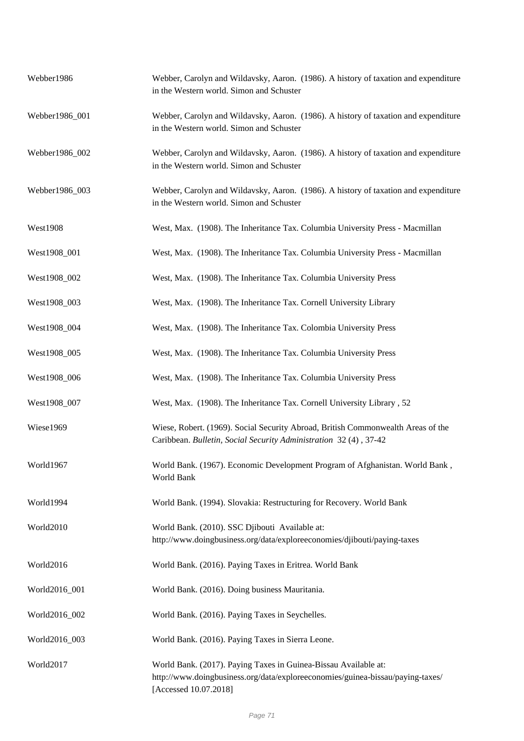| | |
|---|---|
| Webber1986 | Webber, Carolyn and Wildavsky, Aaron. (1986). A history of taxation and expenditure in the Western world. Simon and Schuster |
| Webber1986_001 | Webber, Carolyn and Wildavsky, Aaron. (1986). A history of taxation and expenditure in the Western world. Simon and Schuster |
| Webber1986_002 | Webber, Carolyn and Wildavsky, Aaron. (1986). A history of taxation and expenditure in the Western world. Simon and Schuster |
| Webber1986_003 | Webber, Carolyn and Wildavsky, Aaron. (1986). A history of taxation and expenditure in the Western world. Simon and Schuster |
| West1908 | West, Max. (1908). The Inheritance Tax. Columbia University Press - Macmillan |
| West1908_001 | West, Max. (1908). The Inheritance Tax. Columbia University Press - Macmillan |
| West1908_002 | West, Max. (1908). The Inheritance Tax. Columbia University Press |
| West1908_003 | West, Max. (1908). The Inheritance Tax. Cornell University Library |
| West1908_004 | West, Max. (1908). The Inheritance Tax. Colombia University Press |
| West1908_005 | West, Max. (1908). The Inheritance Tax. Columbia University Press |
| West1908_006 | West, Max. (1908). The Inheritance Tax. Columbia University Press |
| West1908_007 | West, Max. (1908). The Inheritance Tax. Cornell University Library , 52 |
| Wiese1969 | Wiese, Robert. (1969). Social Security Abroad, British Commonwealth Areas of the Caribbean. *Bulletin, Social Security Administration* 32 (4) , 37-42 |
| World1967 | World Bank. (1967). Economic Development Program of Afghanistan. World Bank , World Bank |
| World1994 | World Bank. (1994). Slovakia: Restructuring for Recovery. World Bank |
| World2010 | World Bank. (2010). SSC Djibouti Available at: http://www.doingbusiness.org/data/exploreeconomies/djibouti/paying-taxes |
| World2016 | World Bank. (2016). Paying Taxes in Eritrea. World Bank |
| World2016_001 | World Bank. (2016). Doing business Mauritania. |
| World2016_002 | World Bank. (2016). Paying Taxes in Seychelles. |
| World2016_003 | World Bank. (2016). Paying Taxes in Sierra Leone. |
| World2017 | World Bank. (2017). Paying Taxes in Guinea-Bissau Available at: http://www.doingbusiness.org/data/exploreeconomies/guinea-bissau/paying-taxes/ [Accessed 10.07.2018] |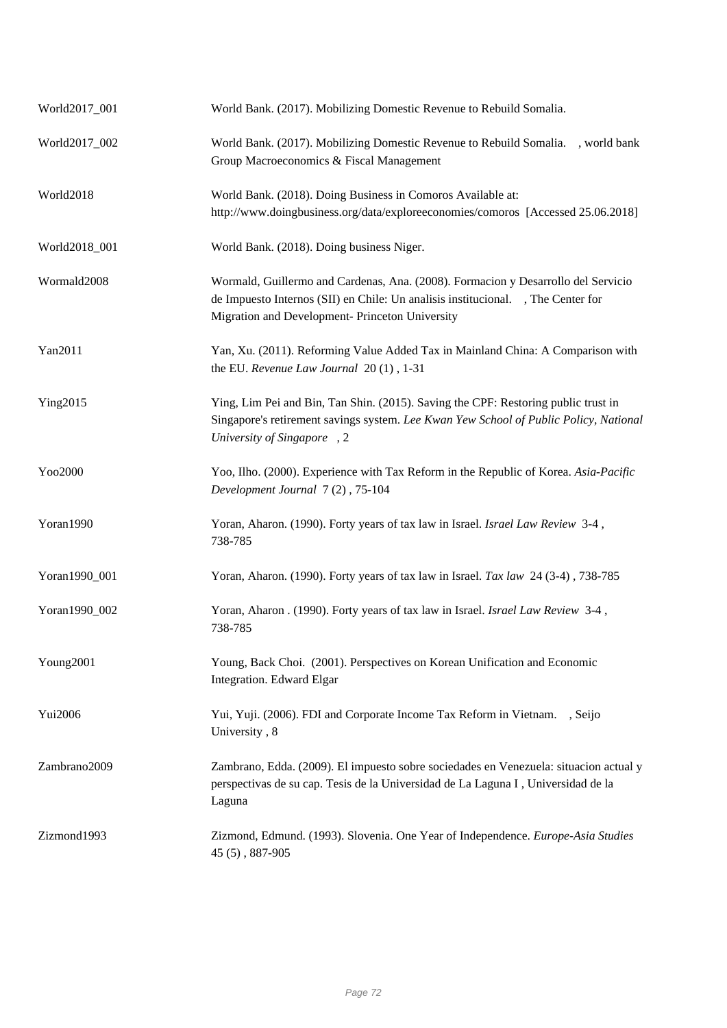| | |
|---|---|
| World2017_001 | World Bank. (2017). Mobilizing Domestic Revenue to Rebuild Somalia. |
| World2017_002 | World Bank. (2017). Mobilizing Domestic Revenue to Rebuild Somalia. , world bank Group Macroeconomics & Fiscal Management |
| World2018 | World Bank. (2018). Doing Business in Comoros Available at: http://www.doingbusiness.org/data/exploreeconomies/comoros [Accessed 25.06.2018] |
| World2018_001 | World Bank. (2018). Doing business Niger. |
| Wormald2008 | Wormald, Guillermo and Cardenas, Ana. (2008). Formacion y Desarrollo del Servicio de Impuesto Internos (SII) en Chile: Un analisis institucional. , The Center for Migration and Development- Princeton University |
| Yan2011 | Yan, Xu. (2011). Reforming Value Added Tax in Mainland China: A Comparison with the EU. *Revenue Law Journal* 20 (1) , 1-31 |
| Ying2015 | Ying, Lim Pei and Bin, Tan Shin. (2015). Saving the CPF: Restoring public trust in Singapore's retirement savings system. *Lee Kwan Yew School of Public Policy, National University of Singapore* , 2 |
| Yoo2000 | Yoo, Ilho. (2000). Experience with Tax Reform in the Republic of Korea. *Asia-Pacific Development Journal* 7 (2) , 75-104 |
| Yoran1990 | Yoran, Aharon. (1990). Forty years of tax law in Israel. *Israel Law Review* 3-4 , 738-785 |
| Yoran1990_001 | Yoran, Aharon. (1990). Forty years of tax law in Israel. *Tax law* 24 (3-4) , 738-785 |
| Yoran1990_002 | Yoran, Aharon . (1990). Forty years of tax law in Israel. *Israel Law Review* 3-4 , 738-785 |
| Young2001 | Young, Back Choi. (2001). Perspectives on Korean Unification and Economic Integration. Edward Elgar |
| Yui2006 | Yui, Yuji. (2006). FDI and Corporate Income Tax Reform in Vietnam. , Seijo University , 8 |
| Zambrano2009 | Zambrano, Edda. (2009). El impuesto sobre sociedades en Venezuela: situacion actual y perspectivas de su cap. Tesis de la Universidad de La Laguna I , Universidad de la Laguna |
| Zizmond1993 | Zizmond, Edmund. (1993). Slovenia. One Year of Independence. *Europe-Asia Studies* 45 (5) , 887-905 |